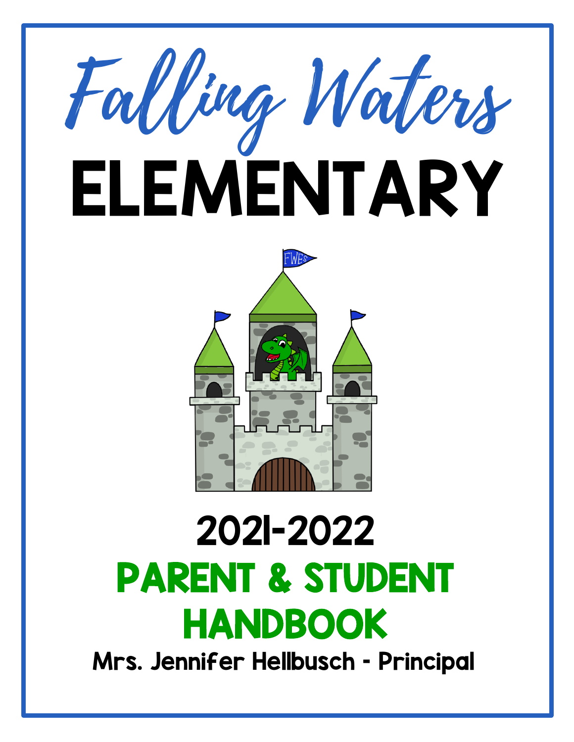# Falling Waters ELEMENTARY

## 2021-2022

## PARENT & STUDENT HANDBOOK

**Mrs. Jennifer Hellbusch - Principal**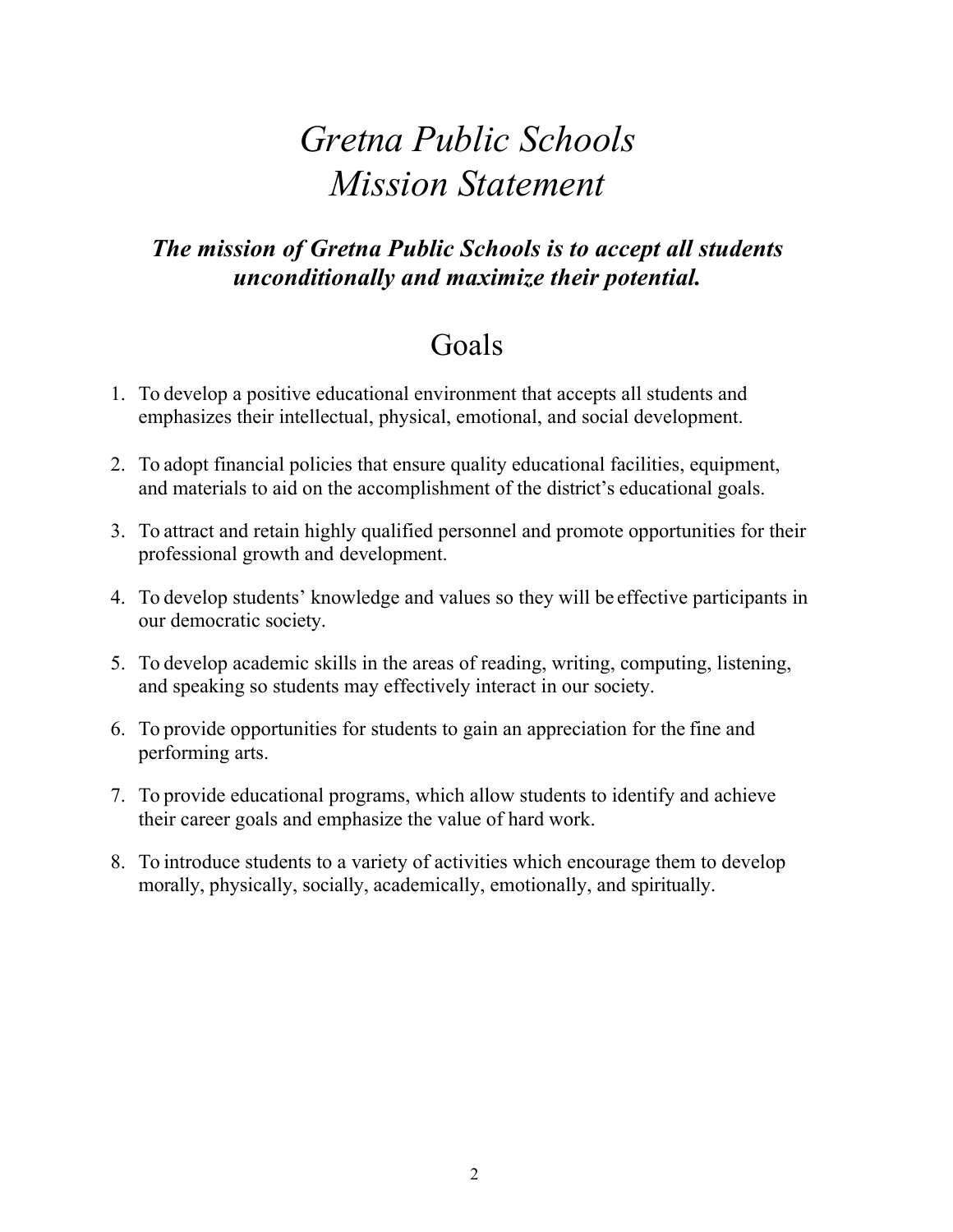# *Gretna Public Schools*
# *Mission Statement*

***The mission of Gretna Public Schools is to accept all students unconditionally and maximize their potential.***

## Goals

1. To develop a positive educational environment that accepts all students and emphasizes their intellectual, physical, emotional, and social development.

2. To adopt financial policies that ensure quality educational facilities, equipment, and materials to aid on the accomplishment of the district's educational goals.

3. To attract and retain highly qualified personnel and promote opportunities for their professional growth and development.

4. To develop students' knowledge and values so they will be effective participants in our democratic society.

5. To develop academic skills in the areas of reading, writing, computing, listening, and speaking so students may effectively interact in our society.

6. To provide opportunities for students to gain an appreciation for the fine and performing arts.

7. To provide educational programs, which allow students to identify and achieve their career goals and emphasize the value of hard work.

8. To introduce students to a variety of activities which encourage them to develop morally, physically, socially, academically, emotionally, and spiritually.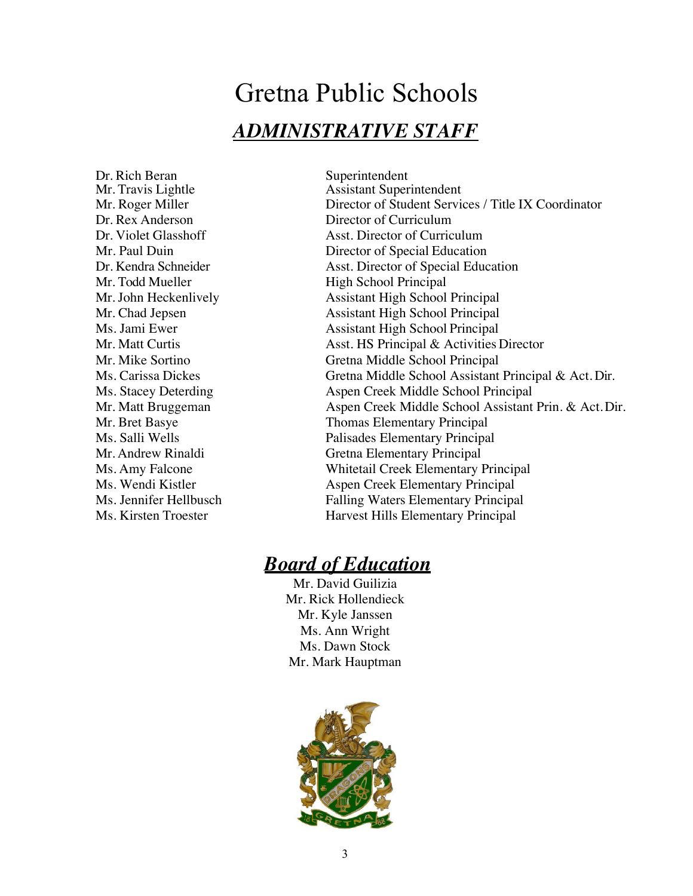# Gretna Public Schools

## *ADMINISTRATIVE STAFF*

| Name | Position |
|---|---|
| Dr. Rich Beran | Superintendent |
| Mr. Travis Lightle | Assistant Superintendent |
| Mr. Roger Miller | Director of Student Services / Title IX Coordinator |
| Dr. Rex Anderson | Director of Curriculum |
| Dr. Violet Glasshoff | Asst. Director of Curriculum |
| Mr. Paul Duin | Director of Special Education |
| Dr. Kendra Schneider | Asst. Director of Special Education |
| Mr. Todd Mueller | High School Principal |
| Mr. John Heckenlively | Assistant High School Principal |
| Mr. Chad Jepsen | Assistant High School Principal |
| Ms. Jami Ewer | Assistant High School Principal |
| Mr. Matt Curtis | Asst. HS Principal & Activities Director |
| Mr. Mike Sortino | Gretna Middle School Principal |
| Ms. Carissa Dickes | Gretna Middle School Assistant Principal & Act. Dir. |
| Ms. Stacey Deterding | Aspen Creek Middle School Principal |
| Mr. Matt Bruggeman | Aspen Creek Middle School Assistant Prin. & Act. Dir. |
| Mr. Bret Basye | Thomas Elementary Principal |
| Ms. Salli Wells | Palisades Elementary Principal |
| Mr. Andrew Rinaldi | Gretna Elementary Principal |
| Ms. Amy Falcone | Whitetail Creek Elementary Principal |
| Ms. Wendi Kistler | Aspen Creek Elementary Principal |
| Ms. Jennifer Hellbusch | Falling Waters Elementary Principal |
| Ms. Kirsten Troester | Harvest Hills Elementary Principal |

## *Board of Education*

Mr. David Guilizia
Mr. Rick Hollendieck
Mr. Kyle Janssen
Ms. Ann Wright
Ms. Dawn Stock
Mr. Mark Hauptman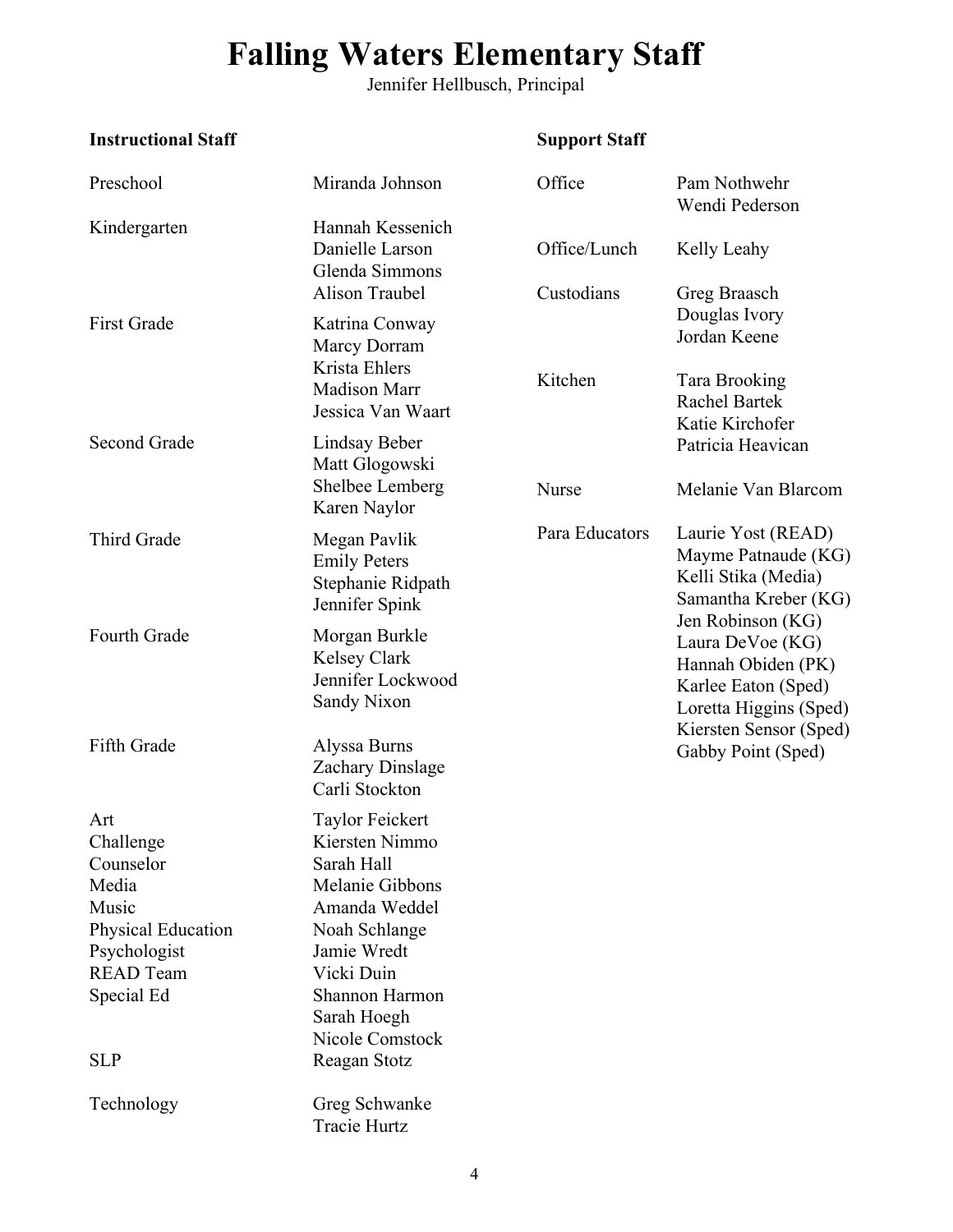# Falling Waters Elementary Staff

Jennifer Hellbusch, Principal

## Instructional Staff

| Position | Name |
|---|---|
| Preschool | Miranda Johnson |
| Kindergarten | Hannah Kessenich<br>Danielle Larson<br>Glenda Simmons<br>Alison Traubel |
| First Grade | Katrina Conway<br>Marcy Dorram<br>Krista Ehlers<br>Madison Marr<br>Jessica Van Waart |
| Second Grade | Lindsay Beber<br>Matt Glogowski<br>Shelbee Lemberg<br>Karen Naylor |
| Third Grade | Megan Pavlik<br>Emily Peters<br>Stephanie Ridpath<br>Jennifer Spink |
| Fourth Grade | Morgan Burkle<br>Kelsey Clark<br>Jennifer Lockwood<br>Sandy Nixon |
| Fifth Grade | Alyssa Burns<br>Zachary Dinslage<br>Carli Stockton |
| Art | Taylor Feickert |
| Challenge | Kiersten Nimmo |
| Counselor | Sarah Hall |
| Media | Melanie Gibbons |
| Music | Amanda Weddel |
| Physical Education | Noah Schlange |
| Psychologist | Jamie Wredt |
| READ Team | Vicki Duin |
| Special Ed | Shannon Harmon<br>Sarah Hoegh<br>Nicole Comstock |
| SLP | Reagan Stotz |
| Technology | Greg Schwanke<br>Tracie Hurtz |

## Support Staff

| Position | Name |
|---|---|
| Office | Pam Nothwehr<br>Wendi Pederson |
| Office/Lunch | Kelly Leahy |
| Custodians | Greg Braasch<br>Douglas Ivory<br>Jordan Keene |
| Kitchen | Tara Brooking<br>Rachel Bartek<br>Katie Kirchofer<br>Patricia Heavican |
| Nurse | Melanie Van Blarcom |
| Para Educators | Laurie Yost (READ)<br>Mayme Patnaude (KG)<br>Kelli Stika (Media)<br>Samantha Kreber (KG)<br>Jen Robinson (KG)<br>Laura DeVoe (KG)<br>Hannah Obiden (PK)<br>Karlee Eaton (Sped)<br>Loretta Higgins (Sped)<br>Kiersten Sensor (Sped)<br>Gabby Point (Sped) |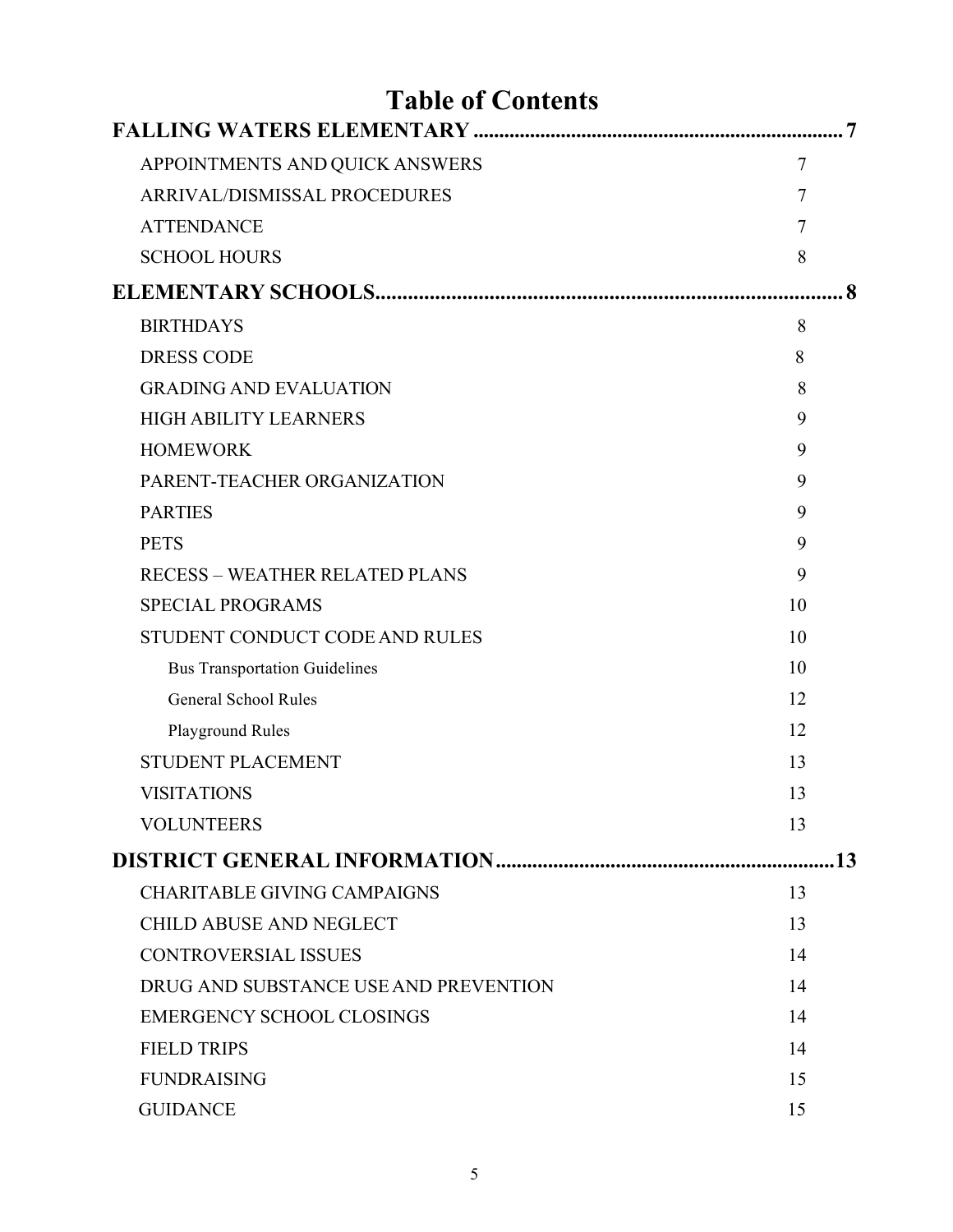# Table of Contents

**FALLING WATERS ELEMENTARY ....................................................................... 7**

- APPOINTMENTS AND QUICK ANSWERS 7
- ARRIVAL/DISMISSAL PROCEDURES 7
- ATTENDANCE 7
- SCHOOL HOURS 8

**ELEMENTARY SCHOOLS...................................................................................... 8**

- BIRTHDAYS 8
- DRESS CODE 8
- GRADING AND EVALUATION 8
- HIGH ABILITY LEARNERS 9
- HOMEWORK 9
- PARENT-TEACHER ORGANIZATION 9
- PARTIES 9
- PETS 9
- RECESS – WEATHER RELATED PLANS 9
- SPECIAL PROGRAMS 10
- STUDENT CONDUCT CODE AND RULES 10
  - Bus Transportation Guidelines 10
  - General School Rules 12
  - Playground Rules 12
- STUDENT PLACEMENT 13
- VISITATIONS 13
- VOLUNTEERS 13

**DISTRICT GENERAL INFORMATION................................................................13**

- CHARITABLE GIVING CAMPAIGNS 13
- CHILD ABUSE AND NEGLECT 13
- CONTROVERSIAL ISSUES 14
- DRUG AND SUBSTANCE USE AND PREVENTION 14
- EMERGENCY SCHOOL CLOSINGS 14
- FIELD TRIPS 14
- FUNDRAISING 15
- GUIDANCE 15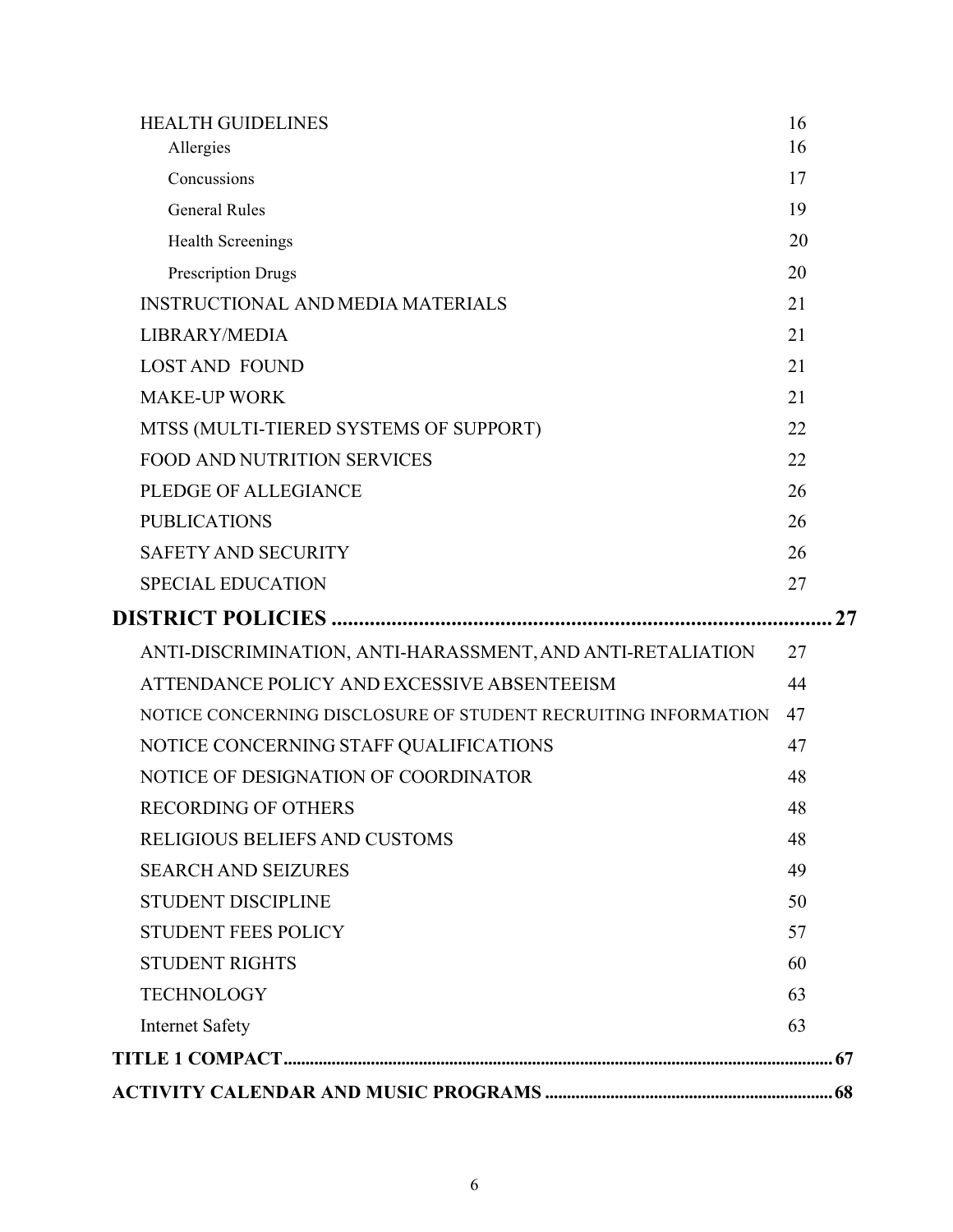| | |
|---|---|
| HEALTH GUIDELINES | 16 |
| Allergies | 16 |
| Concussions | 17 |
| General Rules | 19 |
| Health Screenings | 20 |
| Prescription Drugs | 20 |
| INSTRUCTIONAL AND MEDIA MATERIALS | 21 |
| LIBRARY/MEDIA | 21 |
| LOST AND FOUND | 21 |
| MAKE-UP WORK | 21 |
| MTSS (MULTI-TIERED SYSTEMS OF SUPPORT) | 22 |
| FOOD AND NUTRITION SERVICES | 22 |
| PLEDGE OF ALLEGIANCE | 26 |
| PUBLICATIONS | 26 |
| SAFETY AND SECURITY | 26 |
| SPECIAL EDUCATION | 27 |
| **DISTRICT POLICIES** | **27** |
| ANTI-DISCRIMINATION, ANTI-HARASSMENT, AND ANTI-RETALIATION | 27 |
| ATTENDANCE POLICY AND EXCESSIVE ABSENTEEISM | 44 |
| NOTICE CONCERNING DISCLOSURE OF STUDENT RECRUITING INFORMATION | 47 |
| NOTICE CONCERNING STAFF QUALIFICATIONS | 47 |
| NOTICE OF DESIGNATION OF COORDINATOR | 48 |
| RECORDING OF OTHERS | 48 |
| RELIGIOUS BELIEFS AND CUSTOMS | 48 |
| SEARCH AND SEIZURES | 49 |
| STUDENT DISCIPLINE | 50 |
| STUDENT FEES POLICY | 57 |
| STUDENT RIGHTS | 60 |
| TECHNOLOGY | 63 |
| Internet Safety | 63 |
| **TITLE 1 COMPACT** | **67** |
| **ACTIVITY CALENDAR AND MUSIC PROGRAMS** | **68** |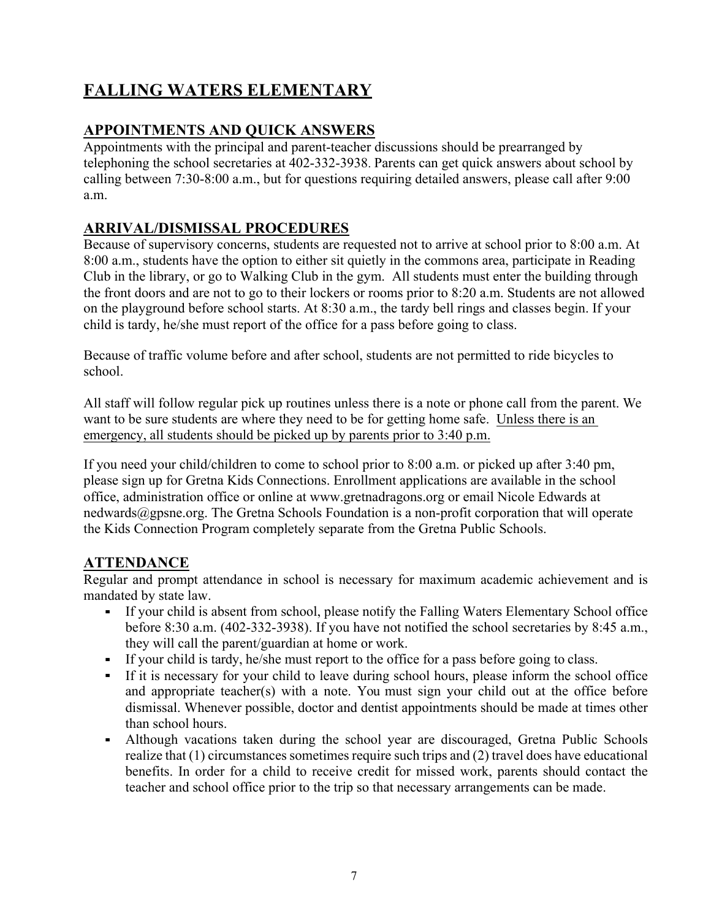# FALLING WATERS ELEMENTARY

## APPOINTMENTS AND QUICK ANSWERS

Appointments with the principal and parent-teacher discussions should be prearranged by telephoning the school secretaries at 402-332-3938. Parents can get quick answers about school by calling between 7:30-8:00 a.m., but for questions requiring detailed answers, please call after 9:00 a.m.

## ARRIVAL/DISMISSAL PROCEDURES

Because of supervisory concerns, students are requested not to arrive at school prior to 8:00 a.m. At 8:00 a.m., students have the option to either sit quietly in the commons area, participate in Reading Club in the library, or go to Walking Club in the gym. All students must enter the building through the front doors and are not to go to their lockers or rooms prior to 8:20 a.m. Students are not allowed on the playground before school starts. At 8:30 a.m., the tardy bell rings and classes begin. If your child is tardy, he/she must report of the office for a pass before going to class.

Because of traffic volume before and after school, students are not permitted to ride bicycles to school.

All staff will follow regular pick up routines unless there is a note or phone call from the parent. We want to be sure students are where they need to be for getting home safe. <u>Unless there is an emergency, all students should be picked up by parents prior to 3:40 p.m.</u>

If you need your child/children to come to school prior to 8:00 a.m. or picked up after 3:40 pm, please sign up for Gretna Kids Connections. Enrollment applications are available in the school office, administration office or online at www.gretnadragons.org or email Nicole Edwards at nedwards@gpsne.org. The Gretna Schools Foundation is a non-profit corporation that will operate the Kids Connection Program completely separate from the Gretna Public Schools.

## ATTENDANCE

Regular and prompt attendance in school is necessary for maximum academic achievement and is mandated by state law.

- If your child is absent from school, please notify the Falling Waters Elementary School office before 8:30 a.m. (402-332-3938). If you have not notified the school secretaries by 8:45 a.m., they will call the parent/guardian at home or work.
- If your child is tardy, he/she must report to the office for a pass before going to class.
- If it is necessary for your child to leave during school hours, please inform the school office and appropriate teacher(s) with a note. You must sign your child out at the office before dismissal. Whenever possible, doctor and dentist appointments should be made at times other than school hours.
- Although vacations taken during the school year are discouraged, Gretna Public Schools realize that (1) circumstances sometimes require such trips and (2) travel does have educational benefits. In order for a child to receive credit for missed work, parents should contact the teacher and school office prior to the trip so that necessary arrangements can be made.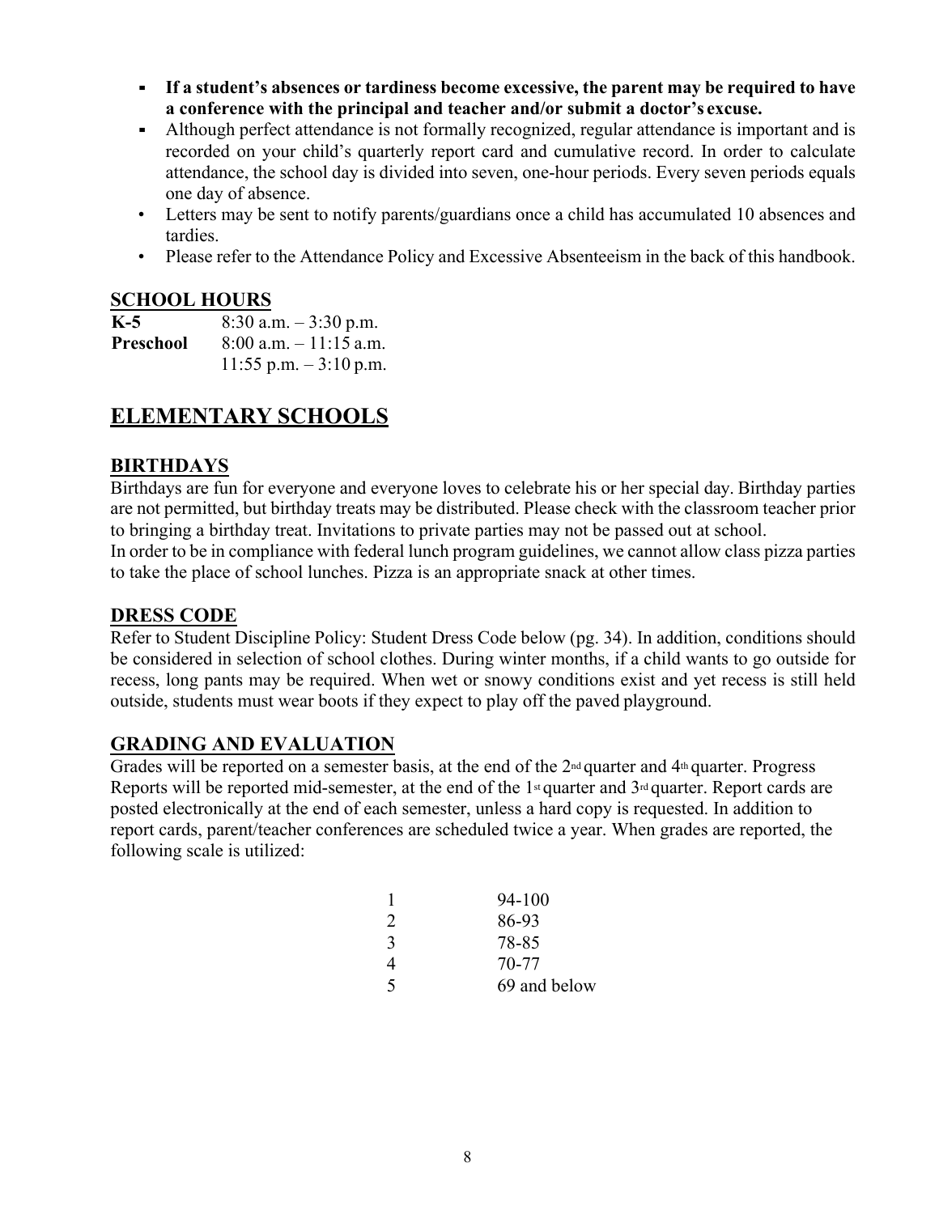- **If a student's absences or tardiness become excessive, the parent may be required to have a conference with the principal and teacher and/or submit a doctor's excuse.**
- Although perfect attendance is not formally recognized, regular attendance is important and is recorded on your child's quarterly report card and cumulative record. In order to calculate attendance, the school day is divided into seven, one-hour periods. Every seven periods equals one day of absence.
- Letters may be sent to notify parents/guardians once a child has accumulated 10 absences and tardies.
- Please refer to the Attendance Policy and Excessive Absenteeism in the back of this handbook.

## SCHOOL HOURS

| | |
|---|---|
| **K-5** | 8:30 a.m. – 3:30 p.m. |
| **Preschool** | 8:00 a.m. – 11:15 a.m. |
| | 11:55 p.m. – 3:10 p.m. |

# ELEMENTARY SCHOOLS

## BIRTHDAYS

Birthdays are fun for everyone and everyone loves to celebrate his or her special day. Birthday parties are not permitted, but birthday treats may be distributed. Please check with the classroom teacher prior to bringing a birthday treat. Invitations to private parties may not be passed out at school.
In order to be in compliance with federal lunch program guidelines, we cannot allow class pizza parties to take the place of school lunches. Pizza is an appropriate snack at other times.

## DRESS CODE

Refer to Student Discipline Policy: Student Dress Code below (pg. 34). In addition, conditions should be considered in selection of school clothes. During winter months, if a child wants to go outside for recess, long pants may be required. When wet or snowy conditions exist and yet recess is still held outside, students must wear boots if they expect to play off the paved playground.

## GRADING AND EVALUATION

Grades will be reported on a semester basis, at the end of the 2nd quarter and 4th quarter. Progress Reports will be reported mid-semester, at the end of the 1st quarter and 3rd quarter. Report cards are posted electronically at the end of each semester, unless a hard copy is requested. In addition to report cards, parent/teacher conferences are scheduled twice a year. When grades are reported, the following scale is utilized:

| | |
|---|---|
| 1 | 94-100 |
| 2 | 86-93 |
| 3 | 78-85 |
| 4 | 70-77 |
| 5 | 69 and below |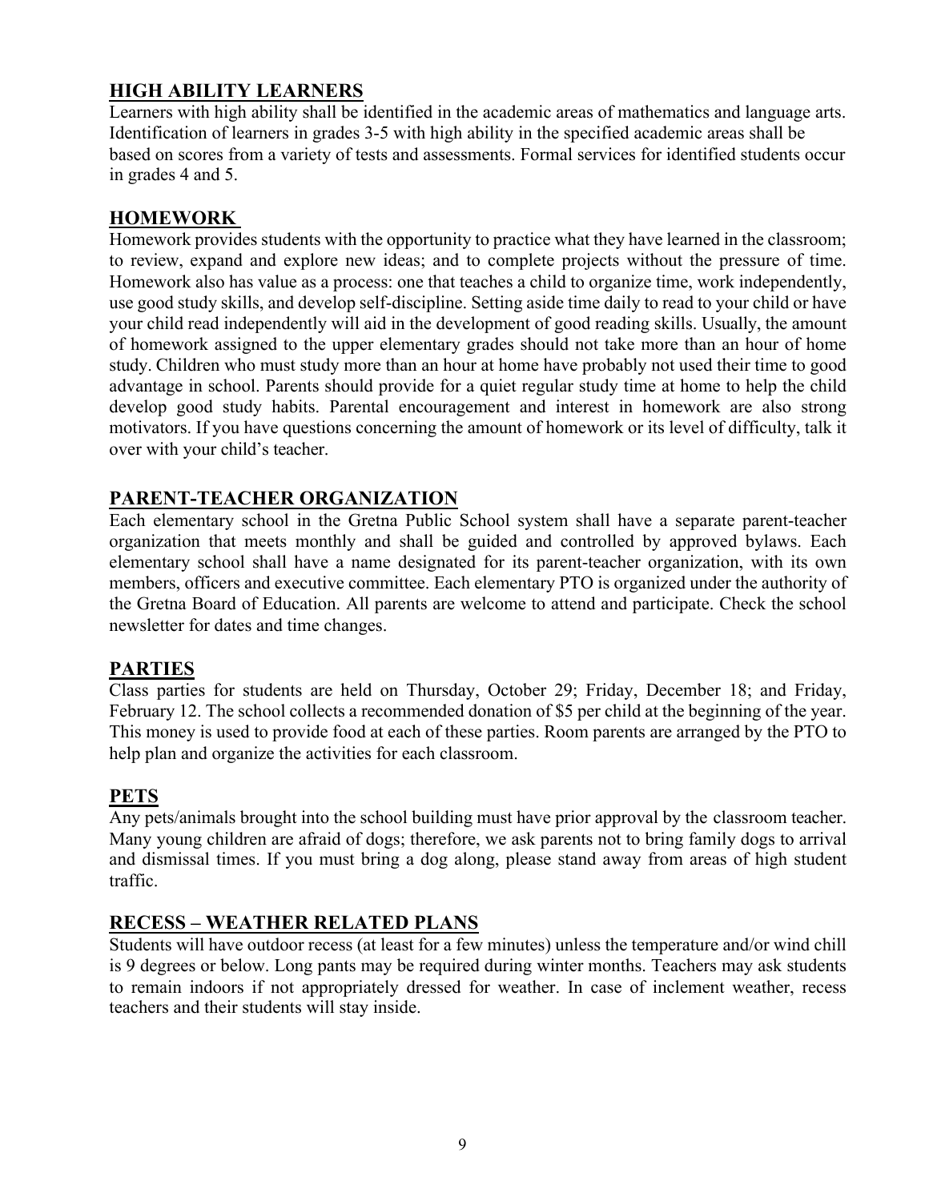## HIGH ABILITY LEARNERS

Learners with high ability shall be identified in the academic areas of mathematics and language arts. Identification of learners in grades 3-5 with high ability in the specified academic areas shall be based on scores from a variety of tests and assessments. Formal services for identified students occur in grades 4 and 5.

## HOMEWORK

Homework provides students with the opportunity to practice what they have learned in the classroom; to review, expand and explore new ideas; and to complete projects without the pressure of time. Homework also has value as a process: one that teaches a child to organize time, work independently, use good study skills, and develop self-discipline. Setting aside time daily to read to your child or have your child read independently will aid in the development of good reading skills. Usually, the amount of homework assigned to the upper elementary grades should not take more than an hour of home study. Children who must study more than an hour at home have probably not used their time to good advantage in school. Parents should provide for a quiet regular study time at home to help the child develop good study habits. Parental encouragement and interest in homework are also strong motivators. If you have questions concerning the amount of homework or its level of difficulty, talk it over with your child's teacher.

## PARENT-TEACHER ORGANIZATION

Each elementary school in the Gretna Public School system shall have a separate parent-teacher organization that meets monthly and shall be guided and controlled by approved bylaws. Each elementary school shall have a name designated for its parent-teacher organization, with its own members, officers and executive committee. Each elementary PTO is organized under the authority of the Gretna Board of Education. All parents are welcome to attend and participate. Check the school newsletter for dates and time changes.

## PARTIES

Class parties for students are held on Thursday, October 29; Friday, December 18; and Friday, February 12. The school collects a recommended donation of $5 per child at the beginning of the year. This money is used to provide food at each of these parties. Room parents are arranged by the PTO to help plan and organize the activities for each classroom.

## PETS

Any pets/animals brought into the school building must have prior approval by the classroom teacher. Many young children are afraid of dogs; therefore, we ask parents not to bring family dogs to arrival and dismissal times. If you must bring a dog along, please stand away from areas of high student traffic.

## RECESS – WEATHER RELATED PLANS

Students will have outdoor recess (at least for a few minutes) unless the temperature and/or wind chill is 9 degrees or below. Long pants may be required during winter months. Teachers may ask students to remain indoors if not appropriately dressed for weather. In case of inclement weather, recess teachers and their students will stay inside.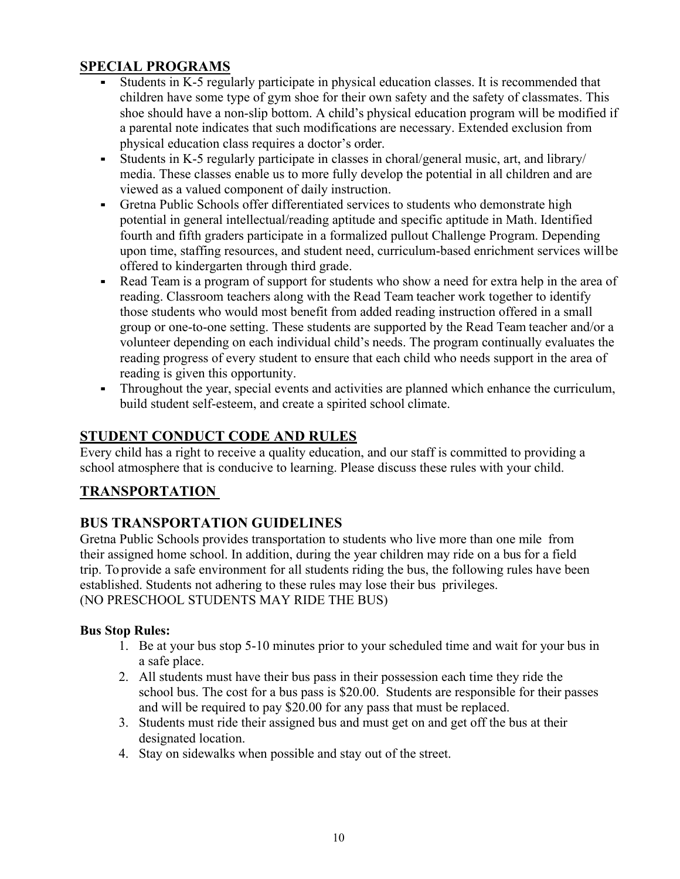## SPECIAL PROGRAMS

- Students in K-5 regularly participate in physical education classes. It is recommended that children have some type of gym shoe for their own safety and the safety of classmates. This shoe should have a non-slip bottom. A child's physical education program will be modified if a parental note indicates that such modifications are necessary. Extended exclusion from physical education class requires a doctor's order.
- Students in K-5 regularly participate in classes in choral/general music, art, and library/ media. These classes enable us to more fully develop the potential in all children and are viewed as a valued component of daily instruction.
- Gretna Public Schools offer differentiated services to students who demonstrate high potential in general intellectual/reading aptitude and specific aptitude in Math. Identified fourth and fifth graders participate in a formalized pullout Challenge Program. Depending upon time, staffing resources, and student need, curriculum-based enrichment services will be offered to kindergarten through third grade.
- Read Team is a program of support for students who show a need for extra help in the area of reading. Classroom teachers along with the Read Team teacher work together to identify those students who would most benefit from added reading instruction offered in a small group or one-to-one setting. These students are supported by the Read Team teacher and/or a volunteer depending on each individual child's needs. The program continually evaluates the reading progress of every student to ensure that each child who needs support in the area of reading is given this opportunity.
- Throughout the year, special events and activities are planned which enhance the curriculum, build student self-esteem, and create a spirited school climate.

## STUDENT CONDUCT CODE AND RULES

Every child has a right to receive a quality education, and our staff is committed to providing a school atmosphere that is conducive to learning. Please discuss these rules with your child.

## TRANSPORTATION

## BUS TRANSPORTATION GUIDELINES

Gretna Public Schools provides transportation to students who live more than one mile from their assigned home school. In addition, during the year children may ride on a bus for a field trip. To provide a safe environment for all students riding the bus, the following rules have been established. Students not adhering to these rules may lose their bus privileges.
(NO PRESCHOOL STUDENTS MAY RIDE THE BUS)

**Bus Stop Rules:**

1. Be at your bus stop 5-10 minutes prior to your scheduled time and wait for your bus in a safe place.
2. All students must have their bus pass in their possession each time they ride the school bus. The cost for a bus pass is $20.00. Students are responsible for their passes and will be required to pay $20.00 for any pass that must be replaced.
3. Students must ride their assigned bus and must get on and get off the bus at their designated location.
4. Stay on sidewalks when possible and stay out of the street.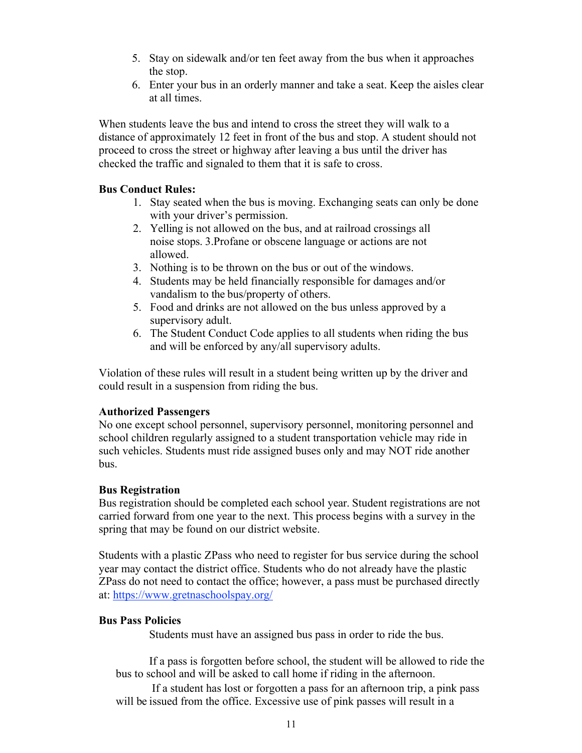5. Stay on sidewalk and/or ten feet away from the bus when it approaches the stop.
6. Enter your bus in an orderly manner and take a seat. Keep the aisles clear at all times.

When students leave the bus and intend to cross the street they will walk to a distance of approximately 12 feet in front of the bus and stop. A student should not proceed to cross the street or highway after leaving a bus until the driver has checked the traffic and signaled to them that it is safe to cross.

**Bus Conduct Rules:**

1. Stay seated when the bus is moving. Exchanging seats can only be done with your driver's permission.
2. Yelling is not allowed on the bus, and at railroad crossings all noise stops. 3.Profane or obscene language or actions are not allowed.
3. Nothing is to be thrown on the bus or out of the windows.
4. Students may be held financially responsible for damages and/or vandalism to the bus/property of others.
5. Food and drinks are not allowed on the bus unless approved by a supervisory adult.
6. The Student Conduct Code applies to all students when riding the bus and will be enforced by any/all supervisory adults.

Violation of these rules will result in a student being written up by the driver and could result in a suspension from riding the bus.

**Authorized Passengers**

No one except school personnel, supervisory personnel, monitoring personnel and school children regularly assigned to a student transportation vehicle may ride in such vehicles. Students must ride assigned buses only and may NOT ride another bus.

**Bus Registration**

Bus registration should be completed each school year. Student registrations are not carried forward from one year to the next. This process begins with a survey in the spring that may be found on our district website.

Students with a plastic ZPass who need to register for bus service during the school year may contact the district office. Students who do not already have the plastic ZPass do not need to contact the office; however, a pass must be purchased directly at: [https://www.gretnaschoolspay.org/](https://www.gretnaschoolspay.org/)

**Bus Pass Policies**

Students must have an assigned bus pass in order to ride the bus.

If a pass is forgotten before school, the student will be allowed to ride the bus to school and will be asked to call home if riding in the afternoon.

If a student has lost or forgotten a pass for an afternoon trip, a pink pass will be issued from the office. Excessive use of pink passes will result in a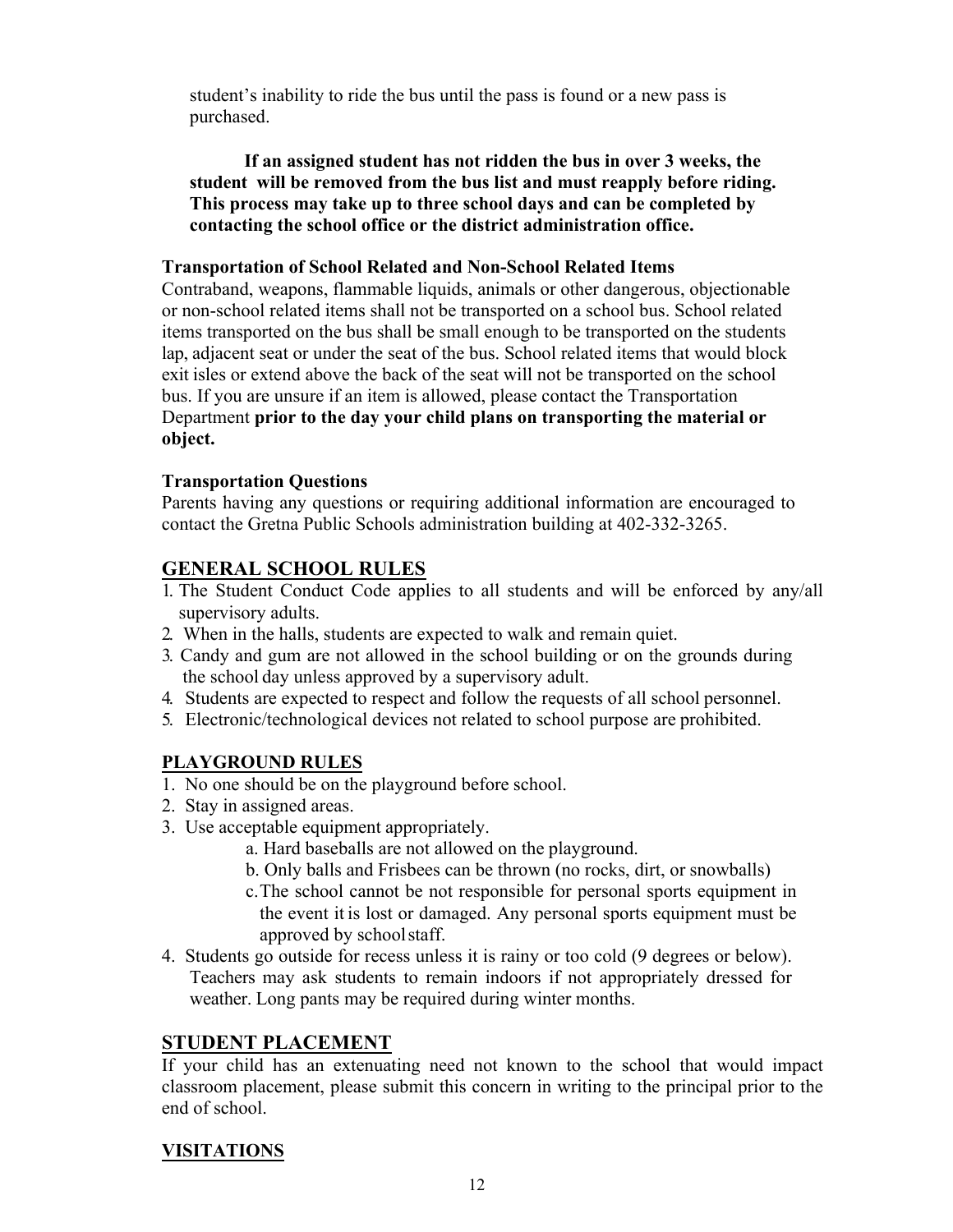student's inability to ride the bus until the pass is found or a new pass is purchased.

**If an assigned student has not ridden the bus in over 3 weeks, the student will be removed from the bus list and must reapply before riding. This process may take up to three school days and can be completed by contacting the school office or the district administration office.**

**Transportation of School Related and Non-School Related Items**

Contraband, weapons, flammable liquids, animals or other dangerous, objectionable or non-school related items shall not be transported on a school bus. School related items transported on the bus shall be small enough to be transported on the students lap, adjacent seat or under the seat of the bus. School related items that would block exit isles or extend above the back of the seat will not be transported on the school bus. If you are unsure if an item is allowed, please contact the Transportation Department **prior to the day your child plans on transporting the material or object.**

**Transportation Questions**

Parents having any questions or requiring additional information are encouraged to contact the Gretna Public Schools administration building at 402-332-3265.

## GENERAL SCHOOL RULES

1. The Student Conduct Code applies to all students and will be enforced by any/all supervisory adults.
2. When in the halls, students are expected to walk and remain quiet.
3. Candy and gum are not allowed in the school building or on the grounds during the school day unless approved by a supervisory adult.
4. Students are expected to respect and follow the requests of all school personnel.
5. Electronic/technological devices not related to school purpose are prohibited.

## PLAYGROUND RULES

1. No one should be on the playground before school.
2. Stay in assigned areas.
3. Use acceptable equipment appropriately.
   a. Hard baseballs are not allowed on the playground.
   b. Only balls and Frisbees can be thrown (no rocks, dirt, or snowballs)
   c. The school cannot be not responsible for personal sports equipment in the event it is lost or damaged. Any personal sports equipment must be approved by school staff.
4. Students go outside for recess unless it is rainy or too cold (9 degrees or below). Teachers may ask students to remain indoors if not appropriately dressed for weather. Long pants may be required during winter months.

## STUDENT PLACEMENT

If your child has an extenuating need not known to the school that would impact classroom placement, please submit this concern in writing to the principal prior to the end of school.

## VISITATIONS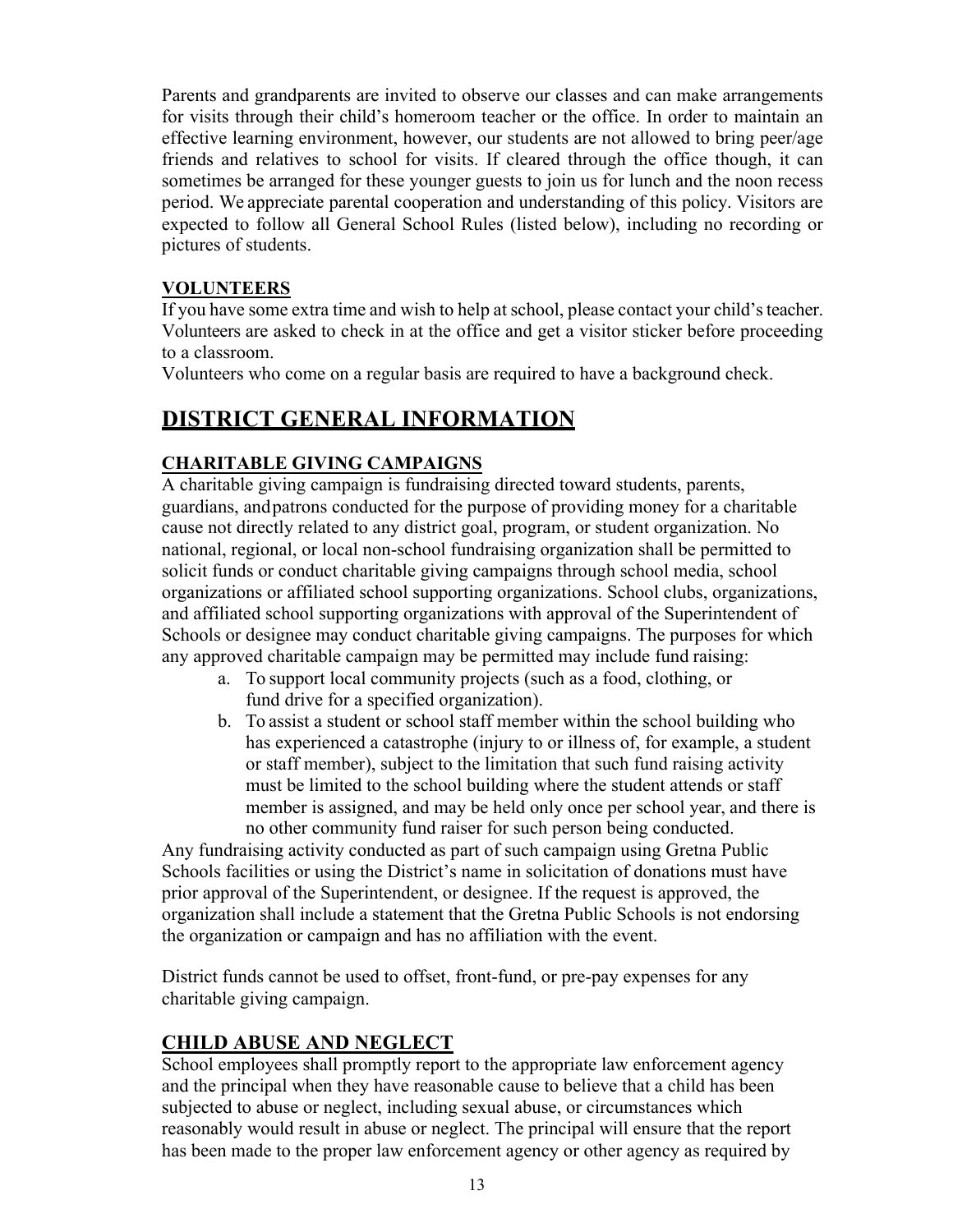Parents and grandparents are invited to observe our classes and can make arrangements for visits through their child's homeroom teacher or the office. In order to maintain an effective learning environment, however, our students are not allowed to bring peer/age friends and relatives to school for visits. If cleared through the office though, it can sometimes be arranged for these younger guests to join us for lunch and the noon recess period. We appreciate parental cooperation and understanding of this policy. Visitors are expected to follow all General School Rules (listed below), including no recording or pictures of students.

### VOLUNTEERS

If you have some extra time and wish to help at school, please contact your child's teacher. Volunteers are asked to check in at the office and get a visitor sticker before proceeding to a classroom.

Volunteers who come on a regular basis are required to have a background check.

## DISTRICT GENERAL INFORMATION

### CHARITABLE GIVING CAMPAIGNS

A charitable giving campaign is fundraising directed toward students, parents, guardians, and patrons conducted for the purpose of providing money for a charitable cause not directly related to any district goal, program, or student organization. No national, regional, or local non-school fundraising organization shall be permitted to solicit funds or conduct charitable giving campaigns through school media, school organizations or affiliated school supporting organizations. School clubs, organizations, and affiliated school supporting organizations with approval of the Superintendent of Schools or designee may conduct charitable giving campaigns. The purposes for which any approved charitable campaign may be permitted may include fund raising:

a. To support local community projects (such as a food, clothing, or fund drive for a specified organization).
b. To assist a student or school staff member within the school building who has experienced a catastrophe (injury to or illness of, for example, a student or staff member), subject to the limitation that such fund raising activity must be limited to the school building where the student attends or staff member is assigned, and may be held only once per school year, and there is no other community fund raiser for such person being conducted.

Any fundraising activity conducted as part of such campaign using Gretna Public Schools facilities or using the District's name in solicitation of donations must have prior approval of the Superintendent, or designee. If the request is approved, the organization shall include a statement that the Gretna Public Schools is not endorsing the organization or campaign and has no affiliation with the event.

District funds cannot be used to offset, front-fund, or pre-pay expenses for any charitable giving campaign.

### CHILD ABUSE AND NEGLECT

School employees shall promptly report to the appropriate law enforcement agency and the principal when they have reasonable cause to believe that a child has been subjected to abuse or neglect, including sexual abuse, or circumstances which reasonably would result in abuse or neglect. The principal will ensure that the report has been made to the proper law enforcement agency or other agency as required by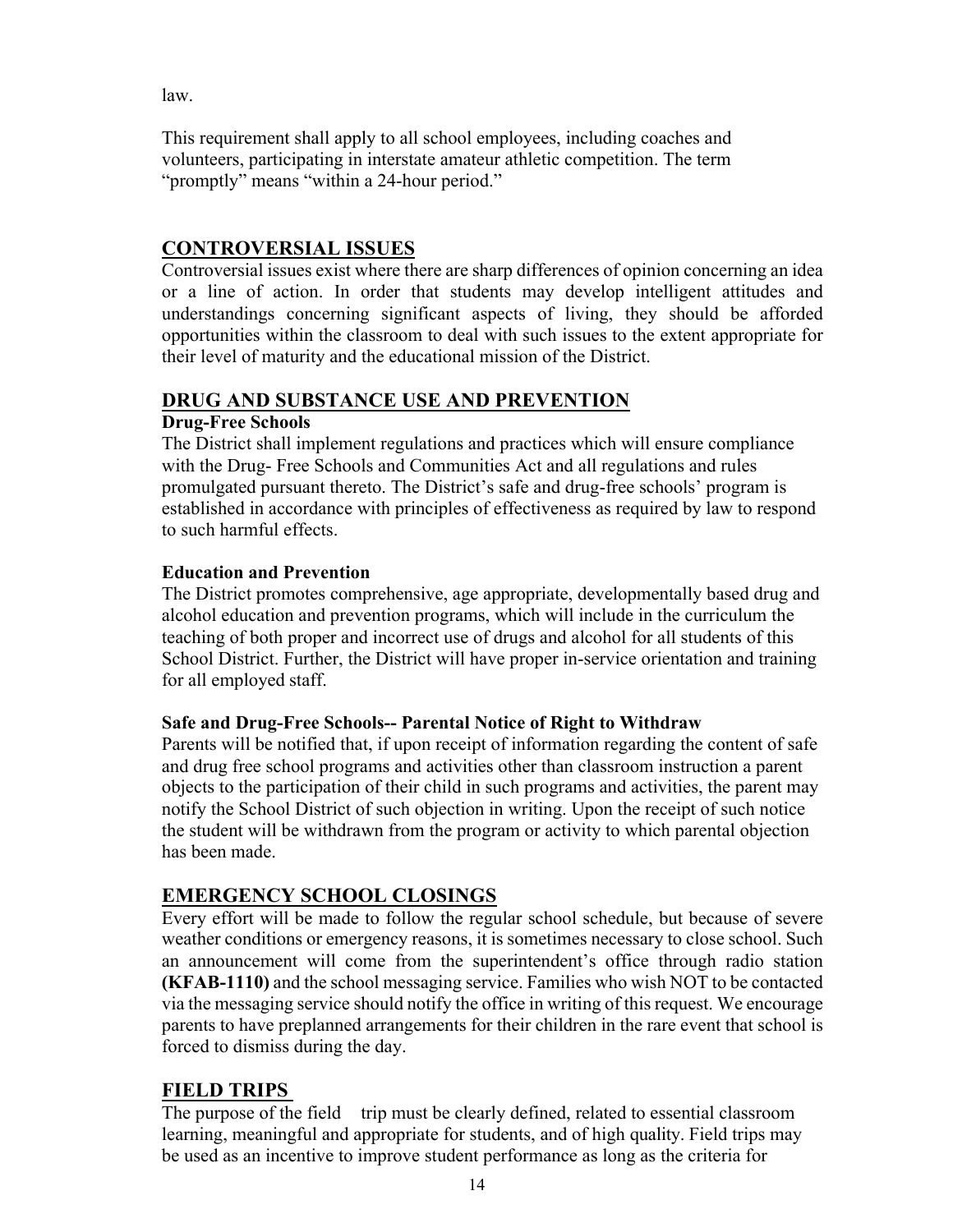law.

This requirement shall apply to all school employees, including coaches and volunteers, participating in interstate amateur athletic competition. The term "promptly" means "within a 24-hour period."

## CONTROVERSIAL ISSUES

Controversial issues exist where there are sharp differences of opinion concerning an idea or a line of action. In order that students may develop intelligent attitudes and understandings concerning significant aspects of living, they should be afforded opportunities within the classroom to deal with such issues to the extent appropriate for their level of maturity and the educational mission of the District.

## DRUG AND SUBSTANCE USE AND PREVENTION

### Drug-Free Schools

The District shall implement regulations and practices which will ensure compliance with the Drug- Free Schools and Communities Act and all regulations and rules promulgated pursuant thereto. The District's safe and drug-free schools' program is established in accordance with principles of effectiveness as required by law to respond to such harmful effects.

### Education and Prevention

The District promotes comprehensive, age appropriate, developmentally based drug and alcohol education and prevention programs, which will include in the curriculum the teaching of both proper and incorrect use of drugs and alcohol for all students of this School District. Further, the District will have proper in-service orientation and training for all employed staff.

### Safe and Drug-Free Schools-- Parental Notice of Right to Withdraw

Parents will be notified that, if upon receipt of information regarding the content of safe and drug free school programs and activities other than classroom instruction a parent objects to the participation of their child in such programs and activities, the parent may notify the School District of such objection in writing. Upon the receipt of such notice the student will be withdrawn from the program or activity to which parental objection has been made.

## EMERGENCY SCHOOL CLOSINGS

Every effort will be made to follow the regular school schedule, but because of severe weather conditions or emergency reasons, it is sometimes necessary to close school. Such an announcement will come from the superintendent's office through radio station **(KFAB-1110)** and the school messaging service. Families who wish NOT to be contacted via the messaging service should notify the office in writing of this request. We encourage parents to have preplanned arrangements for their children in the rare event that school is forced to dismiss during the day.

## FIELD TRIPS

The purpose of the field trip must be clearly defined, related to essential classroom learning, meaningful and appropriate for students, and of high quality. Field trips may be used as an incentive to improve student performance as long as the criteria for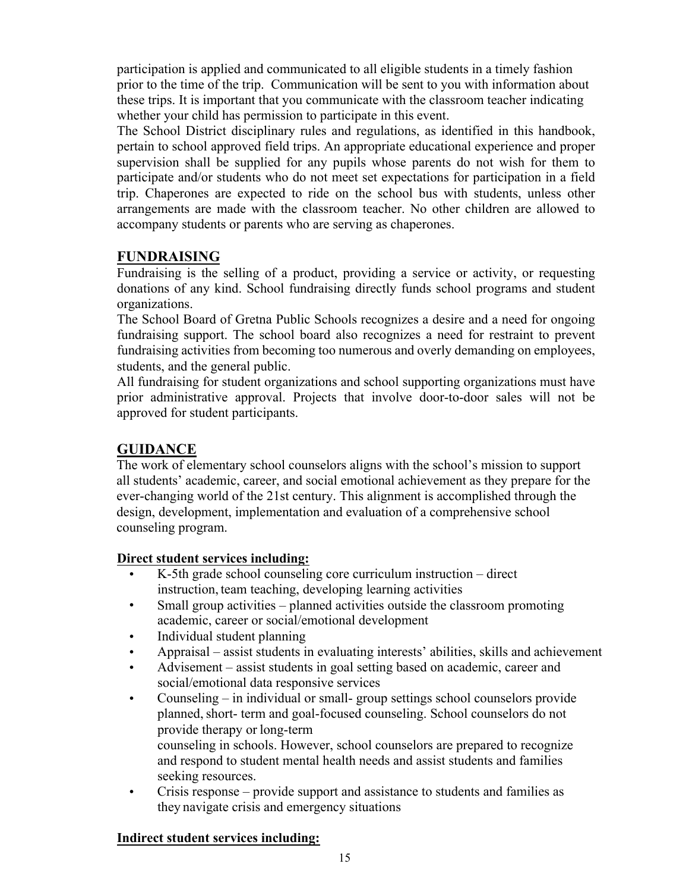participation is applied and communicated to all eligible students in a timely fashion prior to the time of the trip. Communication will be sent to you with information about these trips. It is important that you communicate with the classroom teacher indicating whether your child has permission to participate in this event.

The School District disciplinary rules and regulations, as identified in this handbook, pertain to school approved field trips. An appropriate educational experience and proper supervision shall be supplied for any pupils whose parents do not wish for them to participate and/or students who do not meet set expectations for participation in a field trip. Chaperones are expected to ride on the school bus with students, unless other arrangements are made with the classroom teacher. No other children are allowed to accompany students or parents who are serving as chaperones.

## FUNDRAISING

Fundraising is the selling of a product, providing a service or activity, or requesting donations of any kind. School fundraising directly funds school programs and student organizations.

The School Board of Gretna Public Schools recognizes a desire and a need for ongoing fundraising support. The school board also recognizes a need for restraint to prevent fundraising activities from becoming too numerous and overly demanding on employees, students, and the general public.

All fundraising for student organizations and school supporting organizations must have prior administrative approval. Projects that involve door-to-door sales will not be approved for student participants.

## GUIDANCE

The work of elementary school counselors aligns with the school's mission to support all students' academic, career, and social emotional achievement as they prepare for the ever-changing world of the 21st century. This alignment is accomplished through the design, development, implementation and evaluation of a comprehensive school counseling program.

**Direct student services including:**

- K-5th grade school counseling core curriculum instruction – direct instruction, team teaching, developing learning activities
- Small group activities – planned activities outside the classroom promoting academic, career or social/emotional development
- Individual student planning
- Appraisal – assist students in evaluating interests' abilities, skills and achievement
- Advisement – assist students in goal setting based on academic, career and social/emotional data responsive services
- Counseling – in individual or small- group settings school counselors provide planned, short- term and goal-focused counseling. School counselors do not provide therapy or long-term counseling in schools. However, school counselors are prepared to recognize and respond to student mental health needs and assist students and families seeking resources.
- Crisis response – provide support and assistance to students and families as they navigate crisis and emergency situations

**Indirect student services including:**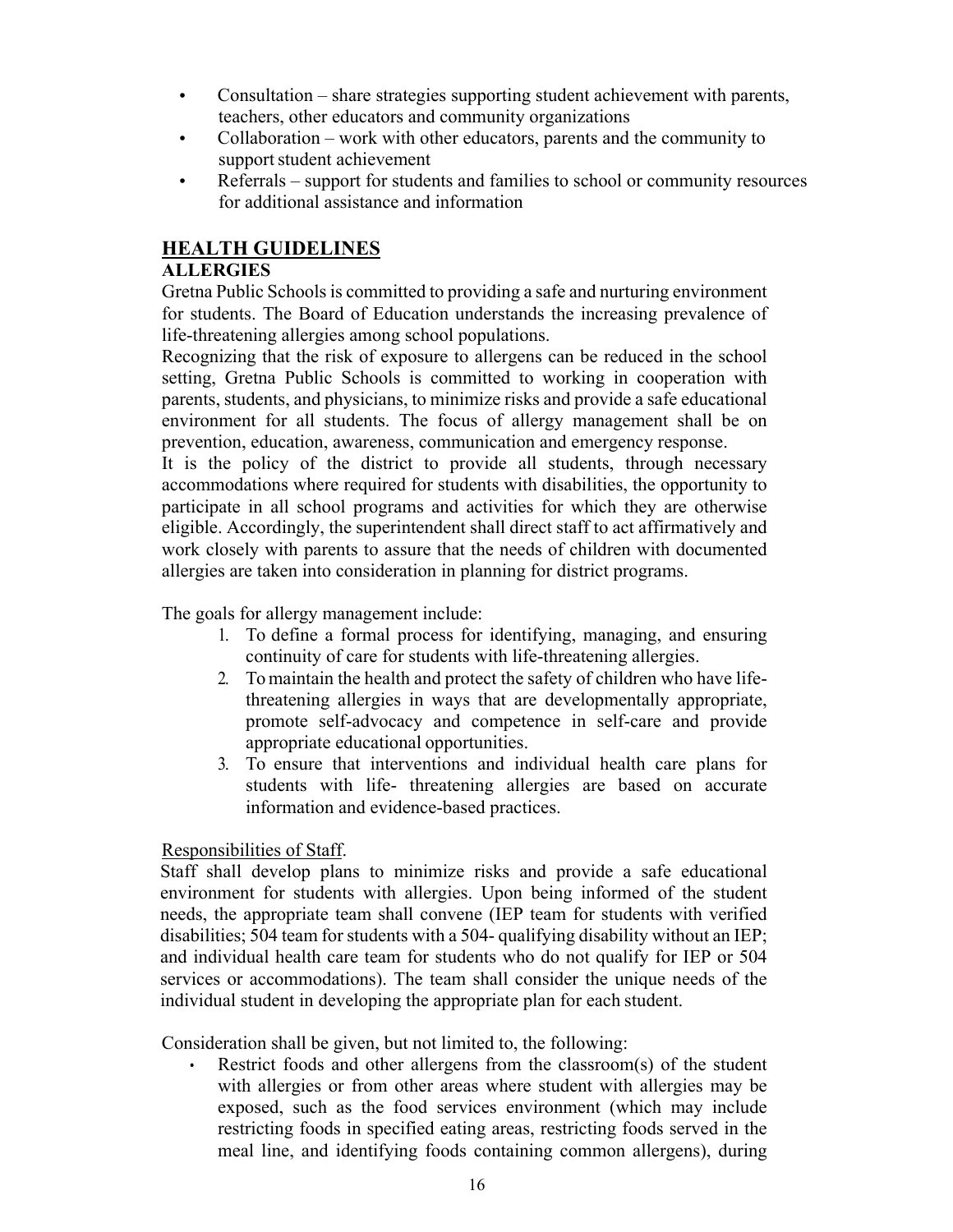- Consultation – share strategies supporting student achievement with parents, teachers, other educators and community organizations
- Collaboration – work with other educators, parents and the community to support student achievement
- Referrals – support for students and families to school or community resources for additional assistance and information

## HEALTH GUIDELINES

### ALLERGIES

Gretna Public Schools is committed to providing a safe and nurturing environment for students. The Board of Education understands the increasing prevalence of life-threatening allergies among school populations.

Recognizing that the risk of exposure to allergens can be reduced in the school setting, Gretna Public Schools is committed to working in cooperation with parents, students, and physicians, to minimize risks and provide a safe educational environment for all students. The focus of allergy management shall be on prevention, education, awareness, communication and emergency response.

It is the policy of the district to provide all students, through necessary accommodations where required for students with disabilities, the opportunity to participate in all school programs and activities for which they are otherwise eligible. Accordingly, the superintendent shall direct staff to act affirmatively and work closely with parents to assure that the needs of children with documented allergies are taken into consideration in planning for district programs.

The goals for allergy management include:

1. To define a formal process for identifying, managing, and ensuring continuity of care for students with life-threatening allergies.
2. To maintain the health and protect the safety of children who have life-threatening allergies in ways that are developmentally appropriate, promote self-advocacy and competence in self-care and provide appropriate educational opportunities.
3. To ensure that interventions and individual health care plans for students with life- threatening allergies are based on accurate information and evidence-based practices.

Responsibilities of Staff.

Staff shall develop plans to minimize risks and provide a safe educational environment for students with allergies. Upon being informed of the student needs, the appropriate team shall convene (IEP team for students with verified disabilities; 504 team for students with a 504- qualifying disability without an IEP; and individual health care team for students who do not qualify for IEP or 504 services or accommodations). The team shall consider the unique needs of the individual student in developing the appropriate plan for each student.

Consideration shall be given, but not limited to, the following:

- Restrict foods and other allergens from the classroom(s) of the student with allergies or from other areas where student with allergies may be exposed, such as the food services environment (which may include restricting foods in specified eating areas, restricting foods served in the meal line, and identifying foods containing common allergens), during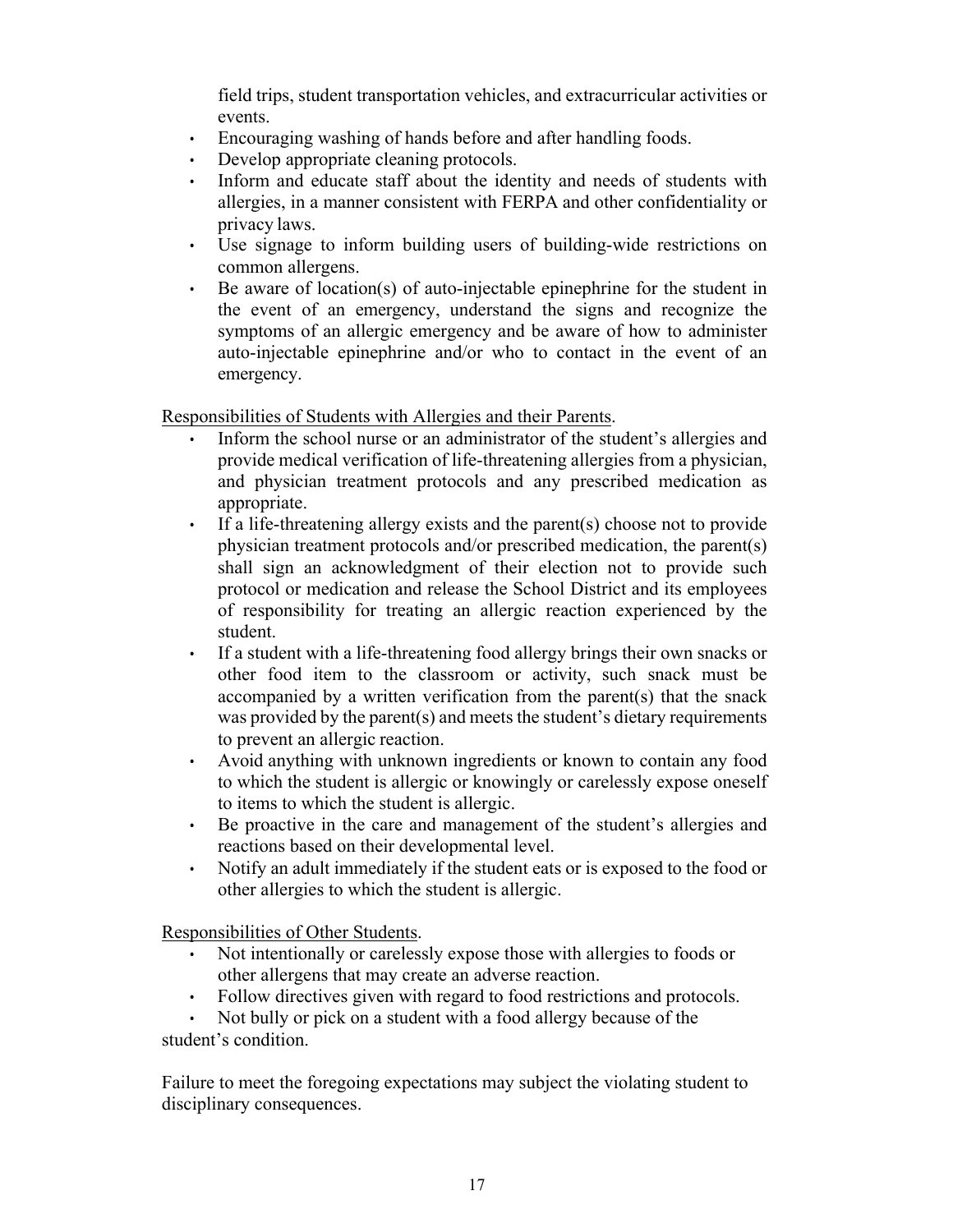field trips, student transportation vehicles, and extracurricular activities or events.

- Encouraging washing of hands before and after handling foods.
- Develop appropriate cleaning protocols.
- Inform and educate staff about the identity and needs of students with allergies, in a manner consistent with FERPA and other confidentiality or privacy laws.
- Use signage to inform building users of building-wide restrictions on common allergens.
- Be aware of location(s) of auto-injectable epinephrine for the student in the event of an emergency, understand the signs and recognize the symptoms of an allergic emergency and be aware of how to administer auto-injectable epinephrine and/or who to contact in the event of an emergency.

<u>Responsibilities of Students with Allergies and their Parents</u>.

- Inform the school nurse or an administrator of the student's allergies and provide medical verification of life-threatening allergies from a physician, and physician treatment protocols and any prescribed medication as appropriate.
- If a life-threatening allergy exists and the parent(s) choose not to provide physician treatment protocols and/or prescribed medication, the parent(s) shall sign an acknowledgment of their election not to provide such protocol or medication and release the School District and its employees of responsibility for treating an allergic reaction experienced by the student.
- If a student with a life-threatening food allergy brings their own snacks or other food item to the classroom or activity, such snack must be accompanied by a written verification from the parent(s) that the snack was provided by the parent(s) and meets the student's dietary requirements to prevent an allergic reaction.
- Avoid anything with unknown ingredients or known to contain any food to which the student is allergic or knowingly or carelessly expose oneself to items to which the student is allergic.
- Be proactive in the care and management of the student's allergies and reactions based on their developmental level.
- Notify an adult immediately if the student eats or is exposed to the food or other allergies to which the student is allergic.

<u>Responsibilities of Other Students</u>.

- Not intentionally or carelessly expose those with allergies to foods or other allergens that may create an adverse reaction.
- Follow directives given with regard to food restrictions and protocols.
- Not bully or pick on a student with a food allergy because of the student's condition.

Failure to meet the foregoing expectations may subject the violating student to disciplinary consequences.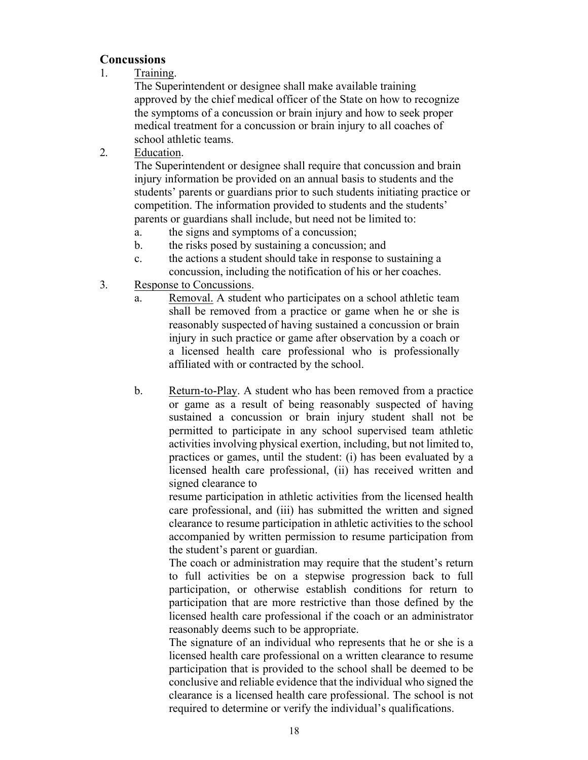## Concussions

1. Training.

   The Superintendent or designee shall make available training approved by the chief medical officer of the State on how to recognize the symptoms of a concussion or brain injury and how to seek proper medical treatment for a concussion or brain injury to all coaches of school athletic teams.

2. Education.

   The Superintendent or designee shall require that concussion and brain injury information be provided on an annual basis to students and the students' parents or guardians prior to such students initiating practice or competition. The information provided to students and the students' parents or guardians shall include, but need not be limited to:

   a. the signs and symptoms of a concussion;
   b. the risks posed by sustaining a concussion; and
   c. the actions a student should take in response to sustaining a concussion, including the notification of his or her coaches.

3. Response to Concussions.

   a. Removal. A student who participates on a school athletic team shall be removed from a practice or game when he or she is reasonably suspected of having sustained a concussion or brain injury in such practice or game after observation by a coach or a licensed health care professional who is professionally affiliated with or contracted by the school.

   b. Return-to-Play. A student who has been removed from a practice or game as a result of being reasonably suspected of having sustained a concussion or brain injury student shall not be permitted to participate in any school supervised team athletic activities involving physical exertion, including, but not limited to, practices or games, until the student: (i) has been evaluated by a licensed health care professional, (ii) has received written and signed clearance to resume participation in athletic activities from the licensed health care professional, and (iii) has submitted the written and signed clearance to resume participation in athletic activities to the school accompanied by written permission to resume participation from the student's parent or guardian.

      The coach or administration may require that the student's return to full activities be on a stepwise progression back to full participation, or otherwise establish conditions for return to participation that are more restrictive than those defined by the licensed health care professional if the coach or an administrator reasonably deems such to be appropriate.

      The signature of an individual who represents that he or she is a licensed health care professional on a written clearance to resume participation that is provided to the school shall be deemed to be conclusive and reliable evidence that the individual who signed the clearance is a licensed health care professional. The school is not required to determine or verify the individual's qualifications.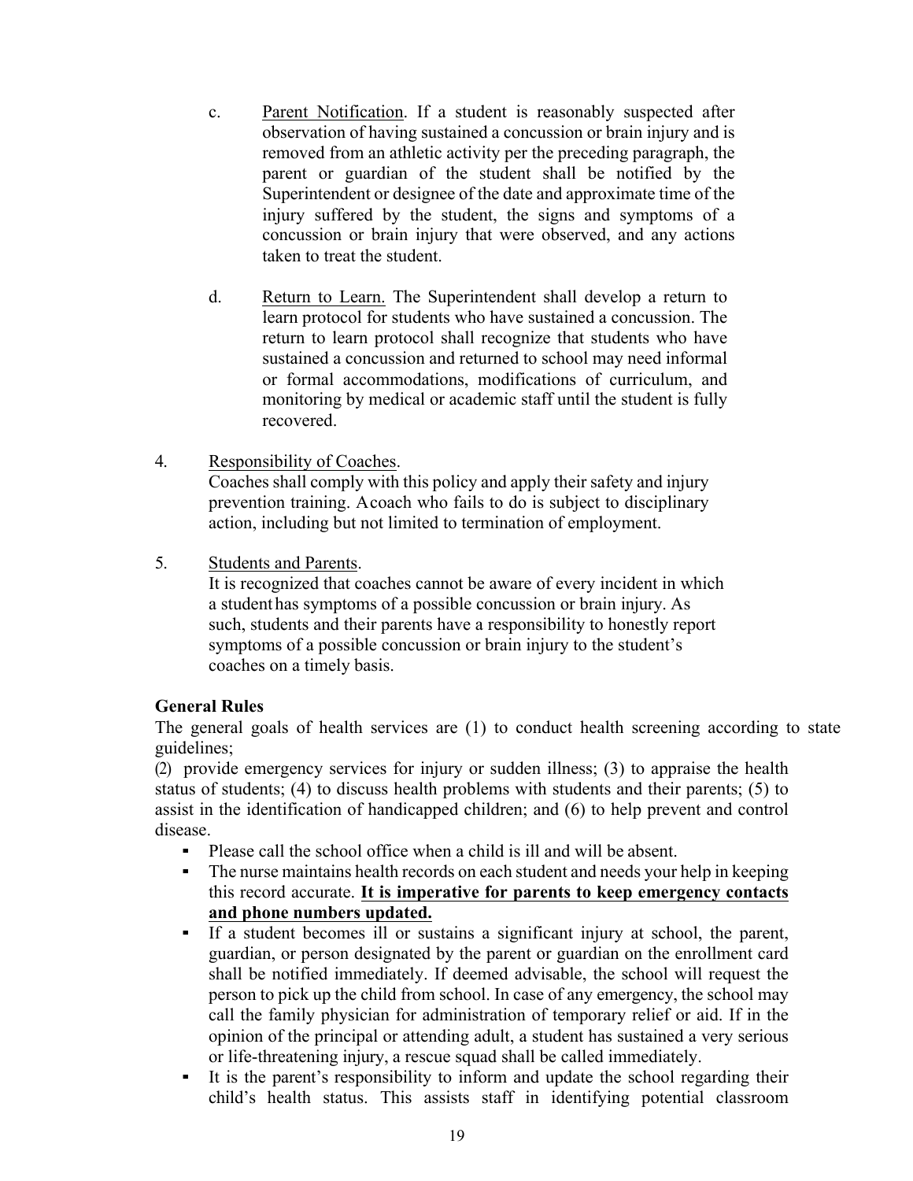c. Parent Notification. If a student is reasonably suspected after observation of having sustained a concussion or brain injury and is removed from an athletic activity per the preceding paragraph, the parent or guardian of the student shall be notified by the Superintendent or designee of the date and approximate time of the injury suffered by the student, the signs and symptoms of a concussion or brain injury that were observed, and any actions taken to treat the student.

d. Return to Learn. The Superintendent shall develop a return to learn protocol for students who have sustained a concussion. The return to learn protocol shall recognize that students who have sustained a concussion and returned to school may need informal or formal accommodations, modifications of curriculum, and monitoring by medical or academic staff until the student is fully recovered.

4. Responsibility of Coaches.
Coaches shall comply with this policy and apply their safety and injury prevention training. Acoach who fails to do is subject to disciplinary action, including but not limited to termination of employment.

5. Students and Parents.
It is recognized that coaches cannot be aware of every incident in which a student has symptoms of a possible concussion or brain injury. As such, students and their parents have a responsibility to honestly report symptoms of a possible concussion or brain injury to the student's coaches on a timely basis.

**General Rules**

The general goals of health services are (1) to conduct health screening according to state guidelines;
(2) provide emergency services for injury or sudden illness; (3) to appraise the health status of students; (4) to discuss health problems with students and their parents; (5) to assist in the identification of handicapped children; and (6) to help prevent and control disease.

- Please call the school office when a child is ill and will be absent.
- The nurse maintains health records on each student and needs your help in keeping this record accurate. **It is imperative for parents to keep emergency contacts and phone numbers updated.**
- If a student becomes ill or sustains a significant injury at school, the parent, guardian, or person designated by the parent or guardian on the enrollment card shall be notified immediately. If deemed advisable, the school will request the person to pick up the child from school. In case of any emergency, the school may call the family physician for administration of temporary relief or aid. If in the opinion of the principal or attending adult, a student has sustained a very serious or life-threatening injury, a rescue squad shall be called immediately.
- It is the parent's responsibility to inform and update the school regarding their child's health status. This assists staff in identifying potential classroom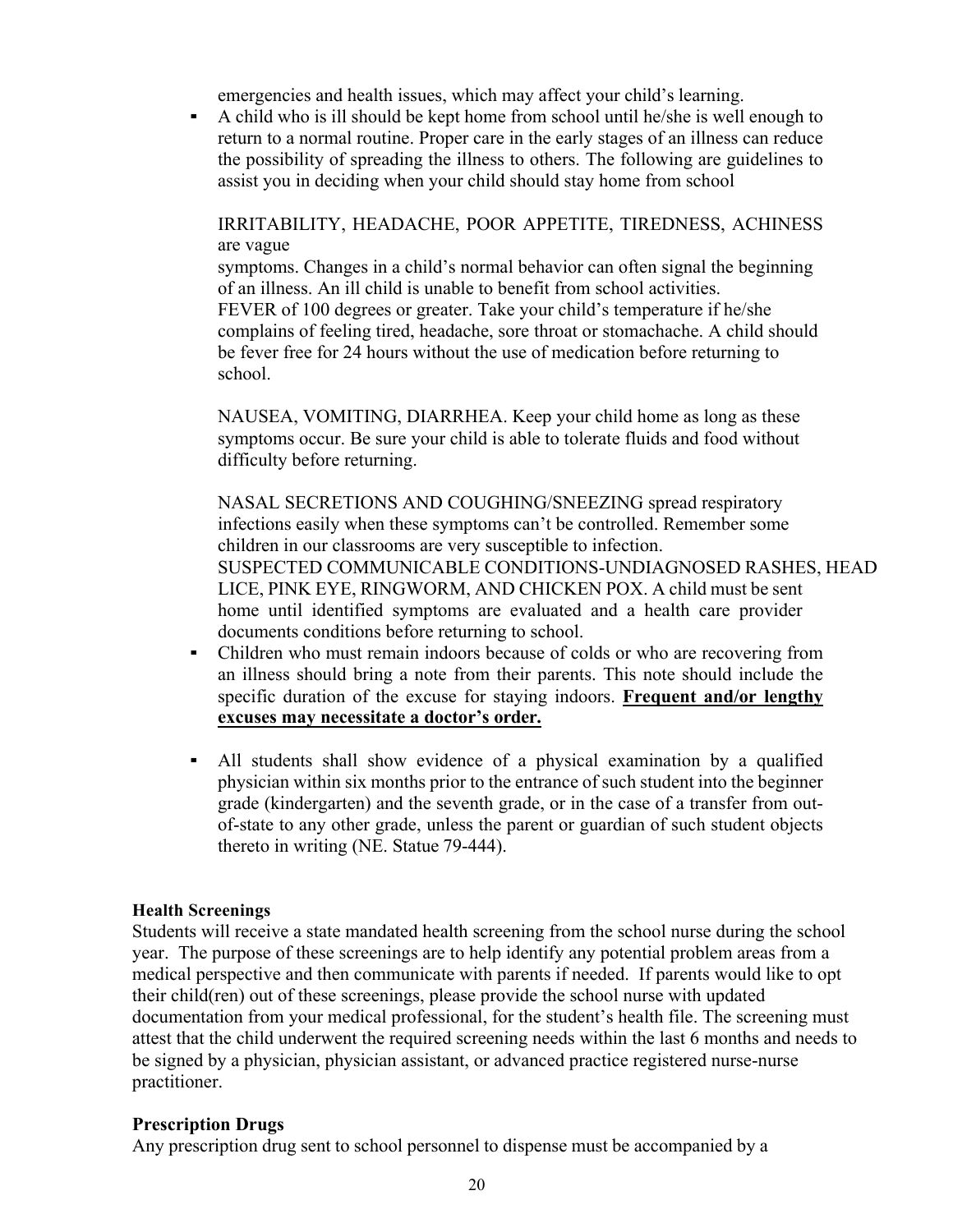emergencies and health issues, which may affect your child's learning.

- A child who is ill should be kept home from school until he/she is well enough to return to a normal routine. Proper care in the early stages of an illness can reduce the possibility of spreading the illness to others. The following are guidelines to assist you in deciding when your child should stay home from school

  IRRITABILITY, HEADACHE, POOR APPETITE, TIREDNESS, ACHINESS are vague
  symptoms. Changes in a child's normal behavior can often signal the beginning of an illness. An ill child is unable to benefit from school activities.
  FEVER of 100 degrees or greater. Take your child's temperature if he/she complains of feeling tired, headache, sore throat or stomachache. A child should be fever free for 24 hours without the use of medication before returning to school.

  NAUSEA, VOMITING, DIARRHEA. Keep your child home as long as these symptoms occur. Be sure your child is able to tolerate fluids and food without difficulty before returning.

  NASAL SECRETIONS AND COUGHING/SNEEZING spread respiratory infections easily when these symptoms can't be controlled. Remember some children in our classrooms are very susceptible to infection.
  SUSPECTED COMMUNICABLE CONDITIONS-UNDIAGNOSED RASHES, HEAD LICE, PINK EYE, RINGWORM, AND CHICKEN POX. A child must be sent home until identified symptoms are evaluated and a health care provider documents conditions before returning to school.

- Children who must remain indoors because of colds or who are recovering from an illness should bring a note from their parents. This note should include the specific duration of the excuse for staying indoors. **<u>Frequent and/or lengthy excuses may necessitate a doctor's order.</u>**

- All students shall show evidence of a physical examination by a qualified physician within six months prior to the entrance of such student into the beginner grade (kindergarten) and the seventh grade, or in the case of a transfer from out-of-state to any other grade, unless the parent or guardian of such student objects thereto in writing (NE. Statue 79-444).

**Health Screenings**

Students will receive a state mandated health screening from the school nurse during the school year. The purpose of these screenings are to help identify any potential problem areas from a medical perspective and then communicate with parents if needed. If parents would like to opt their child(ren) out of these screenings, please provide the school nurse with updated documentation from your medical professional, for the student's health file. The screening must attest that the child underwent the required screening needs within the last 6 months and needs to be signed by a physician, physician assistant, or advanced practice registered nurse-nurse practitioner.

**Prescription Drugs**

Any prescription drug sent to school personnel to dispense must be accompanied by a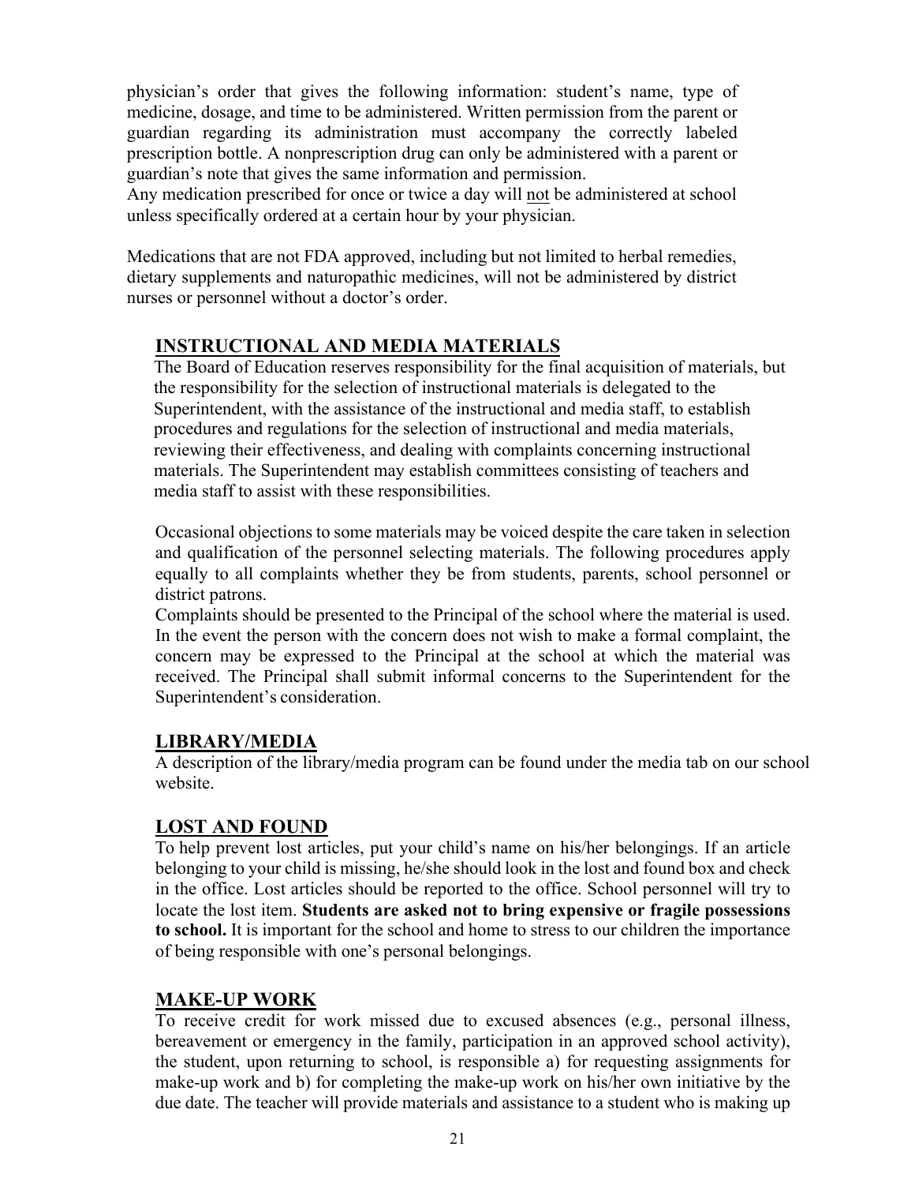physician's order that gives the following information: student's name, type of medicine, dosage, and time to be administered. Written permission from the parent or guardian regarding its administration must accompany the correctly labeled prescription bottle. A nonprescription drug can only be administered with a parent or guardian's note that gives the same information and permission.
Any medication prescribed for once or twice a day will not be administered at school unless specifically ordered at a certain hour by your physician.

Medications that are not FDA approved, including but not limited to herbal remedies, dietary supplements and naturopathic medicines, will not be administered by district nurses or personnel without a doctor's order.

## INSTRUCTIONAL AND MEDIA MATERIALS

The Board of Education reserves responsibility for the final acquisition of materials, but the responsibility for the selection of instructional materials is delegated to the Superintendent, with the assistance of the instructional and media staff, to establish procedures and regulations for the selection of instructional and media materials, reviewing their effectiveness, and dealing with complaints concerning instructional materials. The Superintendent may establish committees consisting of teachers and media staff to assist with these responsibilities.

Occasional objections to some materials may be voiced despite the care taken in selection and qualification of the personnel selecting materials. The following procedures apply equally to all complaints whether they be from students, parents, school personnel or district patrons.
Complaints should be presented to the Principal of the school where the material is used. In the event the person with the concern does not wish to make a formal complaint, the concern may be expressed to the Principal at the school at which the material was received. The Principal shall submit informal concerns to the Superintendent for the Superintendent's consideration.

## LIBRARY/MEDIA

A description of the library/media program can be found under the media tab on our school website.

## LOST AND FOUND

To help prevent lost articles, put your child's name on his/her belongings. If an article belonging to your child is missing, he/she should look in the lost and found box and check in the office. Lost articles should be reported to the office. School personnel will try to locate the lost item. **Students are asked not to bring expensive or fragile possessions to school.** It is important for the school and home to stress to our children the importance of being responsible with one's personal belongings.

## MAKE-UP WORK

To receive credit for work missed due to excused absences (e.g., personal illness, bereavement or emergency in the family, participation in an approved school activity), the student, upon returning to school, is responsible a) for requesting assignments for make-up work and b) for completing the make-up work on his/her own initiative by the due date. The teacher will provide materials and assistance to a student who is making up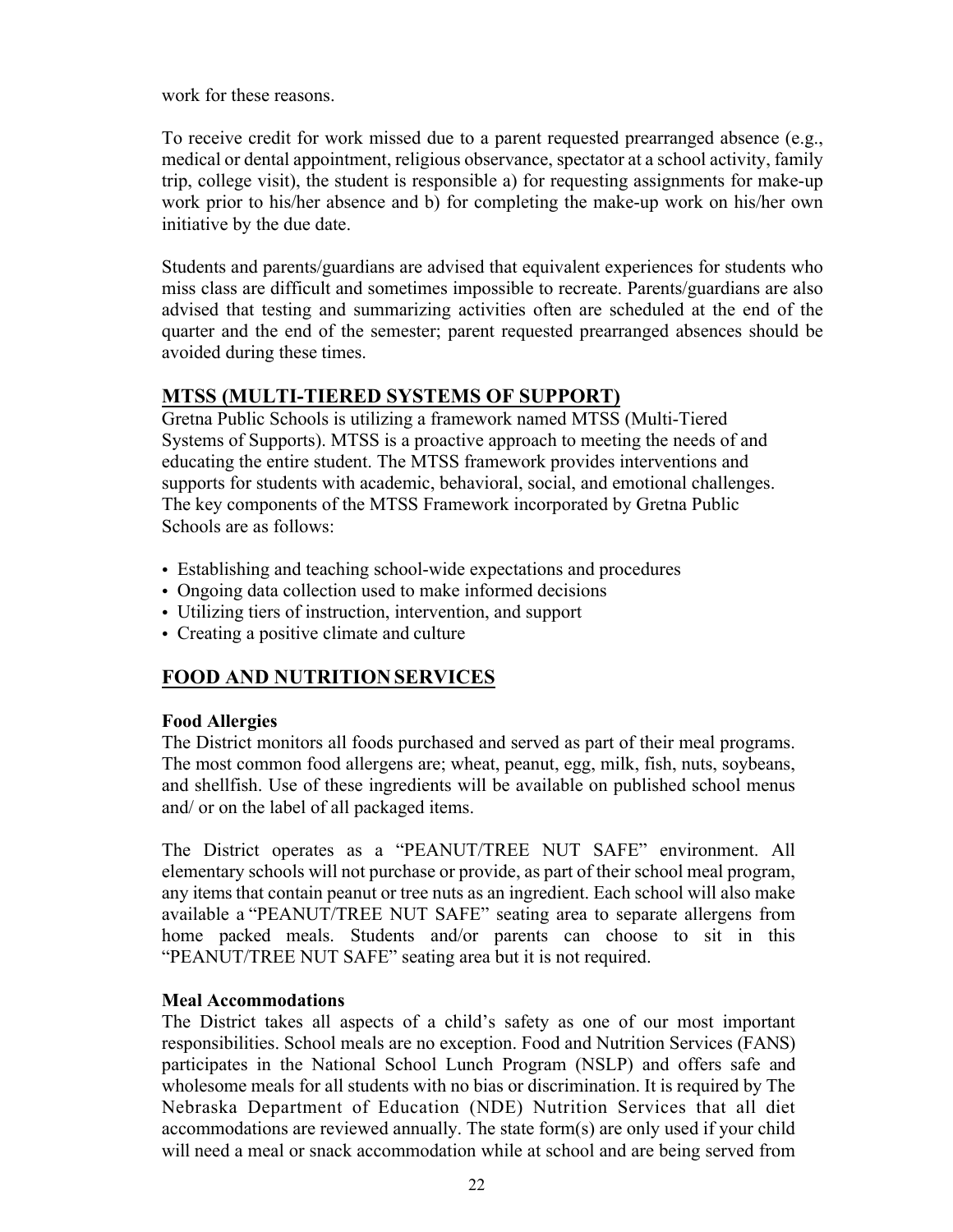work for these reasons.

To receive credit for work missed due to a parent requested prearranged absence (e.g., medical or dental appointment, religious observance, spectator at a school activity, family trip, college visit), the student is responsible a) for requesting assignments for make-up work prior to his/her absence and b) for completing the make-up work on his/her own initiative by the due date.

Students and parents/guardians are advised that equivalent experiences for students who miss class are difficult and sometimes impossible to recreate. Parents/guardians are also advised that testing and summarizing activities often are scheduled at the end of the quarter and the end of the semester; parent requested prearranged absences should be avoided during these times.

## MTSS (MULTI-TIERED SYSTEMS OF SUPPORT)

Gretna Public Schools is utilizing a framework named MTSS (Multi-Tiered Systems of Supports). MTSS is a proactive approach to meeting the needs of and educating the entire student. The MTSS framework provides interventions and supports for students with academic, behavioral, social, and emotional challenges. The key components of the MTSS Framework incorporated by Gretna Public Schools are as follows:

- Establishing and teaching school-wide expectations and procedures
- Ongoing data collection used to make informed decisions
- Utilizing tiers of instruction, intervention, and support
- Creating a positive climate and culture

## FOOD AND NUTRITION SERVICES

**Food Allergies**

The District monitors all foods purchased and served as part of their meal programs. The most common food allergens are; wheat, peanut, egg, milk, fish, nuts, soybeans, and shellfish. Use of these ingredients will be available on published school menus and/ or on the label of all packaged items.

The District operates as a "PEANUT/TREE NUT SAFE" environment. All elementary schools will not purchase or provide, as part of their school meal program, any items that contain peanut or tree nuts as an ingredient. Each school will also make available a "PEANUT/TREE NUT SAFE" seating area to separate allergens from home packed meals. Students and/or parents can choose to sit in this "PEANUT/TREE NUT SAFE" seating area but it is not required.

**Meal Accommodations**

The District takes all aspects of a child's safety as one of our most important responsibilities. School meals are no exception. Food and Nutrition Services (FANS) participates in the National School Lunch Program (NSLP) and offers safe and wholesome meals for all students with no bias or discrimination. It is required by The Nebraska Department of Education (NDE) Nutrition Services that all diet accommodations are reviewed annually. The state form(s) are only used if your child will need a meal or snack accommodation while at school and are being served from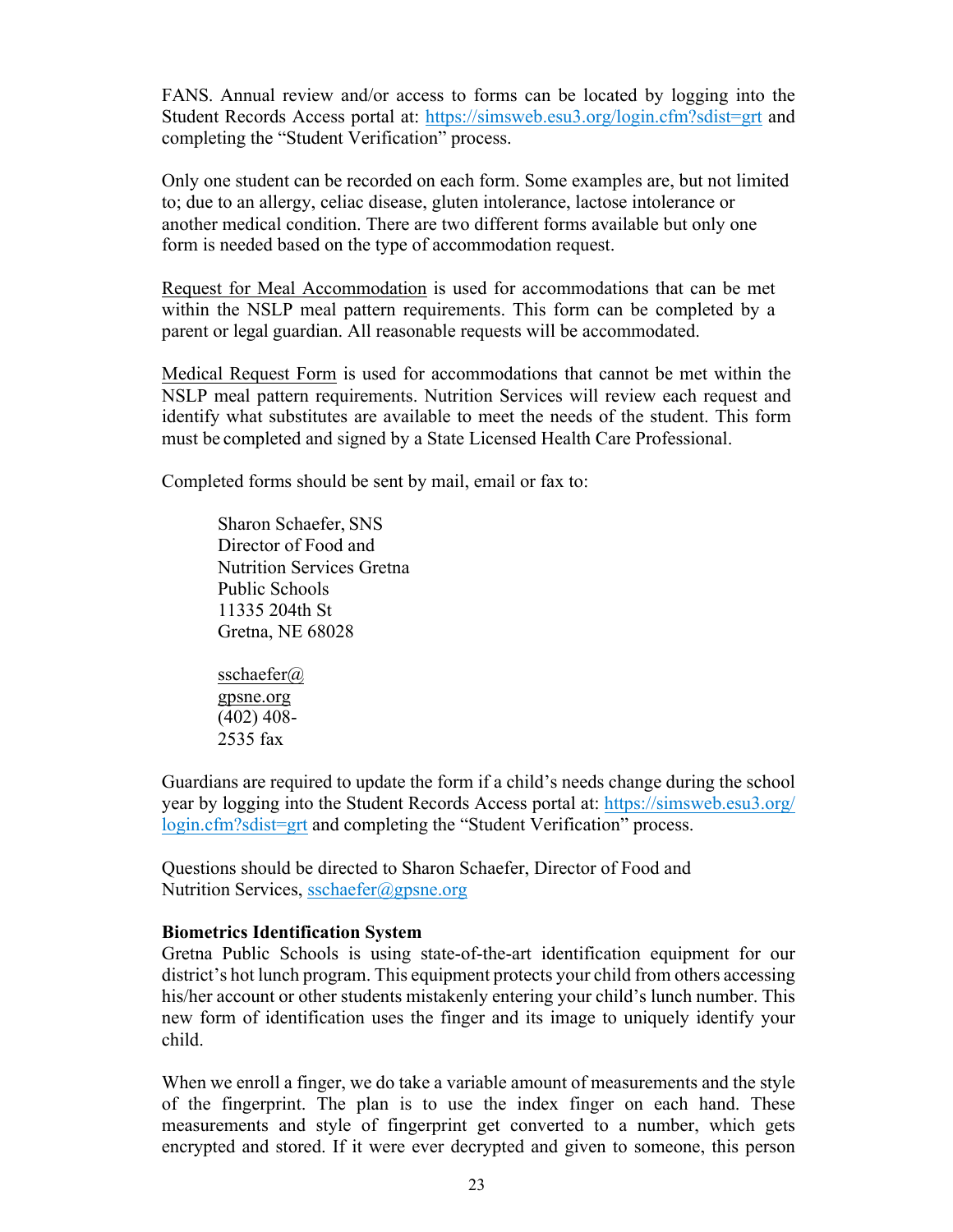FANS. Annual review and/or access to forms can be located by logging into the Student Records Access portal at: https://simsweb.esu3.org/login.cfm?sdist=grt and completing the "Student Verification" process.

Only one student can be recorded on each form. Some examples are, but not limited to; due to an allergy, celiac disease, gluten intolerance, lactose intolerance or another medical condition. There are two different forms available but only one form is needed based on the type of accommodation request.

Request for Meal Accommodation is used for accommodations that can be met within the NSLP meal pattern requirements. This form can be completed by a parent or legal guardian. All reasonable requests will be accommodated.

Medical Request Form is used for accommodations that cannot be met within the NSLP meal pattern requirements. Nutrition Services will review each request and identify what substitutes are available to meet the needs of the student. This form must be completed and signed by a State Licensed Health Care Professional.

Completed forms should be sent by mail, email or fax to:

> Sharon Schaefer, SNS
> Director of Food and
> Nutrition Services Gretna
> Public Schools
> 11335 204th St
> Gretna, NE 68028
>
> ssschaefer@gpsne.org
> (402) 408-2535 fax

Guardians are required to update the form if a child's needs change during the school year by logging into the Student Records Access portal at: https://simsweb.esu3.org/login.cfm?sdist=grt and completing the "Student Verification" process.

Questions should be directed to Sharon Schaefer, Director of Food and Nutrition Services, sschaefer@gpsne.org

**Biometrics Identification System**

Gretna Public Schools is using state-of-the-art identification equipment for our district's hot lunch program. This equipment protects your child from others accessing his/her account or other students mistakenly entering your child's lunch number. This new form of identification uses the finger and its image to uniquely identify your child.

When we enroll a finger, we do take a variable amount of measurements and the style of the fingerprint. The plan is to use the index finger on each hand. These measurements and style of fingerprint get converted to a number, which gets encrypted and stored. If it were ever decrypted and given to someone, this person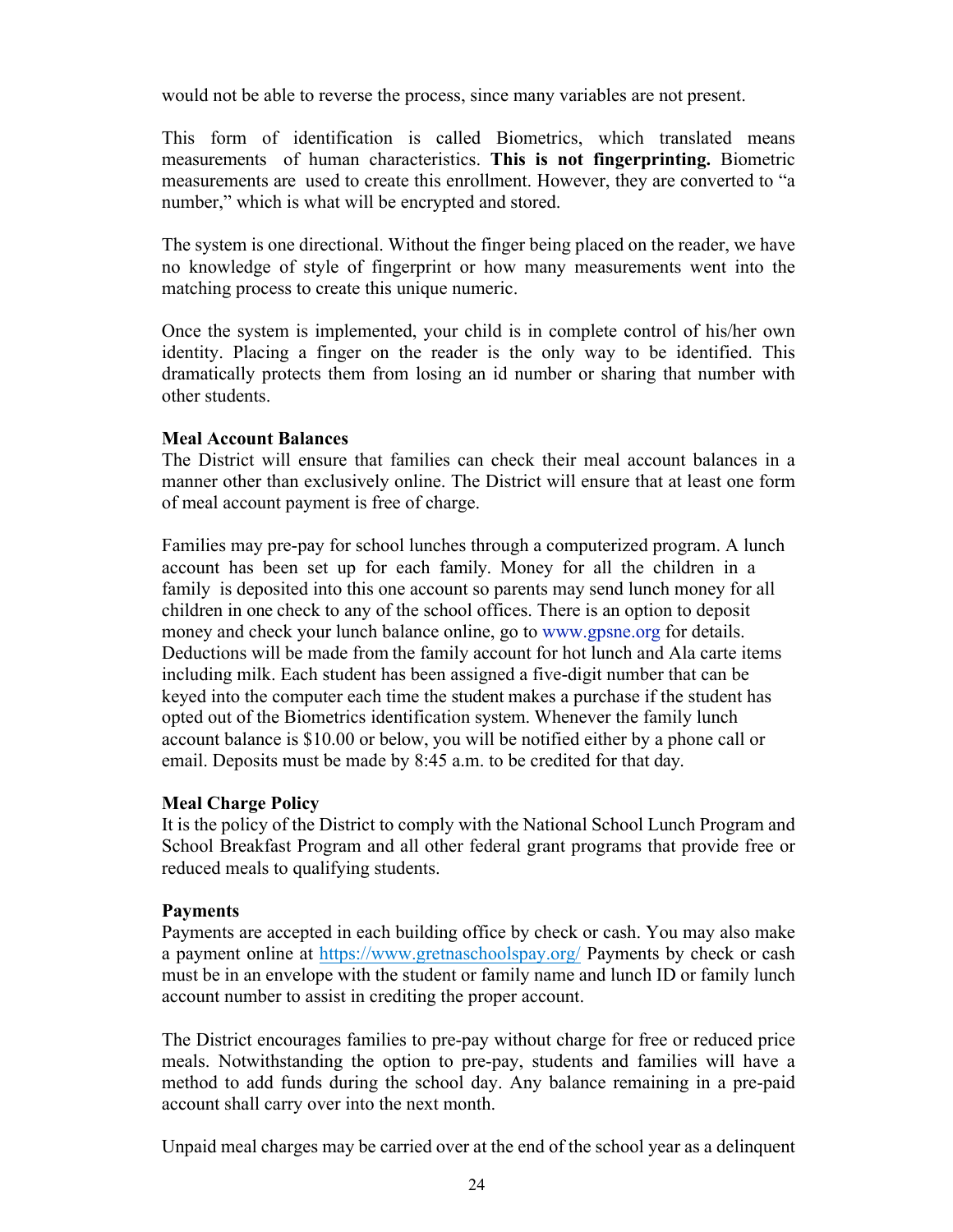would not be able to reverse the process, since many variables are not present.

This form of identification is called Biometrics, which translated means measurements of human characteristics. **This is not fingerprinting.** Biometric measurements are used to create this enrollment. However, they are converted to "a number," which is what will be encrypted and stored.

The system is one directional. Without the finger being placed on the reader, we have no knowledge of style of fingerprint or how many measurements went into the matching process to create this unique numeric.

Once the system is implemented, your child is in complete control of his/her own identity. Placing a finger on the reader is the only way to be identified. This dramatically protects them from losing an id number or sharing that number with other students.

**Meal Account Balances**

The District will ensure that families can check their meal account balances in a manner other than exclusively online. The District will ensure that at least one form of meal account payment is free of charge.

Families may pre-pay for school lunches through a computerized program. A lunch account has been set up for each family. Money for all the children in a family is deposited into this one account so parents may send lunch money for all children in one check to any of the school offices. There is an option to deposit money and check your lunch balance online, go to www.gpsne.org for details. Deductions will be made from the family account for hot lunch and Ala carte items including milk. Each student has been assigned a five-digit number that can be keyed into the computer each time the student makes a purchase if the student has opted out of the Biometrics identification system. Whenever the family lunch account balance is $10.00 or below, you will be notified either by a phone call or email. Deposits must be made by 8:45 a.m. to be credited for that day.

**Meal Charge Policy**

It is the policy of the District to comply with the National School Lunch Program and School Breakfast Program and all other federal grant programs that provide free or reduced meals to qualifying students.

**Payments**

Payments are accepted in each building office by check or cash. You may also make a payment online at https://www.gretnaschoolspay.org/ Payments by check or cash must be in an envelope with the student or family name and lunch ID or family lunch account number to assist in crediting the proper account.

The District encourages families to pre-pay without charge for free or reduced price meals. Notwithstanding the option to pre-pay, students and families will have a method to add funds during the school day. Any balance remaining in a pre-paid account shall carry over into the next month.

Unpaid meal charges may be carried over at the end of the school year as a delinquent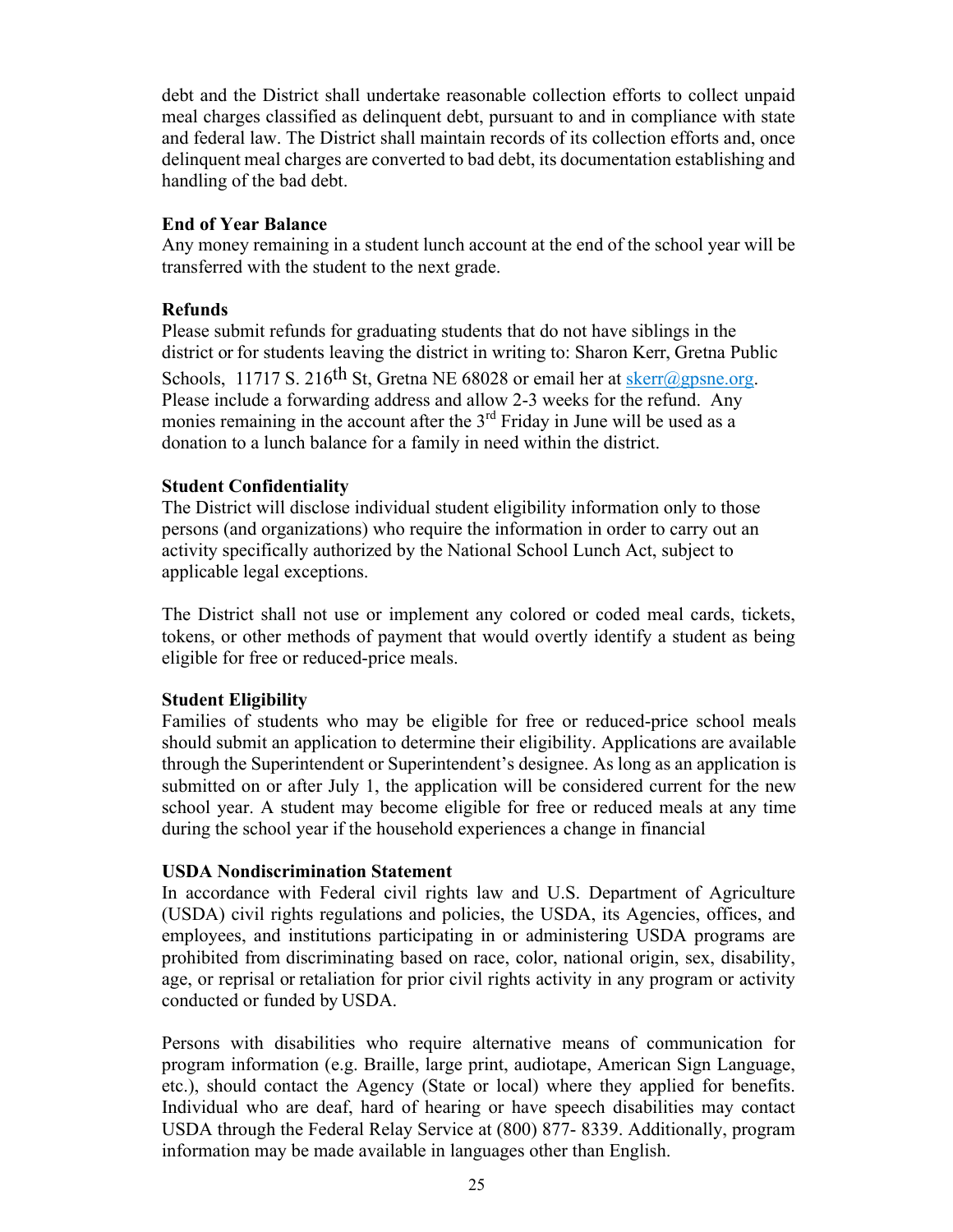debt and the District shall undertake reasonable collection efforts to collect unpaid meal charges classified as delinquent debt, pursuant to and in compliance with state and federal law. The District shall maintain records of its collection efforts and, once delinquent meal charges are converted to bad debt, its documentation establishing and handling of the bad debt.

**End of Year Balance**

Any money remaining in a student lunch account at the end of the school year will be transferred with the student to the next grade.

**Refunds**

Please submit refunds for graduating students that do not have siblings in the district or for students leaving the district in writing to: Sharon Kerr, Gretna Public Schools, 11717 S. 216th St, Gretna NE 68028 or email her at skerr@gpsne.org. Please include a forwarding address and allow 2-3 weeks for the refund. Any monies remaining in the account after the 3rd Friday in June will be used as a donation to a lunch balance for a family in need within the district.

**Student Confidentiality**

The District will disclose individual student eligibility information only to those persons (and organizations) who require the information in order to carry out an activity specifically authorized by the National School Lunch Act, subject to applicable legal exceptions.

The District shall not use or implement any colored or coded meal cards, tickets, tokens, or other methods of payment that would overtly identify a student as being eligible for free or reduced-price meals.

**Student Eligibility**

Families of students who may be eligible for free or reduced-price school meals should submit an application to determine their eligibility. Applications are available through the Superintendent or Superintendent's designee. As long as an application is submitted on or after July 1, the application will be considered current for the new school year. A student may become eligible for free or reduced meals at any time during the school year if the household experiences a change in financial

**USDA Nondiscrimination Statement**

In accordance with Federal civil rights law and U.S. Department of Agriculture (USDA) civil rights regulations and policies, the USDA, its Agencies, offices, and employees, and institutions participating in or administering USDA programs are prohibited from discriminating based on race, color, national origin, sex, disability, age, or reprisal or retaliation for prior civil rights activity in any program or activity conducted or funded by USDA.

Persons with disabilities who require alternative means of communication for program information (e.g. Braille, large print, audiotape, American Sign Language, etc.), should contact the Agency (State or local) where they applied for benefits. Individual who are deaf, hard of hearing or have speech disabilities may contact USDA through the Federal Relay Service at (800) 877- 8339. Additionally, program information may be made available in languages other than English.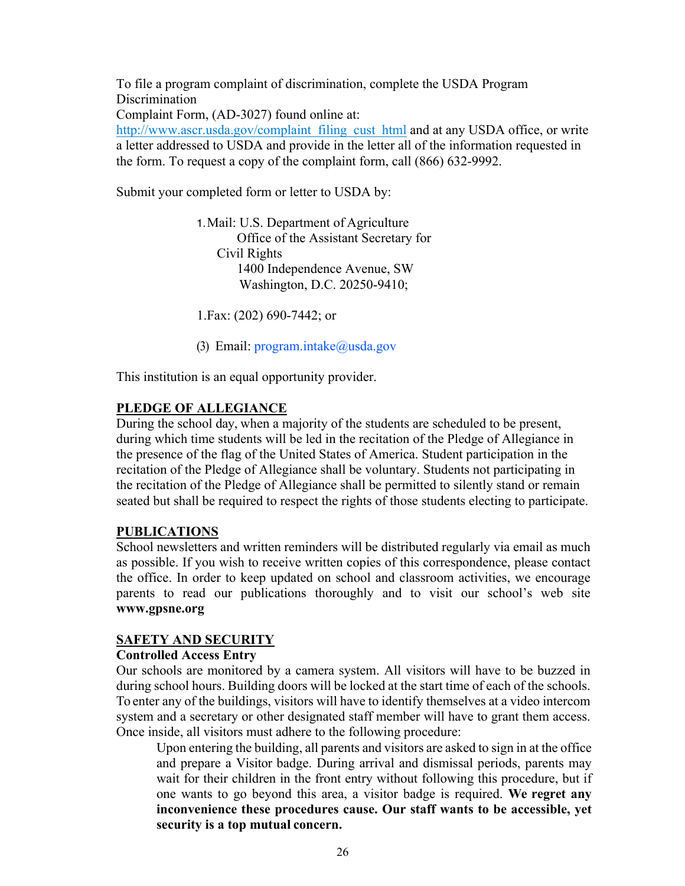To file a program complaint of discrimination, complete the USDA Program Discrimination
Complaint Form, (AD-3027) found online at: http://www.ascr.usda.gov/complaint_filing_cust_html and at any USDA office, or write a letter addressed to USDA and provide in the letter all of the information requested in the form. To request a copy of the complaint form, call (866) 632-9992.

Submit your completed form or letter to USDA by:

1. Mail: U.S. Department of Agriculture
   Office of the Assistant Secretary for Civil Rights
   1400 Independence Avenue, SW
   Washington, D.C. 20250-9410;

1. Fax: (202) 690-7442; or

(3) Email: program.intake@usda.gov

This institution is an equal opportunity provider.

## PLEDGE OF ALLEGIANCE

During the school day, when a majority of the students are scheduled to be present, during which time students will be led in the recitation of the Pledge of Allegiance in the presence of the flag of the United States of America. Student participation in the recitation of the Pledge of Allegiance shall be voluntary. Students not participating in the recitation of the Pledge of Allegiance shall be permitted to silently stand or remain seated but shall be required to respect the rights of those students electing to participate.

## PUBLICATIONS

School newsletters and written reminders will be distributed regularly via email as much as possible. If you wish to receive written copies of this correspondence, please contact the office. In order to keep updated on school and classroom activities, we encourage parents to read our publications thoroughly and to visit our school's web site **www.gpsne.org**

## SAFETY AND SECURITY

### Controlled Access Entry

Our schools are monitored by a camera system. All visitors will have to be buzzed in during school hours. Building doors will be locked at the start time of each of the schools. To enter any of the buildings, visitors will have to identify themselves at a video intercom system and a secretary or other designated staff member will have to grant them access. Once inside, all visitors must adhere to the following procedure:

> Upon entering the building, all parents and visitors are asked to sign in at the office and prepare a Visitor badge. During arrival and dismissal periods, parents may wait for their children in the front entry without following this procedure, but if one wants to go beyond this area, a visitor badge is required. **We regret any inconvenience these procedures cause. Our staff wants to be accessible, yet security is a top mutual concern.**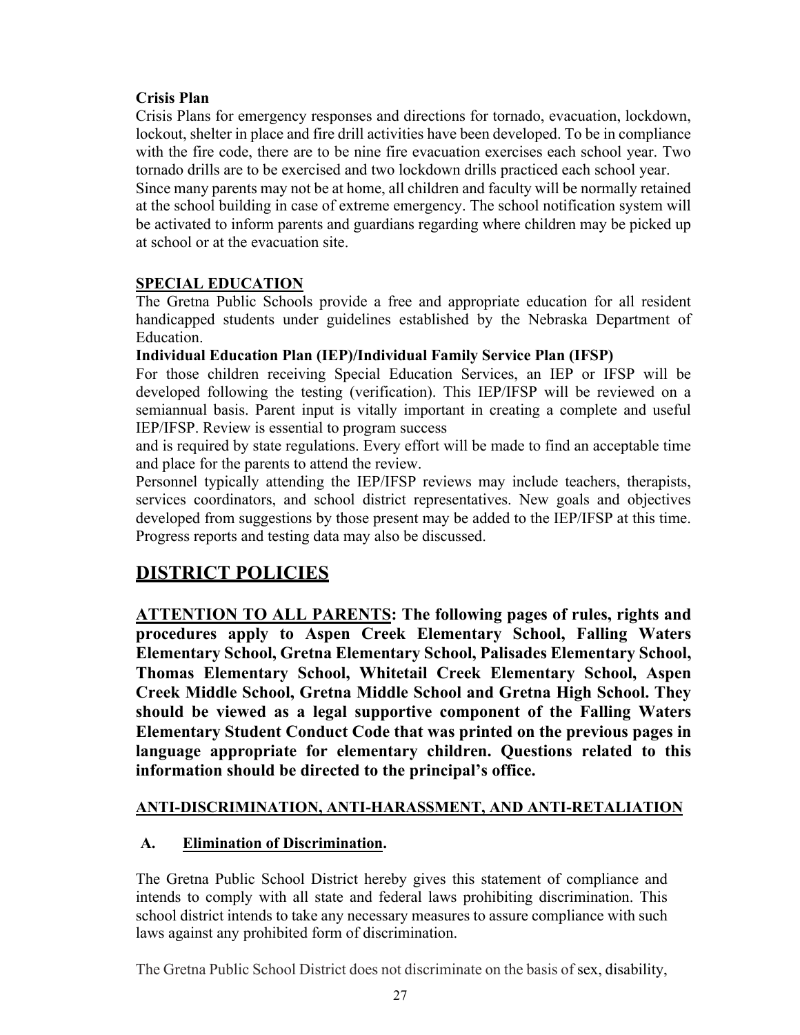**Crisis Plan**

Crisis Plans for emergency responses and directions for tornado, evacuation, lockdown, lockout, shelter in place and fire drill activities have been developed. To be in compliance with the fire code, there are to be nine fire evacuation exercises each school year. Two tornado drills are to be exercised and two lockdown drills practiced each school year.

Since many parents may not be at home, all children and faculty will be normally retained at the school building in case of extreme emergency. The school notification system will be activated to inform parents and guardians regarding where children may be picked up at school or at the evacuation site.

**SPECIAL EDUCATION**

The Gretna Public Schools provide a free and appropriate education for all resident handicapped students under guidelines established by the Nebraska Department of Education.

**Individual Education Plan (IEP)/Individual Family Service Plan (IFSP)**

For those children receiving Special Education Services, an IEP or IFSP will be developed following the testing (verification). This IEP/IFSP will be reviewed on a semiannual basis. Parent input is vitally important in creating a complete and useful IEP/IFSP. Review is essential to program success and is required by state regulations. Every effort will be made to find an acceptable time and place for the parents to attend the review.

Personnel typically attending the IEP/IFSP reviews may include teachers, therapists, services coordinators, and school district representatives. New goals and objectives developed from suggestions by those present may be added to the IEP/IFSP at this time. Progress reports and testing data may also be discussed.

# DISTRICT POLICIES

**ATTENTION TO ALL PARENTS: The following pages of rules, rights and procedures apply to Aspen Creek Elementary School, Falling Waters Elementary School, Gretna Elementary School, Palisades Elementary School, Thomas Elementary School, Whitetail Creek Elementary School, Aspen Creek Middle School, Gretna Middle School and Gretna High School. They should be viewed as a legal supportive component of the Falling Waters Elementary Student Conduct Code that was printed on the previous pages in language appropriate for elementary children. Questions related to this information should be directed to the principal's office.**

**ANTI-DISCRIMINATION, ANTI-HARASSMENT, AND ANTI-RETALIATION**

**A. Elimination of Discrimination.**

The Gretna Public School District hereby gives this statement of compliance and intends to comply with all state and federal laws prohibiting discrimination. This school district intends to take any necessary measures to assure compliance with such laws against any prohibited form of discrimination.

The Gretna Public School District does not discriminate on the basis of sex, disability,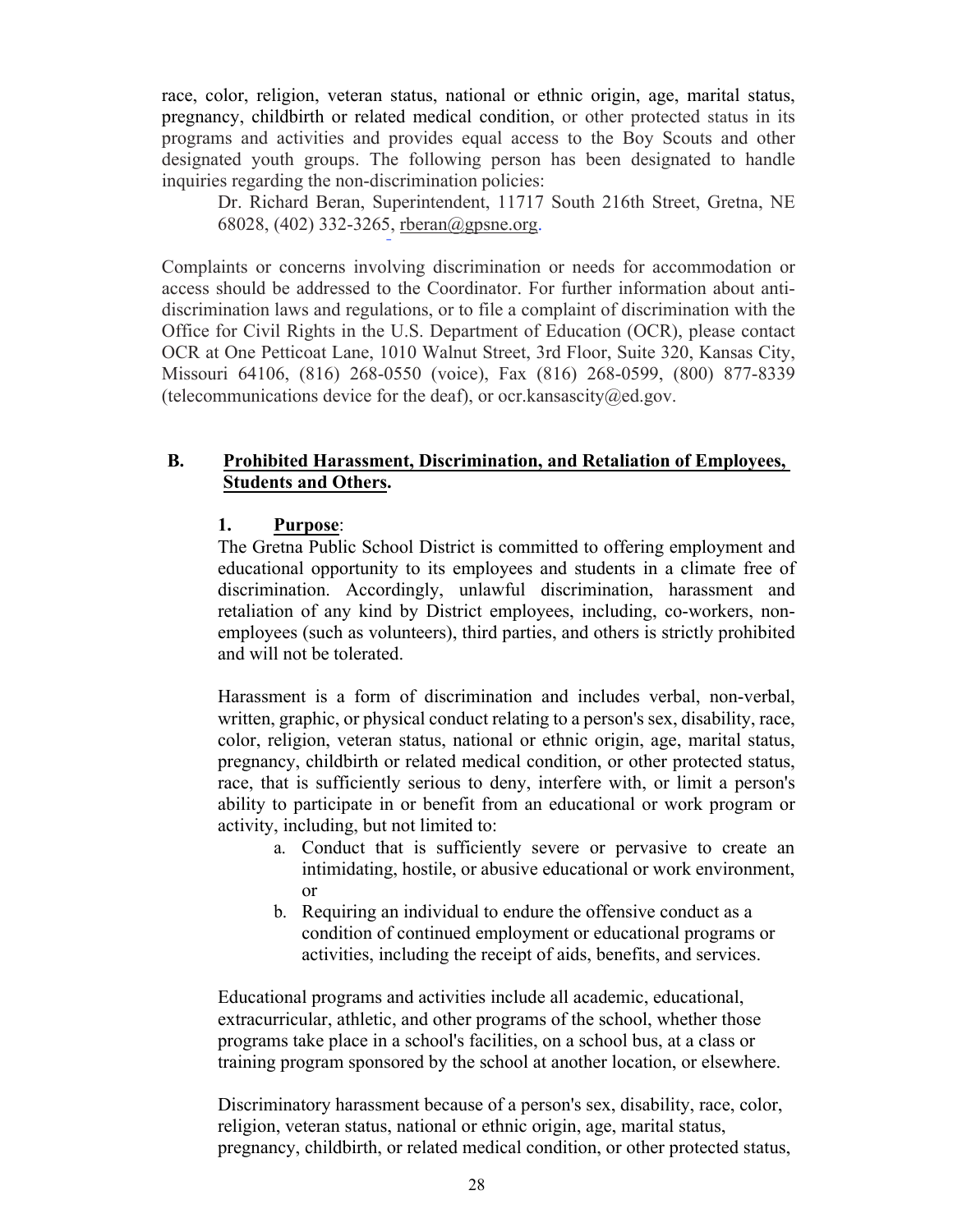race, color, religion, veteran status, national or ethnic origin, age, marital status, pregnancy, childbirth or related medical condition, or other protected status in its programs and activities and provides equal access to the Boy Scouts and other designated youth groups. The following person has been designated to handle inquiries regarding the non-discrimination policies:

> Dr. Richard Beran, Superintendent, 11717 South 216th Street, Gretna, NE 68028, (402) 332-3265, rberan@gpsne.org.

Complaints or concerns involving discrimination or needs for accommodation or access should be addressed to the Coordinator. For further information about anti-discrimination laws and regulations, or to file a complaint of discrimination with the Office for Civil Rights in the U.S. Department of Education (OCR), please contact OCR at One Petticoat Lane, 1010 Walnut Street, 3rd Floor, Suite 320, Kansas City, Missouri 64106, (816) 268-0550 (voice), Fax (816) 268-0599, (800) 877-8339 (telecommunications device for the deaf), or ocr.kansascity@ed.gov.

## B. **Prohibited Harassment, Discrimination, and Retaliation of Employees, Students and Others.**

### 1. **Purpose**:

The Gretna Public School District is committed to offering employment and educational opportunity to its employees and students in a climate free of discrimination. Accordingly, unlawful discrimination, harassment and retaliation of any kind by District employees, including, co-workers, non-employees (such as volunteers), third parties, and others is strictly prohibited and will not be tolerated.

Harassment is a form of discrimination and includes verbal, non-verbal, written, graphic, or physical conduct relating to a person's sex, disability, race, color, religion, veteran status, national or ethnic origin, age, marital status, pregnancy, childbirth or related medical condition, or other protected status, race, that is sufficiently serious to deny, interfere with, or limit a person's ability to participate in or benefit from an educational or work program or activity, including, but not limited to:

a. Conduct that is sufficiently severe or pervasive to create an intimidating, hostile, or abusive educational or work environment, or
b. Requiring an individual to endure the offensive conduct as a condition of continued employment or educational programs or activities, including the receipt of aids, benefits, and services.

Educational programs and activities include all academic, educational, extracurricular, athletic, and other programs of the school, whether those programs take place in a school's facilities, on a school bus, at a class or training program sponsored by the school at another location, or elsewhere.

Discriminatory harassment because of a person's sex, disability, race, color, religion, veteran status, national or ethnic origin, age, marital status, pregnancy, childbirth, or related medical condition, or other protected status,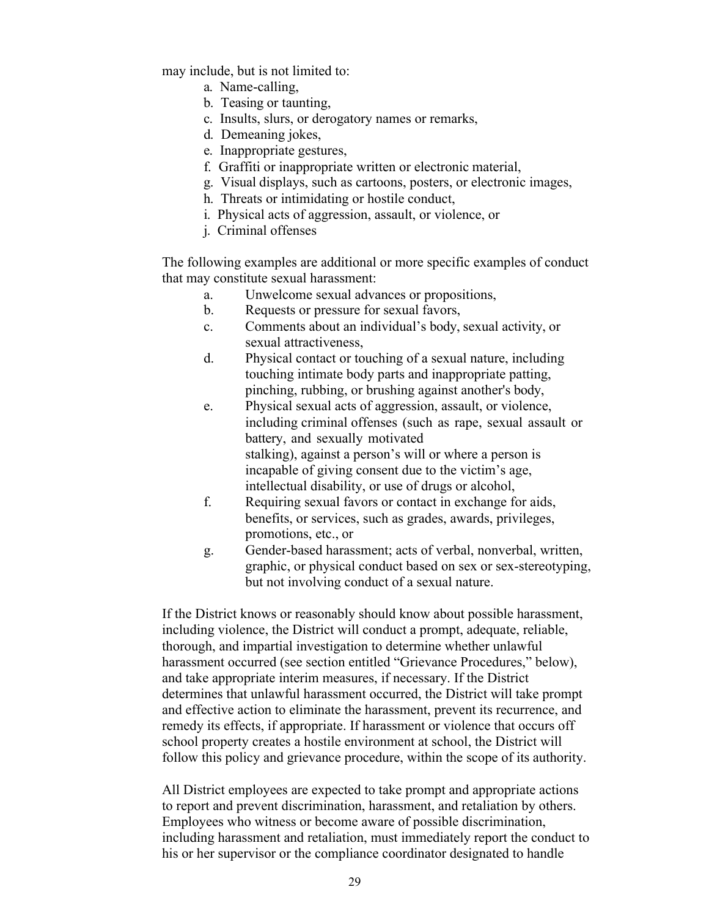may include, but is not limited to:

a. Name-calling,
b. Teasing or taunting,
c. Insults, slurs, or derogatory names or remarks,
d. Demeaning jokes,
e. Inappropriate gestures,
f. Graffiti or inappropriate written or electronic material,
g. Visual displays, such as cartoons, posters, or electronic images,
h. Threats or intimidating or hostile conduct,
i. Physical acts of aggression, assault, or violence, or
j. Criminal offenses

The following examples are additional or more specific examples of conduct that may constitute sexual harassment:

a. Unwelcome sexual advances or propositions,
b. Requests or pressure for sexual favors,
c. Comments about an individual's body, sexual activity, or sexual attractiveness,
d. Physical contact or touching of a sexual nature, including touching intimate body parts and inappropriate patting, pinching, rubbing, or brushing against another's body,
e. Physical sexual acts of aggression, assault, or violence, including criminal offenses (such as rape, sexual assault or battery, and sexually motivated stalking), against a person's will or where a person is incapable of giving consent due to the victim's age, intellectual disability, or use of drugs or alcohol,
f. Requiring sexual favors or contact in exchange for aids, benefits, or services, such as grades, awards, privileges, promotions, etc., or
g. Gender-based harassment; acts of verbal, nonverbal, written, graphic, or physical conduct based on sex or sex-stereotyping, but not involving conduct of a sexual nature.

If the District knows or reasonably should know about possible harassment, including violence, the District will conduct a prompt, adequate, reliable, thorough, and impartial investigation to determine whether unlawful harassment occurred (see section entitled "Grievance Procedures," below), and take appropriate interim measures, if necessary. If the District determines that unlawful harassment occurred, the District will take prompt and effective action to eliminate the harassment, prevent its recurrence, and remedy its effects, if appropriate. If harassment or violence that occurs off school property creates a hostile environment at school, the District will follow this policy and grievance procedure, within the scope of its authority.

All District employees are expected to take prompt and appropriate actions to report and prevent discrimination, harassment, and retaliation by others. Employees who witness or become aware of possible discrimination, including harassment and retaliation, must immediately report the conduct to his or her supervisor or the compliance coordinator designated to handle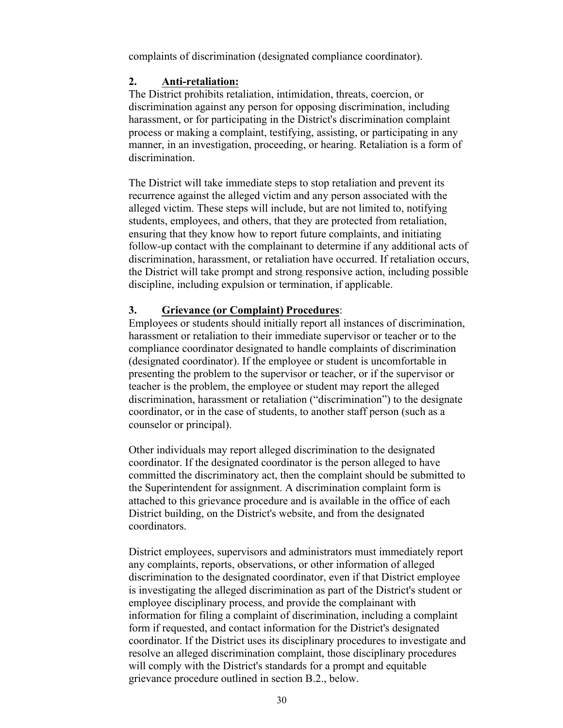complaints of discrimination (designated compliance coordinator).

### 2. <u>Anti-retaliation:</u>

The District prohibits retaliation, intimidation, threats, coercion, or discrimination against any person for opposing discrimination, including harassment, or for participating in the District's discrimination complaint process or making a complaint, testifying, assisting, or participating in any manner, in an investigation, proceeding, or hearing. Retaliation is a form of discrimination.

The District will take immediate steps to stop retaliation and prevent its recurrence against the alleged victim and any person associated with the alleged victim. These steps will include, but are not limited to, notifying students, employees, and others, that they are protected from retaliation, ensuring that they know how to report future complaints, and initiating follow-up contact with the complainant to determine if any additional acts of discrimination, harassment, or retaliation have occurred. If retaliation occurs, the District will take prompt and strong responsive action, including possible discipline, including expulsion or termination, if applicable.

### 3. <u>Grievance (or Complaint) Procedures</u>:

Employees or students should initially report all instances of discrimination, harassment or retaliation to their immediate supervisor or teacher or to the compliance coordinator designated to handle complaints of discrimination (designated coordinator). If the employee or student is uncomfortable in presenting the problem to the supervisor or teacher, or if the supervisor or teacher is the problem, the employee or student may report the alleged discrimination, harassment or retaliation ("discrimination") to the designate coordinator, or in the case of students, to another staff person (such as a counselor or principal).

Other individuals may report alleged discrimination to the designated coordinator. If the designated coordinator is the person alleged to have committed the discriminatory act, then the complaint should be submitted to the Superintendent for assignment. A discrimination complaint form is attached to this grievance procedure and is available in the office of each District building, on the District's website, and from the designated coordinators.

District employees, supervisors and administrators must immediately report any complaints, reports, observations, or other information of alleged discrimination to the designated coordinator, even if that District employee is investigating the alleged discrimination as part of the District's student or employee disciplinary process, and provide the complainant with information for filing a complaint of discrimination, including a complaint form if requested, and contact information for the District's designated coordinator. If the District uses its disciplinary procedures to investigate and resolve an alleged discrimination complaint, those disciplinary procedures will comply with the District's standards for a prompt and equitable grievance procedure outlined in section B.2., below.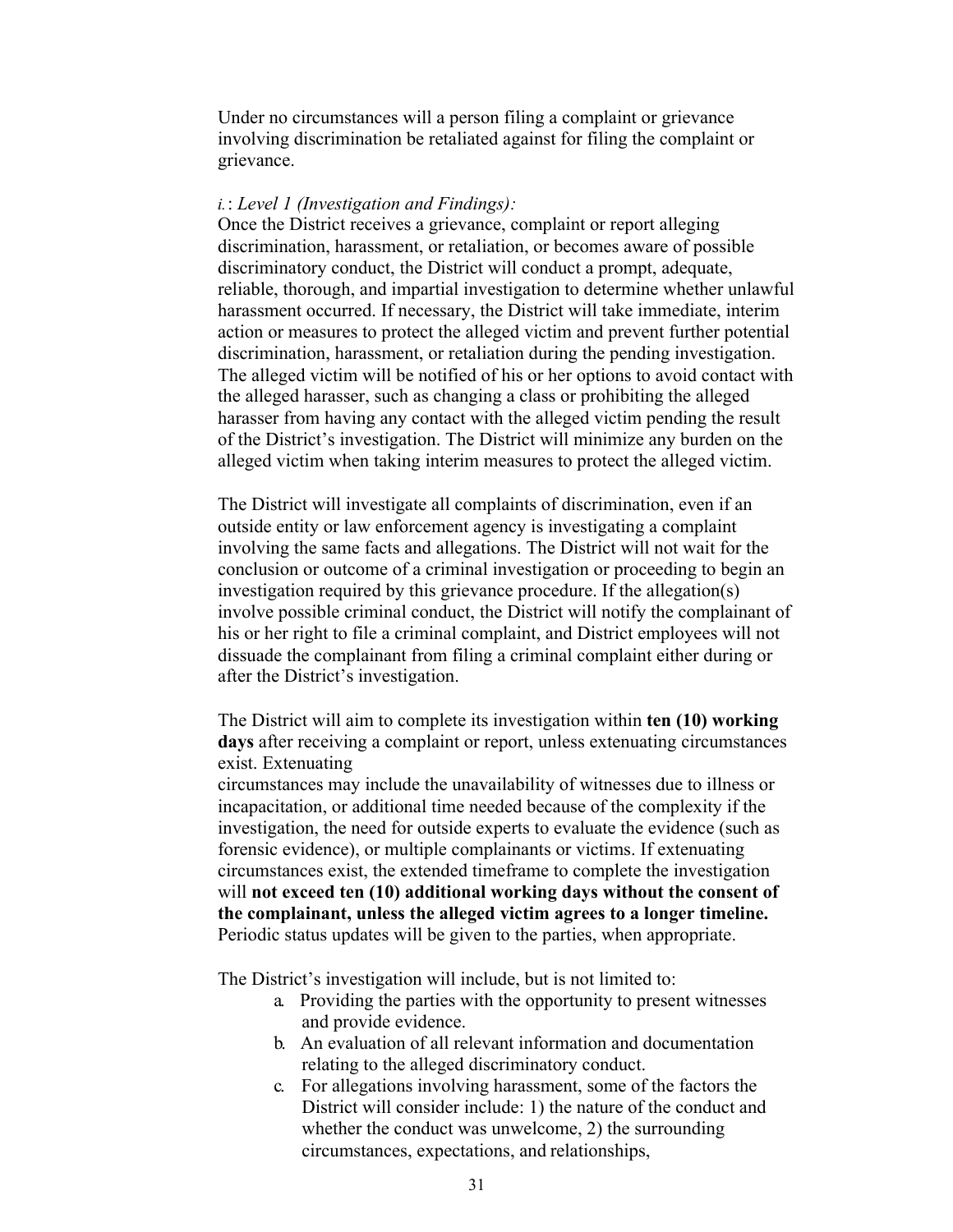Under no circumstances will a person filing a complaint or grievance involving discrimination be retaliated against for filing the complaint or grievance.

*i.* : *Level 1 (Investigation and Findings):*

Once the District receives a grievance, complaint or report alleging discrimination, harassment, or retaliation, or becomes aware of possible discriminatory conduct, the District will conduct a prompt, adequate, reliable, thorough, and impartial investigation to determine whether unlawful harassment occurred. If necessary, the District will take immediate, interim action or measures to protect the alleged victim and prevent further potential discrimination, harassment, or retaliation during the pending investigation. The alleged victim will be notified of his or her options to avoid contact with the alleged harasser, such as changing a class or prohibiting the alleged harasser from having any contact with the alleged victim pending the result of the District's investigation. The District will minimize any burden on the alleged victim when taking interim measures to protect the alleged victim.

The District will investigate all complaints of discrimination, even if an outside entity or law enforcement agency is investigating a complaint involving the same facts and allegations. The District will not wait for the conclusion or outcome of a criminal investigation or proceeding to begin an investigation required by this grievance procedure. If the allegation(s) involve possible criminal conduct, the District will notify the complainant of his or her right to file a criminal complaint, and District employees will not dissuade the complainant from filing a criminal complaint either during or after the District's investigation.

The District will aim to complete its investigation within **ten (10) working days** after receiving a complaint or report, unless extenuating circumstances exist. Extenuating circumstances may include the unavailability of witnesses due to illness or incapacitation, or additional time needed because of the complexity if the investigation, the need for outside experts to evaluate the evidence (such as forensic evidence), or multiple complainants or victims. If extenuating circumstances exist, the extended timeframe to complete the investigation will **not exceed ten (10) additional working days without the consent of the complainant, unless the alleged victim agrees to a longer timeline.** Periodic status updates will be given to the parties, when appropriate.

The District's investigation will include, but is not limited to:

a. Providing the parties with the opportunity to present witnesses and provide evidence.
b. An evaluation of all relevant information and documentation relating to the alleged discriminatory conduct.
c. For allegations involving harassment, some of the factors the District will consider include: 1) the nature of the conduct and whether the conduct was unwelcome, 2) the surrounding circumstances, expectations, and relationships,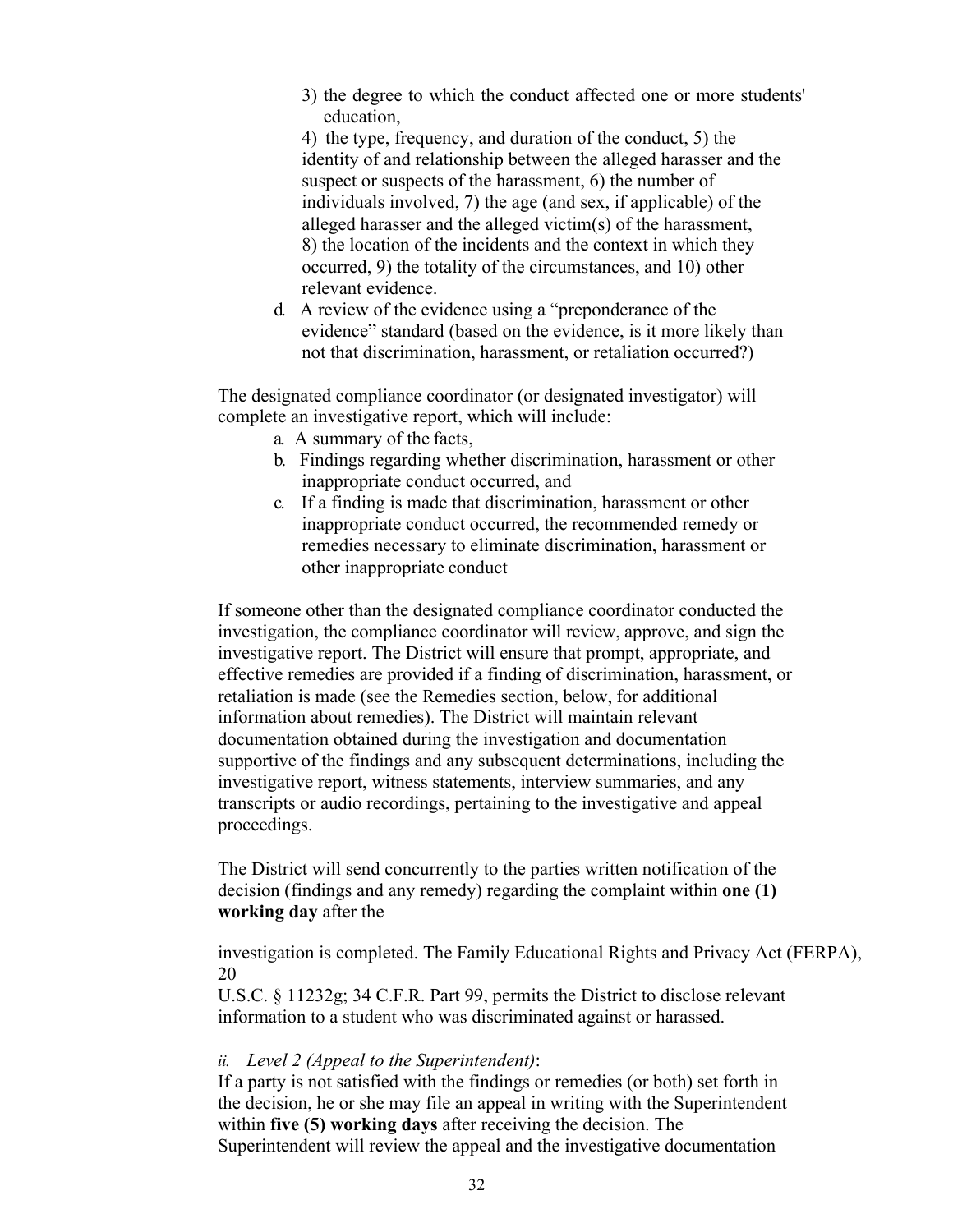3) the degree to which the conduct affected one or more students' education,

4) the type, frequency, and duration of the conduct, 5) the identity of and relationship between the alleged harasser and the suspect or suspects of the harassment, 6) the number of individuals involved, 7) the age (and sex, if applicable) of the alleged harasser and the alleged victim(s) of the harassment, 8) the location of the incidents and the context in which they occurred, 9) the totality of the circumstances, and 10) other relevant evidence.

d. A review of the evidence using a "preponderance of the evidence" standard (based on the evidence, is it more likely than not that discrimination, harassment, or retaliation occurred?)

The designated compliance coordinator (or designated investigator) will complete an investigative report, which will include:

a. A summary of the facts,
b. Findings regarding whether discrimination, harassment or other inappropriate conduct occurred, and
c. If a finding is made that discrimination, harassment or other inappropriate conduct occurred, the recommended remedy or remedies necessary to eliminate discrimination, harassment or other inappropriate conduct

If someone other than the designated compliance coordinator conducted the investigation, the compliance coordinator will review, approve, and sign the investigative report. The District will ensure that prompt, appropriate, and effective remedies are provided if a finding of discrimination, harassment, or retaliation is made (see the Remedies section, below, for additional information about remedies). The District will maintain relevant documentation obtained during the investigation and documentation supportive of the findings and any subsequent determinations, including the investigative report, witness statements, interview summaries, and any transcripts or audio recordings, pertaining to the investigative and appeal proceedings.

The District will send concurrently to the parties written notification of the decision (findings and any remedy) regarding the complaint within **one (1) working day** after the

investigation is completed. The Family Educational Rights and Privacy Act (FERPA), 20
U.S.C. § 11232g; 34 C.F.R. Part 99, permits the District to disclose relevant information to a student who was discriminated against or harassed.

*ii. Level 2 (Appeal to the Superintendent)*:
If a party is not satisfied with the findings or remedies (or both) set forth in the decision, he or she may file an appeal in writing with the Superintendent within **five (5) working days** after receiving the decision. The Superintendent will review the appeal and the investigative documentation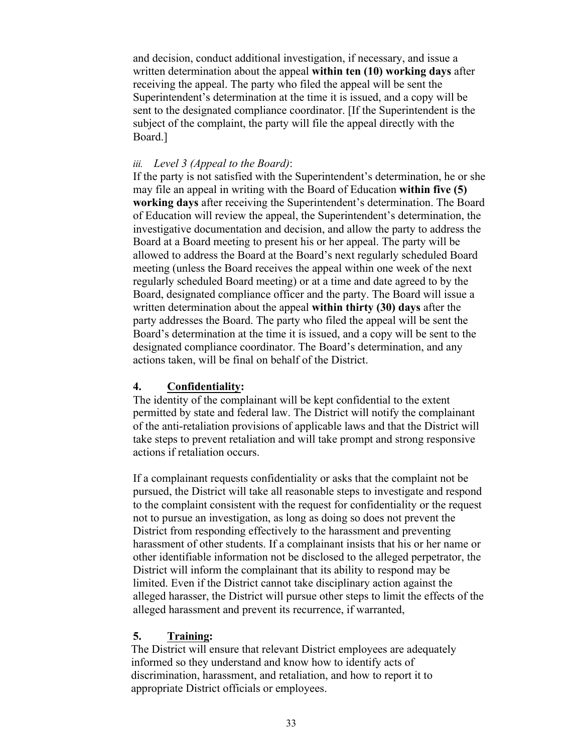and decision, conduct additional investigation, if necessary, and issue a written determination about the appeal **within ten (10) working days** after receiving the appeal. The party who filed the appeal will be sent the Superintendent's determination at the time it is issued, and a copy will be sent to the designated compliance coordinator. [If the Superintendent is the subject of the complaint, the party will file the appeal directly with the Board.]

*iii. Level 3 (Appeal to the Board)*:
If the party is not satisfied with the Superintendent's determination, he or she may file an appeal in writing with the Board of Education **within five (5) working days** after receiving the Superintendent's determination. The Board of Education will review the appeal, the Superintendent's determination, the investigative documentation and decision, and allow the party to address the Board at a Board meeting to present his or her appeal. The party will be allowed to address the Board at the Board's next regularly scheduled Board meeting (unless the Board receives the appeal within one week of the next regularly scheduled Board meeting) or at a time and date agreed to by the Board, designated compliance officer and the party. The Board will issue a written determination about the appeal **within thirty (30) days** after the party addresses the Board. The party who filed the appeal will be sent the Board's determination at the time it is issued, and a copy will be sent to the designated compliance coordinator. The Board's determination, and any actions taken, will be final on behalf of the District.

**4. Confidentiality:**
The identity of the complainant will be kept confidential to the extent permitted by state and federal law. The District will notify the complainant of the anti-retaliation provisions of applicable laws and that the District will take steps to prevent retaliation and will take prompt and strong responsive actions if retaliation occurs.

If a complainant requests confidentiality or asks that the complaint not be pursued, the District will take all reasonable steps to investigate and respond to the complaint consistent with the request for confidentiality or the request not to pursue an investigation, as long as doing so does not prevent the District from responding effectively to the harassment and preventing harassment of other students. If a complainant insists that his or her name or other identifiable information not be disclosed to the alleged perpetrator, the District will inform the complainant that its ability to respond may be limited. Even if the District cannot take disciplinary action against the alleged harasser, the District will pursue other steps to limit the effects of the alleged harassment and prevent its recurrence, if warranted,

**5. Training:**
The District will ensure that relevant District employees are adequately informed so they understand and know how to identify acts of discrimination, harassment, and retaliation, and how to report it to appropriate District officials or employees.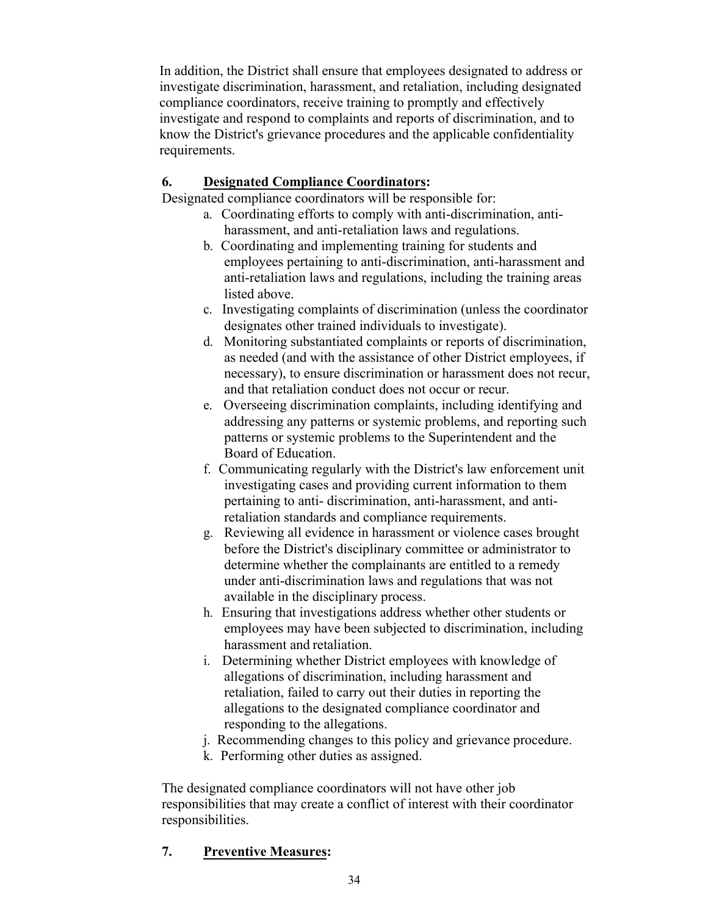In addition, the District shall ensure that employees designated to address or investigate discrimination, harassment, and retaliation, including designated compliance coordinators, receive training to promptly and effectively investigate and respond to complaints and reports of discrimination, and to know the District's grievance procedures and the applicable confidentiality requirements.

**6. Designated Compliance Coordinators:**

Designated compliance coordinators will be responsible for:

a. Coordinating efforts to comply with anti-discrimination, anti-harassment, and anti-retaliation laws and regulations.

b. Coordinating and implementing training for students and employees pertaining to anti-discrimination, anti-harassment and anti-retaliation laws and regulations, including the training areas listed above.

c. Investigating complaints of discrimination (unless the coordinator designates other trained individuals to investigate).

d. Monitoring substantiated complaints or reports of discrimination, as needed (and with the assistance of other District employees, if necessary), to ensure discrimination or harassment does not recur, and that retaliation conduct does not occur or recur.

e. Overseeing discrimination complaints, including identifying and addressing any patterns or systemic problems, and reporting such patterns or systemic problems to the Superintendent and the Board of Education.

f. Communicating regularly with the District's law enforcement unit investigating cases and providing current information to them pertaining to anti- discrimination, anti-harassment, and anti-retaliation standards and compliance requirements.

g. Reviewing all evidence in harassment or violence cases brought before the District's disciplinary committee or administrator to determine whether the complainants are entitled to a remedy under anti-discrimination laws and regulations that was not available in the disciplinary process.

h. Ensuring that investigations address whether other students or employees may have been subjected to discrimination, including harassment and retaliation.

i. Determining whether District employees with knowledge of allegations of discrimination, including harassment and retaliation, failed to carry out their duties in reporting the allegations to the designated compliance coordinator and responding to the allegations.

j. Recommending changes to this policy and grievance procedure.

k. Performing other duties as assigned.

The designated compliance coordinators will not have other job responsibilities that may create a conflict of interest with their coordinator responsibilities.

**7. Preventive Measures:**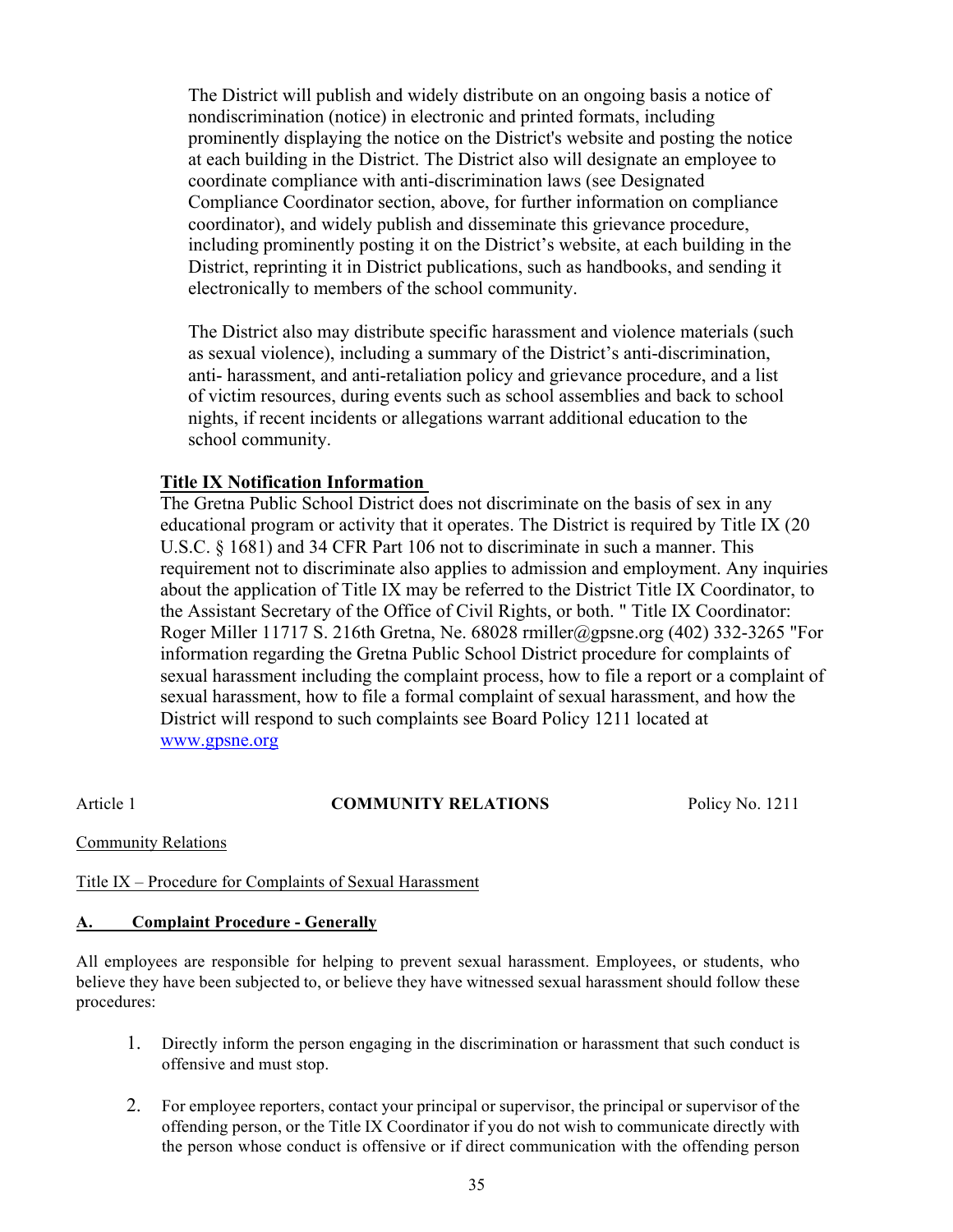The District will publish and widely distribute on an ongoing basis a notice of nondiscrimination (notice) in electronic and printed formats, including prominently displaying the notice on the District's website and posting the notice at each building in the District. The District also will designate an employee to coordinate compliance with anti-discrimination laws (see Designated Compliance Coordinator section, above, for further information on compliance coordinator), and widely publish and disseminate this grievance procedure, including prominently posting it on the District's website, at each building in the District, reprinting it in District publications, such as handbooks, and sending it electronically to members of the school community.

The District also may distribute specific harassment and violence materials (such as sexual violence), including a summary of the District's anti-discrimination, anti- harassment, and anti-retaliation policy and grievance procedure, and a list of victim resources, during events such as school assemblies and back to school nights, if recent incidents or allegations warrant additional education to the school community.

**Title IX Notification Information**

The Gretna Public School District does not discriminate on the basis of sex in any educational program or activity that it operates. The District is required by Title IX (20 U.S.C. § 1681) and 34 CFR Part 106 not to discriminate in such a manner. This requirement not to discriminate also applies to admission and employment. Any inquiries about the application of Title IX may be referred to the District Title IX Coordinator, to the Assistant Secretary of the Office of Civil Rights, or both. " Title IX Coordinator: Roger Miller 11717 S. 216th Gretna, Ne. 68028 rmiller@gpsne.org (402) 332-3265 "For information regarding the Gretna Public School District procedure for complaints of sexual harassment including the complaint process, how to file a report or a complaint of sexual harassment, how to file a formal complaint of sexual harassment, and how the District will respond to such complaints see Board Policy 1211 located at www.gpsne.org

Article 1 **COMMUNITY RELATIONS** Policy No. 1211

Community Relations

Title IX – Procedure for Complaints of Sexual Harassment

**A. Complaint Procedure - Generally**

All employees are responsible for helping to prevent sexual harassment. Employees, or students, who believe they have been subjected to, or believe they have witnessed sexual harassment should follow these procedures:

1. Directly inform the person engaging in the discrimination or harassment that such conduct is offensive and must stop.
2. For employee reporters, contact your principal or supervisor, the principal or supervisor of the offending person, or the Title IX Coordinator if you do not wish to communicate directly with the person whose conduct is offensive or if direct communication with the offending person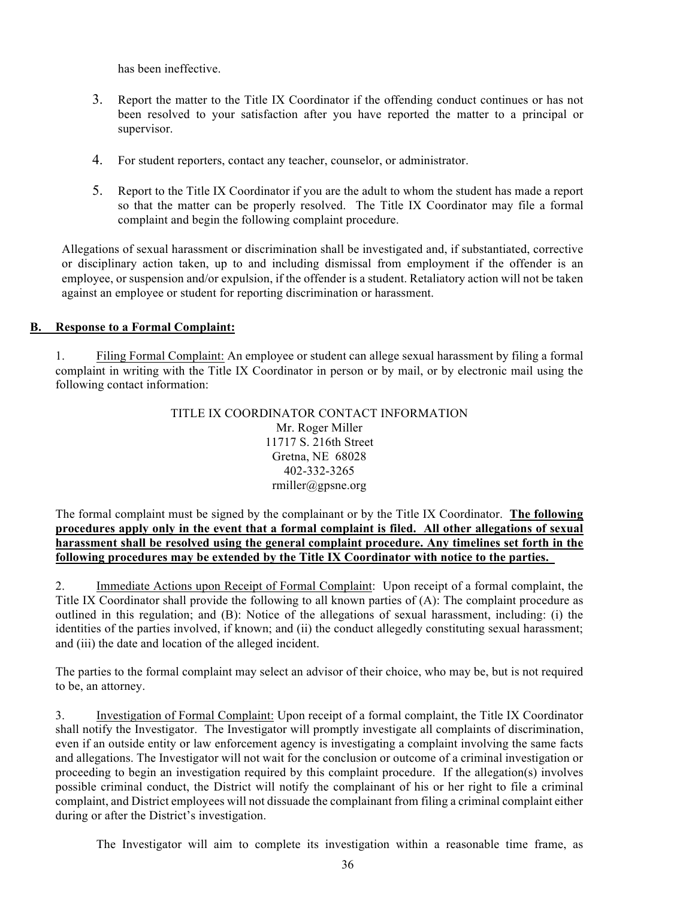has been ineffective.

3. Report the matter to the Title IX Coordinator if the offending conduct continues or has not been resolved to your satisfaction after you have reported the matter to a principal or supervisor.

4. For student reporters, contact any teacher, counselor, or administrator.

5. Report to the Title IX Coordinator if you are the adult to whom the student has made a report so that the matter can be properly resolved. The Title IX Coordinator may file a formal complaint and begin the following complaint procedure.

Allegations of sexual harassment or discrimination shall be investigated and, if substantiated, corrective or disciplinary action taken, up to and including dismissal from employment if the offender is an employee, or suspension and/or expulsion, if the offender is a student. Retaliatory action will not be taken against an employee or student for reporting discrimination or harassment.

## B. Response to a Formal Complaint:

1. Filing Formal Complaint: An employee or student can allege sexual harassment by filing a formal complaint in writing with the Title IX Coordinator in person or by mail, or by electronic mail using the following contact information:

TITLE IX COORDINATOR CONTACT INFORMATION
Mr. Roger Miller
11717 S. 216th Street
Gretna, NE 68028
402-332-3265
rmiller@gpsne.org

The formal complaint must be signed by the complainant or by the Title IX Coordinator. **The following procedures apply only in the event that a formal complaint is filed. All other allegations of sexual harassment shall be resolved using the general complaint procedure. Any timelines set forth in the following procedures may be extended by the Title IX Coordinator with notice to the parties.**

2. Immediate Actions upon Receipt of Formal Complaint: Upon receipt of a formal complaint, the Title IX Coordinator shall provide the following to all known parties of (A): The complaint procedure as outlined in this regulation; and (B): Notice of the allegations of sexual harassment, including: (i) the identities of the parties involved, if known; and (ii) the conduct allegedly constituting sexual harassment; and (iii) the date and location of the alleged incident.

The parties to the formal complaint may select an advisor of their choice, who may be, but is not required to be, an attorney.

3. Investigation of Formal Complaint: Upon receipt of a formal complaint, the Title IX Coordinator shall notify the Investigator. The Investigator will promptly investigate all complaints of discrimination, even if an outside entity or law enforcement agency is investigating a complaint involving the same facts and allegations. The Investigator will not wait for the conclusion or outcome of a criminal investigation or proceeding to begin an investigation required by this complaint procedure. If the allegation(s) involves possible criminal conduct, the District will notify the complainant of his or her right to file a criminal complaint, and District employees will not dissuade the complainant from filing a criminal complaint either during or after the District's investigation.

The Investigator will aim to complete its investigation within a reasonable time frame, as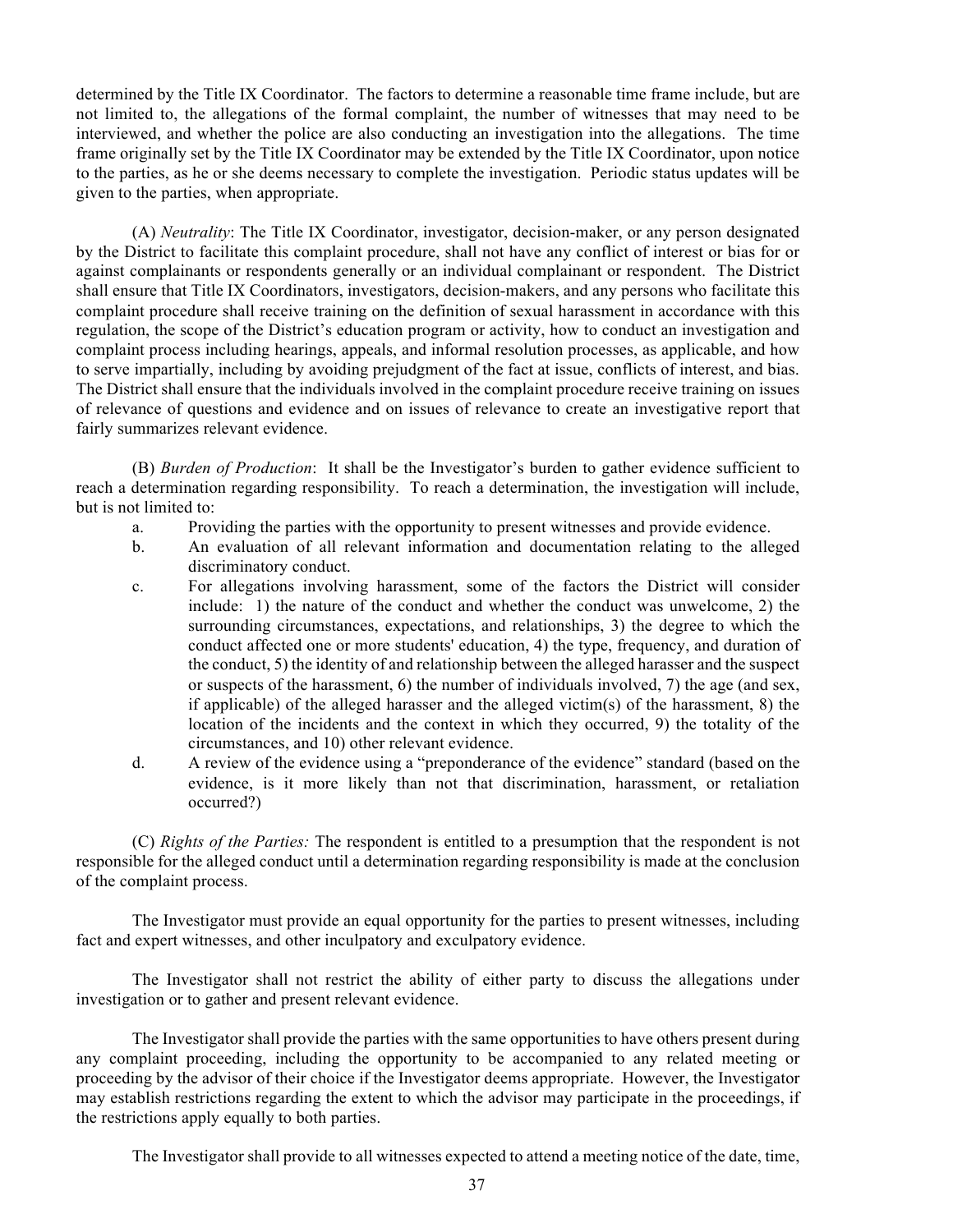determined by the Title IX Coordinator. The factors to determine a reasonable time frame include, but are not limited to, the allegations of the formal complaint, the number of witnesses that may need to be interviewed, and whether the police are also conducting an investigation into the allegations. The time frame originally set by the Title IX Coordinator may be extended by the Title IX Coordinator, upon notice to the parties, as he or she deems necessary to complete the investigation. Periodic status updates will be given to the parties, when appropriate.

(A) *Neutrality*: The Title IX Coordinator, investigator, decision-maker, or any person designated by the District to facilitate this complaint procedure, shall not have any conflict of interest or bias for or against complainants or respondents generally or an individual complainant or respondent. The District shall ensure that Title IX Coordinators, investigators, decision-makers, and any persons who facilitate this complaint procedure shall receive training on the definition of sexual harassment in accordance with this regulation, the scope of the District's education program or activity, how to conduct an investigation and complaint process including hearings, appeals, and informal resolution processes, as applicable, and how to serve impartially, including by avoiding prejudgment of the fact at issue, conflicts of interest, and bias. The District shall ensure that the individuals involved in the complaint procedure receive training on issues of relevance of questions and evidence and on issues of relevance to create an investigative report that fairly summarizes relevant evidence.

(B) *Burden of Production*: It shall be the Investigator's burden to gather evidence sufficient to reach a determination regarding responsibility. To reach a determination, the investigation will include, but is not limited to:

a. Providing the parties with the opportunity to present witnesses and provide evidence.
b. An evaluation of all relevant information and documentation relating to the alleged discriminatory conduct.
c. For allegations involving harassment, some of the factors the District will consider include: 1) the nature of the conduct and whether the conduct was unwelcome, 2) the surrounding circumstances, expectations, and relationships, 3) the degree to which the conduct affected one or more students' education, 4) the type, frequency, and duration of the conduct, 5) the identity of and relationship between the alleged harasser and the suspect or suspects of the harassment, 6) the number of individuals involved, 7) the age (and sex, if applicable) of the alleged harasser and the alleged victim(s) of the harassment, 8) the location of the incidents and the context in which they occurred, 9) the totality of the circumstances, and 10) other relevant evidence.
d. A review of the evidence using a "preponderance of the evidence" standard (based on the evidence, is it more likely than not that discrimination, harassment, or retaliation occurred?)

(C) *Rights of the Parties:* The respondent is entitled to a presumption that the respondent is not responsible for the alleged conduct until a determination regarding responsibility is made at the conclusion of the complaint process.

The Investigator must provide an equal opportunity for the parties to present witnesses, including fact and expert witnesses, and other inculpatory and exculpatory evidence.

The Investigator shall not restrict the ability of either party to discuss the allegations under investigation or to gather and present relevant evidence.

The Investigator shall provide the parties with the same opportunities to have others present during any complaint proceeding, including the opportunity to be accompanied to any related meeting or proceeding by the advisor of their choice if the Investigator deems appropriate. However, the Investigator may establish restrictions regarding the extent to which the advisor may participate in the proceedings, if the restrictions apply equally to both parties.

The Investigator shall provide to all witnesses expected to attend a meeting notice of the date, time,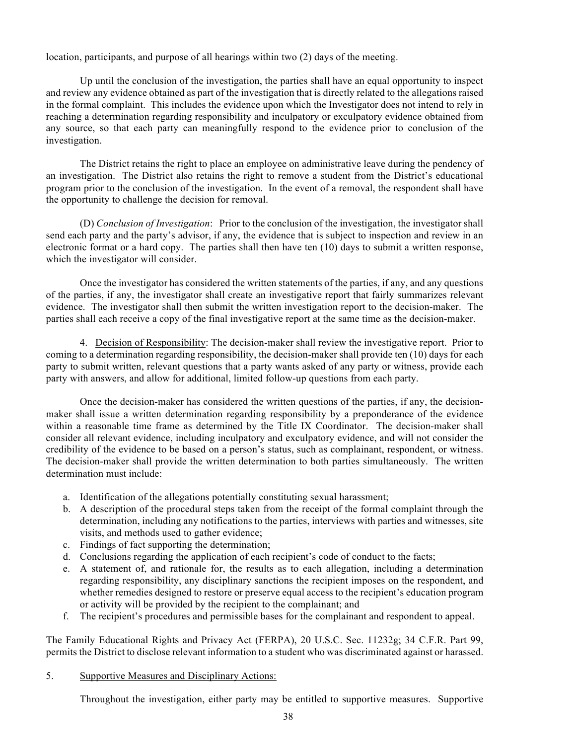location, participants, and purpose of all hearings within two (2) days of the meeting.

Up until the conclusion of the investigation, the parties shall have an equal opportunity to inspect and review any evidence obtained as part of the investigation that is directly related to the allegations raised in the formal complaint. This includes the evidence upon which the Investigator does not intend to rely in reaching a determination regarding responsibility and inculpatory or exculpatory evidence obtained from any source, so that each party can meaningfully respond to the evidence prior to conclusion of the investigation.

The District retains the right to place an employee on administrative leave during the pendency of an investigation. The District also retains the right to remove a student from the District's educational program prior to the conclusion of the investigation. In the event of a removal, the respondent shall have the opportunity to challenge the decision for removal.

(D) *Conclusion of Investigation*: Prior to the conclusion of the investigation, the investigator shall send each party and the party's advisor, if any, the evidence that is subject to inspection and review in an electronic format or a hard copy. The parties shall then have ten (10) days to submit a written response, which the investigator will consider.

Once the investigator has considered the written statements of the parties, if any, and any questions of the parties, if any, the investigator shall create an investigative report that fairly summarizes relevant evidence. The investigator shall then submit the written investigation report to the decision-maker. The parties shall each receive a copy of the final investigative report at the same time as the decision-maker.

4. Decision of Responsibility: The decision-maker shall review the investigative report. Prior to coming to a determination regarding responsibility, the decision-maker shall provide ten (10) days for each party to submit written, relevant questions that a party wants asked of any party or witness, provide each party with answers, and allow for additional, limited follow-up questions from each party.

Once the decision-maker has considered the written questions of the parties, if any, the decision-maker shall issue a written determination regarding responsibility by a preponderance of the evidence within a reasonable time frame as determined by the Title IX Coordinator. The decision-maker shall consider all relevant evidence, including inculpatory and exculpatory evidence, and will not consider the credibility of the evidence to be based on a person's status, such as complainant, respondent, or witness. The decision-maker shall provide the written determination to both parties simultaneously. The written determination must include:

a. Identification of the allegations potentially constituting sexual harassment;
b. A description of the procedural steps taken from the receipt of the formal complaint through the determination, including any notifications to the parties, interviews with parties and witnesses, site visits, and methods used to gather evidence;
c. Findings of fact supporting the determination;
d. Conclusions regarding the application of each recipient's code of conduct to the facts;
e. A statement of, and rationale for, the results as to each allegation, including a determination regarding responsibility, any disciplinary sanctions the recipient imposes on the respondent, and whether remedies designed to restore or preserve equal access to the recipient's education program or activity will be provided by the recipient to the complainant; and
f. The recipient's procedures and permissible bases for the complainant and respondent to appeal.

The Family Educational Rights and Privacy Act (FERPA), 20 U.S.C. Sec. 11232g; 34 C.F.R. Part 99, permits the District to disclose relevant information to a student who was discriminated against or harassed.

5. Supportive Measures and Disciplinary Actions:

Throughout the investigation, either party may be entitled to supportive measures. Supportive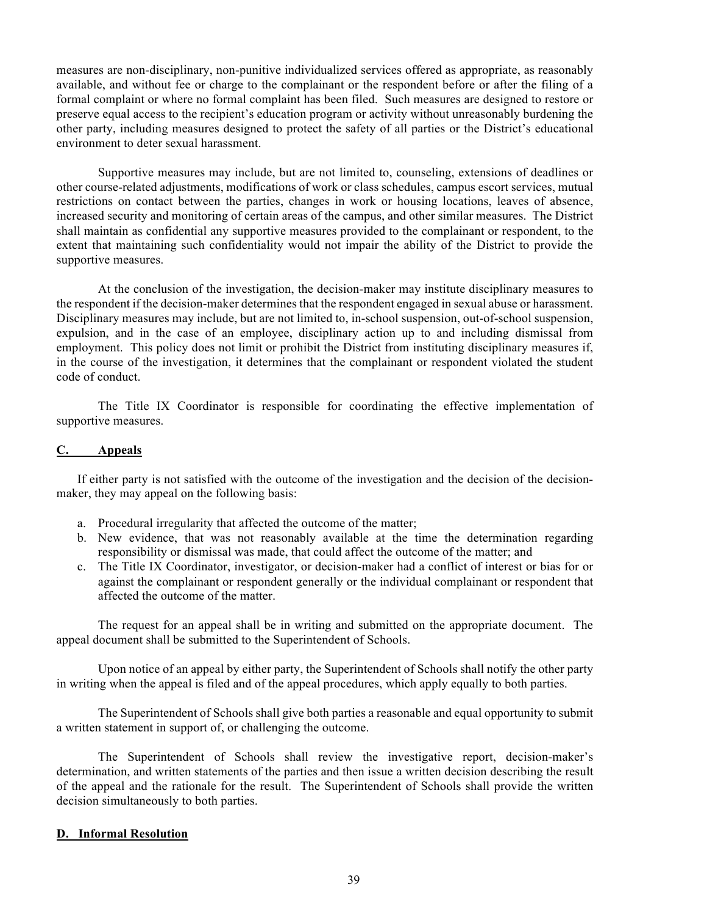measures are non-disciplinary, non-punitive individualized services offered as appropriate, as reasonably available, and without fee or charge to the complainant or the respondent before or after the filing of a formal complaint or where no formal complaint has been filed. Such measures are designed to restore or preserve equal access to the recipient's education program or activity without unreasonably burdening the other party, including measures designed to protect the safety of all parties or the District's educational environment to deter sexual harassment.

Supportive measures may include, but are not limited to, counseling, extensions of deadlines or other course-related adjustments, modifications of work or class schedules, campus escort services, mutual restrictions on contact between the parties, changes in work or housing locations, leaves of absence, increased security and monitoring of certain areas of the campus, and other similar measures. The District shall maintain as confidential any supportive measures provided to the complainant or respondent, to the extent that maintaining such confidentiality would not impair the ability of the District to provide the supportive measures.

At the conclusion of the investigation, the decision-maker may institute disciplinary measures to the respondent if the decision-maker determines that the respondent engaged in sexual abuse or harassment. Disciplinary measures may include, but are not limited to, in-school suspension, out-of-school suspension, expulsion, and in the case of an employee, disciplinary action up to and including dismissal from employment. This policy does not limit or prohibit the District from instituting disciplinary measures if, in the course of the investigation, it determines that the complainant or respondent violated the student code of conduct.

The Title IX Coordinator is responsible for coordinating the effective implementation of supportive measures.

## C. Appeals

If either party is not satisfied with the outcome of the investigation and the decision of the decision-maker, they may appeal on the following basis:

a. Procedural irregularity that affected the outcome of the matter;
b. New evidence, that was not reasonably available at the time the determination regarding responsibility or dismissal was made, that could affect the outcome of the matter; and
c. The Title IX Coordinator, investigator, or decision-maker had a conflict of interest or bias for or against the complainant or respondent generally or the individual complainant or respondent that affected the outcome of the matter.

The request for an appeal shall be in writing and submitted on the appropriate document. The appeal document shall be submitted to the Superintendent of Schools.

Upon notice of an appeal by either party, the Superintendent of Schools shall notify the other party in writing when the appeal is filed and of the appeal procedures, which apply equally to both parties.

The Superintendent of Schools shall give both parties a reasonable and equal opportunity to submit a written statement in support of, or challenging the outcome.

The Superintendent of Schools shall review the investigative report, decision-maker's determination, and written statements of the parties and then issue a written decision describing the result of the appeal and the rationale for the result. The Superintendent of Schools shall provide the written decision simultaneously to both parties.

## D. Informal Resolution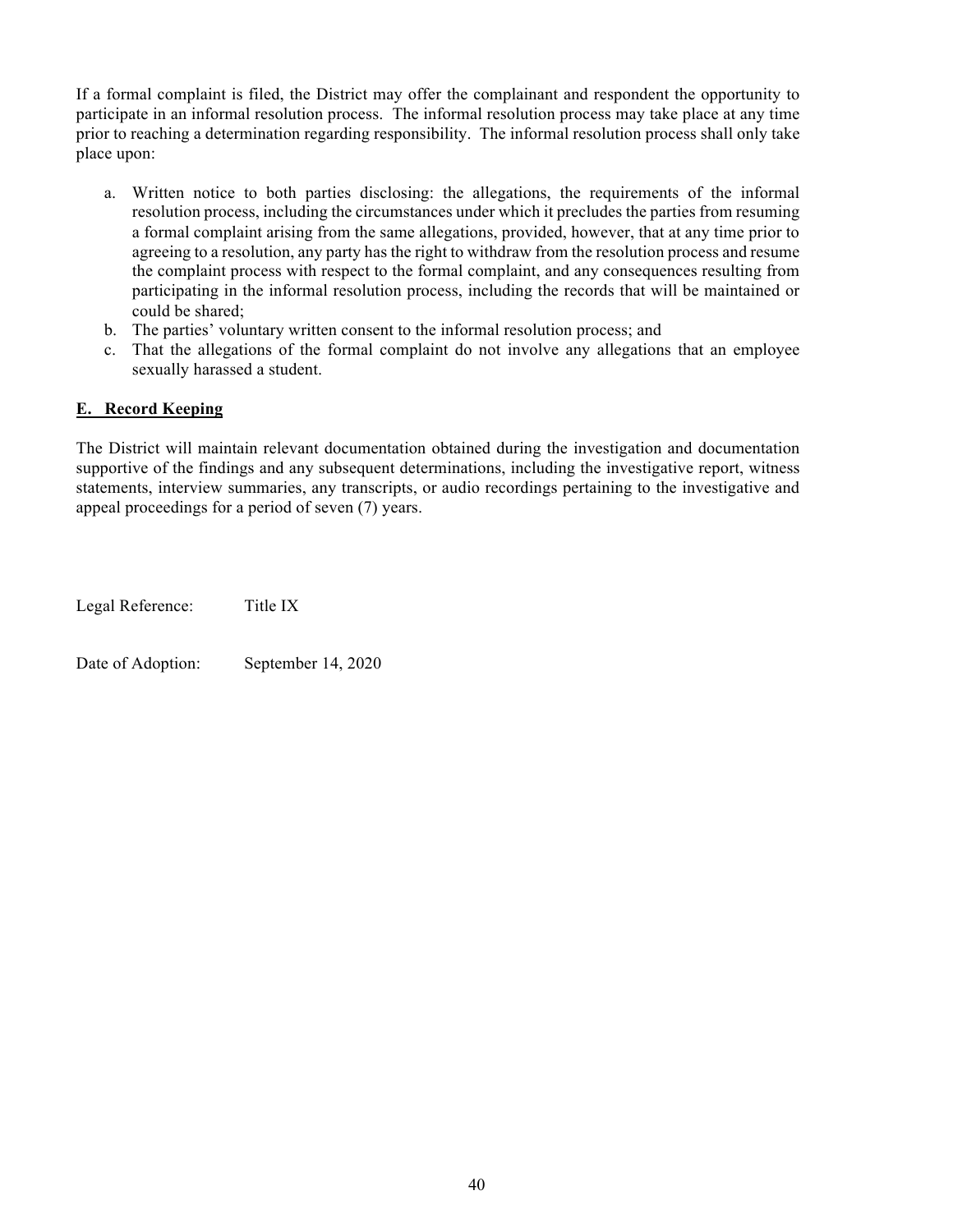If a formal complaint is filed, the District may offer the complainant and respondent the opportunity to participate in an informal resolution process. The informal resolution process may take place at any time prior to reaching a determination regarding responsibility. The informal resolution process shall only take place upon:

a. Written notice to both parties disclosing: the allegations, the requirements of the informal resolution process, including the circumstances under which it precludes the parties from resuming a formal complaint arising from the same allegations, provided, however, that at any time prior to agreeing to a resolution, any party has the right to withdraw from the resolution process and resume the complaint process with respect to the formal complaint, and any consequences resulting from participating in the informal resolution process, including the records that will be maintained or could be shared;
b. The parties' voluntary written consent to the informal resolution process; and
c. That the allegations of the formal complaint do not involve any allegations that an employee sexually harassed a student.

## E. Record Keeping

The District will maintain relevant documentation obtained during the investigation and documentation supportive of the findings and any subsequent determinations, including the investigative report, witness statements, interview summaries, any transcripts, or audio recordings pertaining to the investigative and appeal proceedings for a period of seven (7) years.

Legal Reference: Title IX

Date of Adoption: September 14, 2020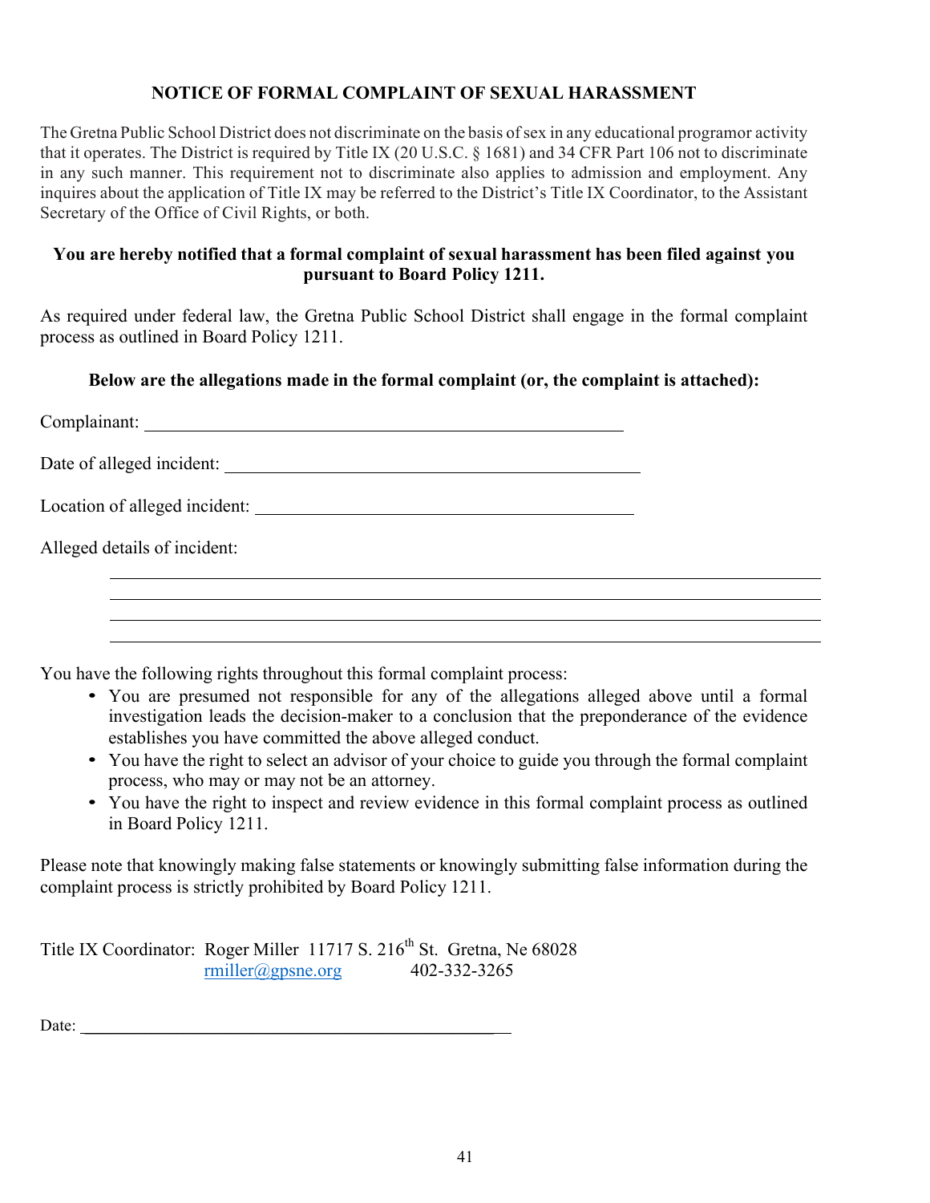**NOTICE OF FORMAL COMPLAINT OF SEXUAL HARASSMENT**

The Gretna Public School District does not discriminate on the basis of sex in any educational programor activity that it operates. The District is required by Title IX (20 U.S.C. § 1681) and 34 CFR Part 106 not to discriminate in any such manner. This requirement not to discriminate also applies to admission and employment. Any inquires about the application of Title IX may be referred to the District's Title IX Coordinator, to the Assistant Secretary of the Office of Civil Rights, or both.

**You are hereby notified that a formal complaint of sexual harassment has been filed against you pursuant to Board Policy 1211.**

As required under federal law, the Gretna Public School District shall engage in the formal complaint process as outlined in Board Policy 1211.

**Below are the allegations made in the formal complaint (or, the complaint is attached):**

Complainant: ______________________________________________________

Date of alleged incident: ______________________________________________

Location of alleged incident: ___________________________________________

Alleged details of incident:

________________________________________________________________________________
________________________________________________________________________________
________________________________________________________________________________
________________________________________________________________________________

You have the following rights throughout this formal complaint process:

- You are presumed not responsible for any of the allegations alleged above until a formal investigation leads the decision-maker to a conclusion that the preponderance of the evidence establishes you have committed the above alleged conduct.
- You have the right to select an advisor of your choice to guide you through the formal complaint process, who may or may not be an attorney.
- You have the right to inspect and review evidence in this formal complaint process as outlined in Board Policy 1211.

Please note that knowingly making false statements or knowingly submitting false information during the complaint process is strictly prohibited by Board Policy 1211.

Title IX Coordinator: Roger Miller 11717 S. 216th St. Gretna, Ne 68028
rmiller@gpsne.org 402-332-3265

Date: ______________________________________________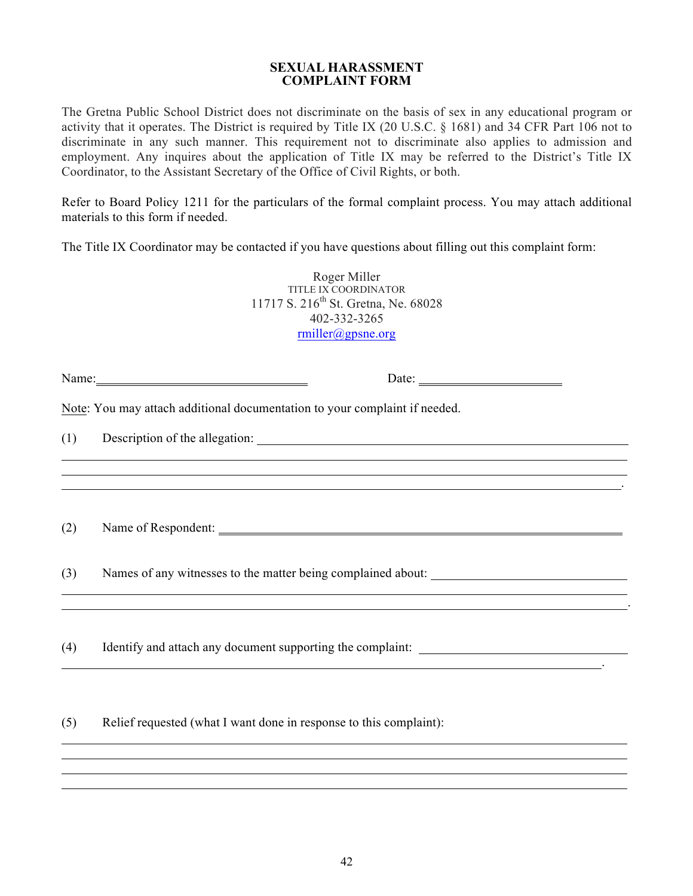# SEXUAL HARASSMENT COMPLAINT FORM

The Gretna Public School District does not discriminate on the basis of sex in any educational program or activity that it operates. The District is required by Title IX (20 U.S.C. § 1681) and 34 CFR Part 106 not to discriminate in any such manner. This requirement not to discriminate also applies to admission and employment. Any inquires about the application of Title IX may be referred to the District's Title IX Coordinator, to the Assistant Secretary of the Office of Civil Rights, or both.

Refer to Board Policy 1211 for the particulars of the formal complaint process. You may attach additional materials to this form if needed.

The Title IX Coordinator may be contacted if you have questions about filling out this complaint form:

Roger Miller
TITLE IX COORDINATOR
11717 S. 216th St. Gretna, Ne. 68028
402-332-3265
rmiller@gpsne.org

Name:\_\_\_\_\_\_\_\_\_\_\_\_\_\_\_\_\_\_\_\_\_\_\_\_\_\_\_\_\_\_ Date: \_\_\_\_\_\_\_\_\_\_\_\_\_\_\_\_\_\_\_\_

Note: You may attach additional documentation to your complaint if needed.

(1) Description of the allegation: \_\_\_\_\_\_\_\_\_\_\_\_\_\_\_\_\_\_\_\_\_\_\_\_\_\_\_\_\_\_\_\_\_\_\_\_\_\_\_\_

\_\_\_\_\_\_\_\_\_\_\_\_\_\_\_\_\_\_\_\_\_\_\_\_\_\_\_\_\_\_\_\_\_\_\_\_\_\_\_\_\_\_\_\_\_\_\_\_\_\_\_\_\_\_\_\_\_\_\_\_\_\_\_\_\_\_\_\_\_\_\_\_

\_\_\_\_\_\_\_\_\_\_\_\_\_\_\_\_\_\_\_\_\_\_\_\_\_\_\_\_\_\_\_\_\_\_\_\_\_\_\_\_\_\_\_\_\_\_\_\_\_\_\_\_\_\_\_\_\_\_\_\_\_\_\_\_\_\_\_\_\_\_\_\_

\_\_\_\_\_\_\_\_\_\_\_\_\_\_\_\_\_\_\_\_\_\_\_\_\_\_\_\_\_\_\_\_\_\_\_\_\_\_\_\_\_\_\_\_\_\_\_\_\_\_\_\_\_\_\_\_\_\_\_\_\_\_\_\_\_\_\_\_\_\_\_.

(2) Name of Respondent: \_\_\_\_\_\_\_\_\_\_\_\_\_\_\_\_\_\_\_\_\_\_\_\_\_\_\_\_\_\_\_\_\_\_\_\_\_\_\_\_\_\_\_\_\_\_\_\_\_\_

(3) Names of any witnesses to the matter being complained about: \_\_\_\_\_\_\_\_\_\_\_\_\_\_\_\_\_\_\_\_\_\_\_\_

\_\_\_\_\_\_\_\_\_\_\_\_\_\_\_\_\_\_\_\_\_\_\_\_\_\_\_\_\_\_\_\_\_\_\_\_\_\_\_\_\_\_\_\_\_\_\_\_\_\_\_\_\_\_\_\_\_\_\_\_\_\_\_\_\_\_\_\_\_\_\_\_

\_\_\_\_\_\_\_\_\_\_\_\_\_\_\_\_\_\_\_\_\_\_\_\_\_\_\_\_\_\_\_\_\_\_\_\_\_\_\_\_\_\_\_\_\_\_\_\_\_\_\_\_\_\_\_\_\_\_\_\_\_\_\_\_\_\_\_\_\_\_\_.

(4) Identify and attach any document supporting the complaint: \_\_\_\_\_\_\_\_\_\_\_\_\_\_\_\_\_\_\_\_\_\_\_\_\_

\_\_\_\_\_\_\_\_\_\_\_\_\_\_\_\_\_\_\_\_\_\_\_\_\_\_\_\_\_\_\_\_\_\_\_\_\_\_\_\_\_\_\_\_\_\_\_\_\_\_\_\_\_\_\_\_\_\_\_\_\_\_\_\_\_\_\_\_\_\_.

(5) Relief requested (what I want done in response to this complaint):

\_\_\_\_\_\_\_\_\_\_\_\_\_\_\_\_\_\_\_\_\_\_\_\_\_\_\_\_\_\_\_\_\_\_\_\_\_\_\_\_\_\_\_\_\_\_\_\_\_\_\_\_\_\_\_\_\_\_\_\_\_\_\_\_\_\_\_\_\_\_\_\_

\_\_\_\_\_\_\_\_\_\_\_\_\_\_\_\_\_\_\_\_\_\_\_\_\_\_\_\_\_\_\_\_\_\_\_\_\_\_\_\_\_\_\_\_\_\_\_\_\_\_\_\_\_\_\_\_\_\_\_\_\_\_\_\_\_\_\_\_\_\_\_\_

\_\_\_\_\_\_\_\_\_\_\_\_\_\_\_\_\_\_\_\_\_\_\_\_\_\_\_\_\_\_\_\_\_\_\_\_\_\_\_\_\_\_\_\_\_\_\_\_\_\_\_\_\_\_\_\_\_\_\_\_\_\_\_\_\_\_\_\_\_\_\_\_

\_\_\_\_\_\_\_\_\_\_\_\_\_\_\_\_\_\_\_\_\_\_\_\_\_\_\_\_\_\_\_\_\_\_\_\_\_\_\_\_\_\_\_\_\_\_\_\_\_\_\_\_\_\_\_\_\_\_\_\_\_\_\_\_\_\_\_\_\_\_\_\_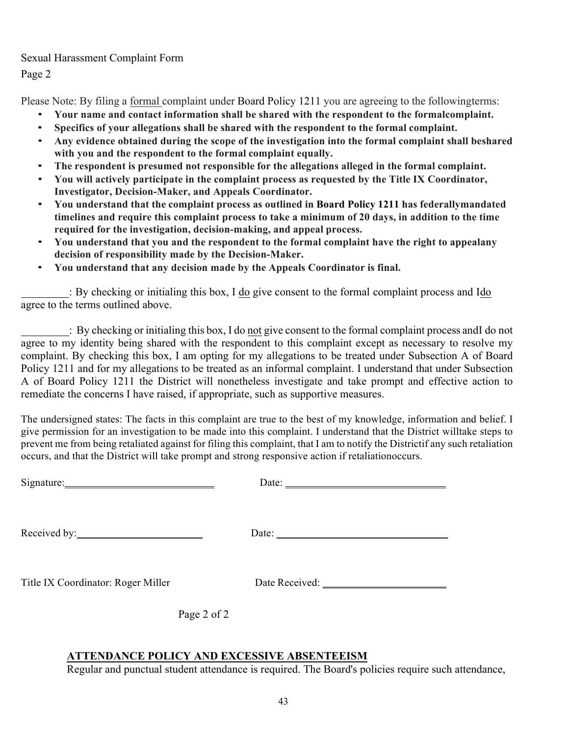Sexual Harassment Complaint Form

Page 2

Please Note: By filing a <u>formal</u> complaint under Board Policy 1211 you are agreeing to the followingterms:

- **Your name and contact information shall be shared with the respondent to the formalcomplaint.**
- **Specifics of your allegations shall be shared with the respondent to the formal complaint.**
- **Any evidence obtained during the scope of the investigation into the formal complaint shall beshared with you and the respondent to the formal complaint equally.**
- **The respondent is presumed not responsible for the allegations alleged in the formal complaint.**
- **You will actively participate in the complaint process as requested by the Title IX Coordinator, Investigator, Decision-Maker, and Appeals Coordinator.**
- **You understand that the complaint process as outlined in Board Policy 1211 has federallymandated timelines and require this complaint process to take a minimum of 20 days, in addition to the time required for the investigation, decision-making, and appeal process.**
- **You understand that you and the respondent to the formal complaint have the right to appealany decision of responsibility made by the Decision-Maker.**
- **You understand that any decision made by the Appeals Coordinator is final.**

\_\_\_\_\_\_\_\_\_: By checking or initialing this box, I <u>do</u> give consent to the formal complaint process and I<u>do</u> agree to the terms outlined above.

\_\_\_\_\_\_\_\_\_: By checking or initialing this box, I do <u>not</u> give consent to the formal complaint process andI do not agree to my identity being shared with the respondent to this complaint except as necessary to resolve my complaint. By checking this box, I am opting for my allegations to be treated under Subsection A of Board Policy 1211 and for my allegations to be treated as an informal complaint. I understand that under Subsection A of Board Policy 1211 the District will nonetheless investigate and take prompt and effective action to remediate the concerns I have raised, if appropriate, such as supportive measures.

The undersigned states: The facts in this complaint are true to the best of my knowledge, information and belief. I give permission for an investigation to be made into this complaint. I understand that the District willtake steps to prevent me from being retaliated against for filing this complaint, that I am to notify the Districtif any such retaliation occurs, and that the District will take prompt and strong responsive action if retaliationoccurs.

Signature:\_\_\_\_\_\_\_\_\_\_\_\_\_\_\_\_\_\_\_\_\_\_\_\_\_\_\_\_ Date: \_\_\_\_\_\_\_\_\_\_\_\_\_\_\_\_\_\_\_\_\_\_\_\_\_\_\_\_\_\_

Received by:\_\_\_\_\_\_\_\_\_\_\_\_\_\_\_\_\_\_\_\_\_\_\_\_ Date: \_\_\_\_\_\_\_\_\_\_\_\_\_\_\_\_\_\_\_\_\_\_\_\_\_\_\_\_\_\_\_\_

Title IX Coordinator: Roger Miller Date Received: \_\_\_\_\_\_\_\_\_\_\_\_\_\_\_\_\_\_\_\_\_\_\_

Page 2 of 2

## ATTENDANCE POLICY AND EXCESSIVE ABSENTEEISM

Regular and punctual student attendance is required. The Board's policies require such attendance,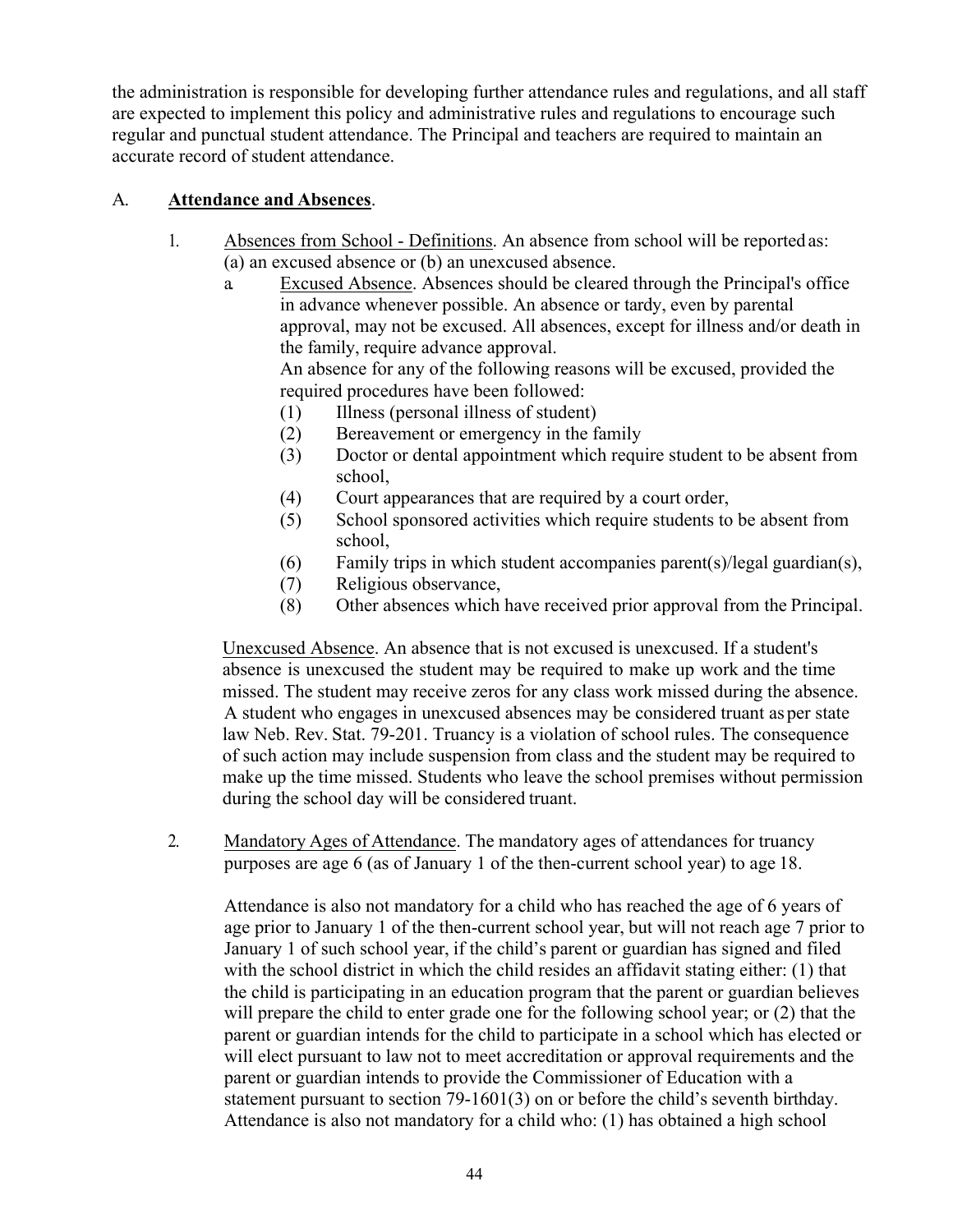the administration is responsible for developing further attendance rules and regulations, and all staff are expected to implement this policy and administrative rules and regulations to encourage such regular and punctual student attendance. The Principal and teachers are required to maintain an accurate record of student attendance.

A. **Attendance and Absences**.

1. Absences from School - Definitions. An absence from school will be reported as: (a) an excused absence or (b) an unexcused absence.

   a. Excused Absence. Absences should be cleared through the Principal's office in advance whenever possible. An absence or tardy, even by parental approval, may not be excused. All absences, except for illness and/or death in the family, require advance approval.

      An absence for any of the following reasons will be excused, provided the required procedures have been followed:

      (1) Illness (personal illness of student)
      (2) Bereavement or emergency in the family
      (3) Doctor or dental appointment which require student to be absent from school,
      (4) Court appearances that are required by a court order,
      (5) School sponsored activities which require students to be absent from school,
      (6) Family trips in which student accompanies parent(s)/legal guardian(s),
      (7) Religious observance,
      (8) Other absences which have received prior approval from the Principal.

   Unexcused Absence. An absence that is not excused is unexcused. If a student's absence is unexcused the student may be required to make up work and the time missed. The student may receive zeros for any class work missed during the absence. A student who engages in unexcused absences may be considered truant as per state law Neb. Rev. Stat. 79-201. Truancy is a violation of school rules. The consequence of such action may include suspension from class and the student may be required to make up the time missed. Students who leave the school premises without permission during the school day will be considered truant.

2. Mandatory Ages of Attendance. The mandatory ages of attendances for truancy purposes are age 6 (as of January 1 of the then-current school year) to age 18.

   Attendance is also not mandatory for a child who has reached the age of 6 years of age prior to January 1 of the then-current school year, but will not reach age 7 prior to January 1 of such school year, if the child's parent or guardian has signed and filed with the school district in which the child resides an affidavit stating either: (1) that the child is participating in an education program that the parent or guardian believes will prepare the child to enter grade one for the following school year; or (2) that the parent or guardian intends for the child to participate in a school which has elected or will elect pursuant to law not to meet accreditation or approval requirements and the parent or guardian intends to provide the Commissioner of Education with a statement pursuant to section 79-1601(3) on or before the child's seventh birthday. Attendance is also not mandatory for a child who: (1) has obtained a high school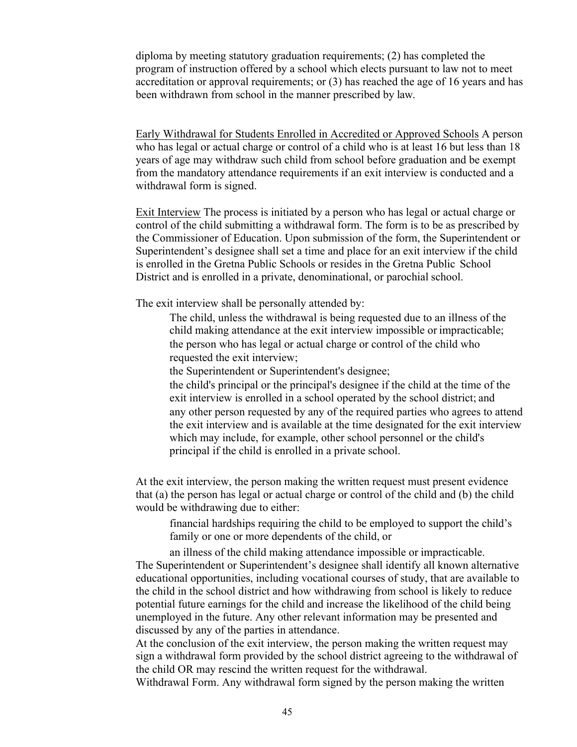diploma by meeting statutory graduation requirements; (2) has completed the program of instruction offered by a school which elects pursuant to law not to meet accreditation or approval requirements; or (3) has reached the age of 16 years and has been withdrawn from school in the manner prescribed by law.

<u>Early Withdrawal for Students Enrolled in Accredited or Approved Schools</u> A person who has legal or actual charge or control of a child who is at least 16 but less than 18 years of age may withdraw such child from school before graduation and be exempt from the mandatory attendance requirements if an exit interview is conducted and a withdrawal form is signed.

<u>Exit Interview</u> The process is initiated by a person who has legal or actual charge or control of the child submitting a withdrawal form. The form is to be as prescribed by the Commissioner of Education. Upon submission of the form, the Superintendent or Superintendent's designee shall set a time and place for an exit interview if the child is enrolled in the Gretna Public Schools or resides in the Gretna Public School District and is enrolled in a private, denominational, or parochial school.

The exit interview shall be personally attended by:

- The child, unless the withdrawal is being requested due to an illness of the child making attendance at the exit interview impossible or impracticable;
- the person who has legal or actual charge or control of the child who requested the exit interview;
- the Superintendent or Superintendent's designee;
- the child's principal or the principal's designee if the child at the time of the exit interview is enrolled in a school operated by the school district; and
- any other person requested by any of the required parties who agrees to attend the exit interview and is available at the time designated for the exit interview which may include, for example, other school personnel or the child's principal if the child is enrolled in a private school.

At the exit interview, the person making the written request must present evidence that (a) the person has legal or actual charge or control of the child and (b) the child would be withdrawing due to either:

- financial hardships requiring the child to be employed to support the child's family or one or more dependents of the child, or
- an illness of the child making attendance impossible or impracticable.

The Superintendent or Superintendent's designee shall identify all known alternative educational opportunities, including vocational courses of study, that are available to the child in the school district and how withdrawing from school is likely to reduce potential future earnings for the child and increase the likelihood of the child being unemployed in the future. Any other relevant information may be presented and discussed by any of the parties in attendance.

At the conclusion of the exit interview, the person making the written request may sign a withdrawal form provided by the school district agreeing to the withdrawal of the child OR may rescind the written request for the withdrawal.

Withdrawal Form. Any withdrawal form signed by the person making the written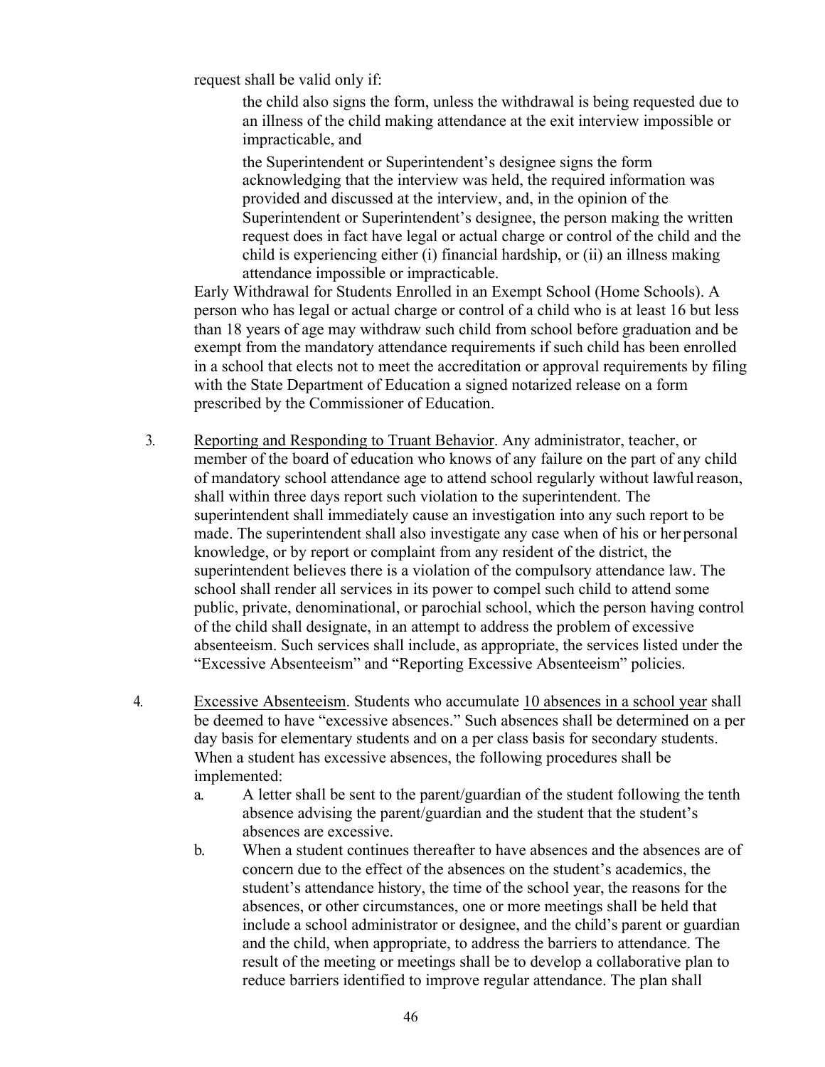request shall be valid only if:

the child also signs the form, unless the withdrawal is being requested due to an illness of the child making attendance at the exit interview impossible or impracticable, and

the Superintendent or Superintendent's designee signs the form acknowledging that the interview was held, the required information was provided and discussed at the interview, and, in the opinion of the Superintendent or Superintendent's designee, the person making the written request does in fact have legal or actual charge or control of the child and the child is experiencing either (i) financial hardship, or (ii) an illness making attendance impossible or impracticable.

Early Withdrawal for Students Enrolled in an Exempt School (Home Schools). A person who has legal or actual charge or control of a child who is at least 16 but less than 18 years of age may withdraw such child from school before graduation and be exempt from the mandatory attendance requirements if such child has been enrolled in a school that elects not to meet the accreditation or approval requirements by filing with the State Department of Education a signed notarized release on a form prescribed by the Commissioner of Education.

3. Reporting and Responding to Truant Behavior. Any administrator, teacher, or member of the board of education who knows of any failure on the part of any child of mandatory school attendance age to attend school regularly without lawful reason, shall within three days report such violation to the superintendent. The superintendent shall immediately cause an investigation into any such report to be made. The superintendent shall also investigate any case when of his or her personal knowledge, or by report or complaint from any resident of the district, the superintendent believes there is a violation of the compulsory attendance law. The school shall render all services in its power to compel such child to attend some public, private, denominational, or parochial school, which the person having control of the child shall designate, in an attempt to address the problem of excessive absenteeism. Such services shall include, as appropriate, the services listed under the "Excessive Absenteeism" and "Reporting Excessive Absenteeism" policies.

4. Excessive Absenteeism. Students who accumulate 10 absences in a school year shall be deemed to have "excessive absences." Such absences shall be determined on a per day basis for elementary students and on a per class basis for secondary students. When a student has excessive absences, the following procedures shall be implemented:
   a. A letter shall be sent to the parent/guardian of the student following the tenth absence advising the parent/guardian and the student that the student's absences are excessive.
   b. When a student continues thereafter to have absences and the absences are of concern due to the effect of the absences on the student's academics, the student's attendance history, the time of the school year, the reasons for the absences, or other circumstances, one or more meetings shall be held that include a school administrator or designee, and the child's parent or guardian and the child, when appropriate, to address the barriers to attendance. The result of the meeting or meetings shall be to develop a collaborative plan to reduce barriers identified to improve regular attendance. The plan shall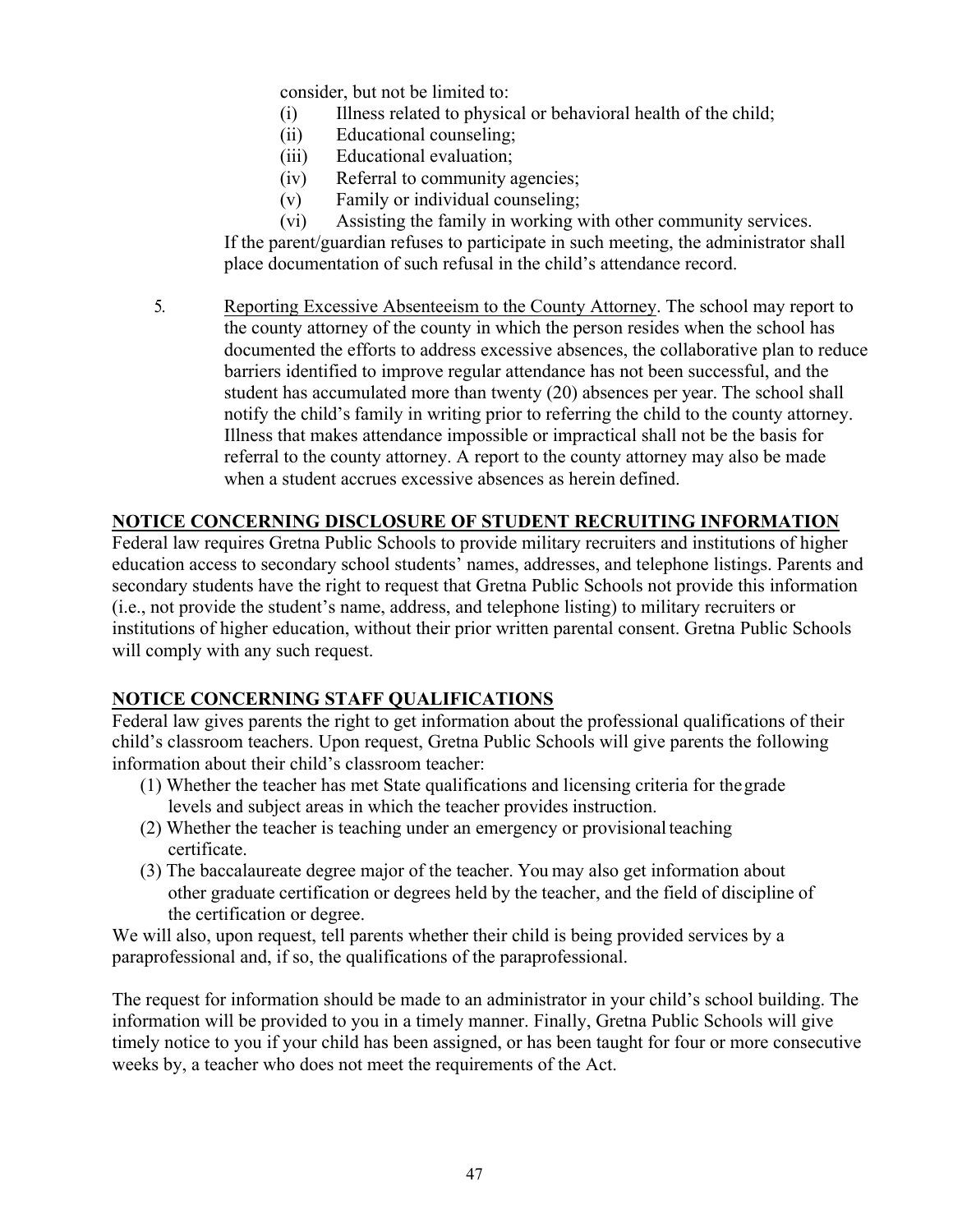consider, but not be limited to:

(i) Illness related to physical or behavioral health of the child;
(ii) Educational counseling;
(iii) Educational evaluation;
(iv) Referral to community agencies;
(v) Family or individual counseling;
(vi) Assisting the family in working with other community services.

If the parent/guardian refuses to participate in such meeting, the administrator shall place documentation of such refusal in the child's attendance record.

5. Reporting Excessive Absenteeism to the County Attorney. The school may report to the county attorney of the county in which the person resides when the school has documented the efforts to address excessive absences, the collaborative plan to reduce barriers identified to improve regular attendance has not been successful, and the student has accumulated more than twenty (20) absences per year. The school shall notify the child's family in writing prior to referring the child to the county attorney. Illness that makes attendance impossible or impractical shall not be the basis for referral to the county attorney. A report to the county attorney may also be made when a student accrues excessive absences as herein defined.

## NOTICE CONCERNING DISCLOSURE OF STUDENT RECRUITING INFORMATION

Federal law requires Gretna Public Schools to provide military recruiters and institutions of higher education access to secondary school students' names, addresses, and telephone listings. Parents and secondary students have the right to request that Gretna Public Schools not provide this information (i.e., not provide the student's name, address, and telephone listing) to military recruiters or institutions of higher education, without their prior written parental consent. Gretna Public Schools will comply with any such request.

## NOTICE CONCERNING STAFF QUALIFICATIONS

Federal law gives parents the right to get information about the professional qualifications of their child's classroom teachers. Upon request, Gretna Public Schools will give parents the following information about their child's classroom teacher:

(1) Whether the teacher has met State qualifications and licensing criteria for the grade levels and subject areas in which the teacher provides instruction.
(2) Whether the teacher is teaching under an emergency or provisional teaching certificate.
(3) The baccalaureate degree major of the teacher. You may also get information about other graduate certification or degrees held by the teacher, and the field of discipline of the certification or degree.

We will also, upon request, tell parents whether their child is being provided services by a paraprofessional and, if so, the qualifications of the paraprofessional.

The request for information should be made to an administrator in your child's school building. The information will be provided to you in a timely manner. Finally, Gretna Public Schools will give timely notice to you if your child has been assigned, or has been taught for four or more consecutive weeks by, a teacher who does not meet the requirements of the Act.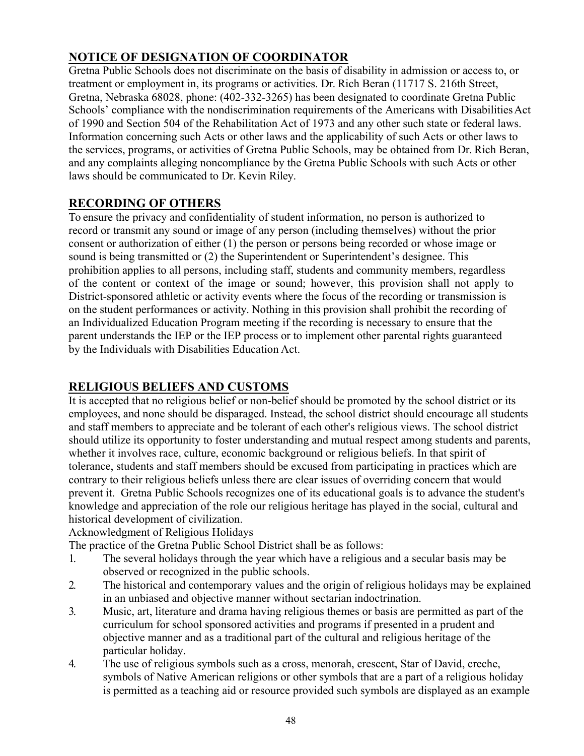## NOTICE OF DESIGNATION OF COORDINATOR

Gretna Public Schools does not discriminate on the basis of disability in admission or access to, or treatment or employment in, its programs or activities. Dr. Rich Beran (11717 S. 216th Street, Gretna, Nebraska 68028, phone: (402-332-3265) has been designated to coordinate Gretna Public Schools' compliance with the nondiscrimination requirements of the Americans with Disabilities Act of 1990 and Section 504 of the Rehabilitation Act of 1973 and any other such state or federal laws. Information concerning such Acts or other laws and the applicability of such Acts or other laws to the services, programs, or activities of Gretna Public Schools, may be obtained from Dr. Rich Beran, and any complaints alleging noncompliance by the Gretna Public Schools with such Acts or other laws should be communicated to Dr. Kevin Riley.

## RECORDING OF OTHERS

To ensure the privacy and confidentiality of student information, no person is authorized to record or transmit any sound or image of any person (including themselves) without the prior consent or authorization of either (1) the person or persons being recorded or whose image or sound is being transmitted or (2) the Superintendent or Superintendent's designee. This prohibition applies to all persons, including staff, students and community members, regardless of the content or context of the image or sound; however, this provision shall not apply to District-sponsored athletic or activity events where the focus of the recording or transmission is on the student performances or activity. Nothing in this provision shall prohibit the recording of an Individualized Education Program meeting if the recording is necessary to ensure that the parent understands the IEP or the IEP process or to implement other parental rights guaranteed by the Individuals with Disabilities Education Act.

## RELIGIOUS BELIEFS AND CUSTOMS

It is accepted that no religious belief or non-belief should be promoted by the school district or its employees, and none should be disparaged. Instead, the school district should encourage all students and staff members to appreciate and be tolerant of each other's religious views. The school district should utilize its opportunity to foster understanding and mutual respect among students and parents, whether it involves race, culture, economic background or religious beliefs. In that spirit of tolerance, students and staff members should be excused from participating in practices which are contrary to their religious beliefs unless there are clear issues of overriding concern that would prevent it. Gretna Public Schools recognizes one of its educational goals is to advance the student's knowledge and appreciation of the role our religious heritage has played in the social, cultural and historical development of civilization.

Acknowledgment of Religious Holidays

The practice of the Gretna Public School District shall be as follows:

1. The several holidays through the year which have a religious and a secular basis may be observed or recognized in the public schools.
2. The historical and contemporary values and the origin of religious holidays may be explained in an unbiased and objective manner without sectarian indoctrination.
3. Music, art, literature and drama having religious themes or basis are permitted as part of the curriculum for school sponsored activities and programs if presented in a prudent and objective manner and as a traditional part of the cultural and religious heritage of the particular holiday.
4. The use of religious symbols such as a cross, menorah, crescent, Star of David, creche, symbols of Native American religions or other symbols that are a part of a religious holiday is permitted as a teaching aid or resource provided such symbols are displayed as an example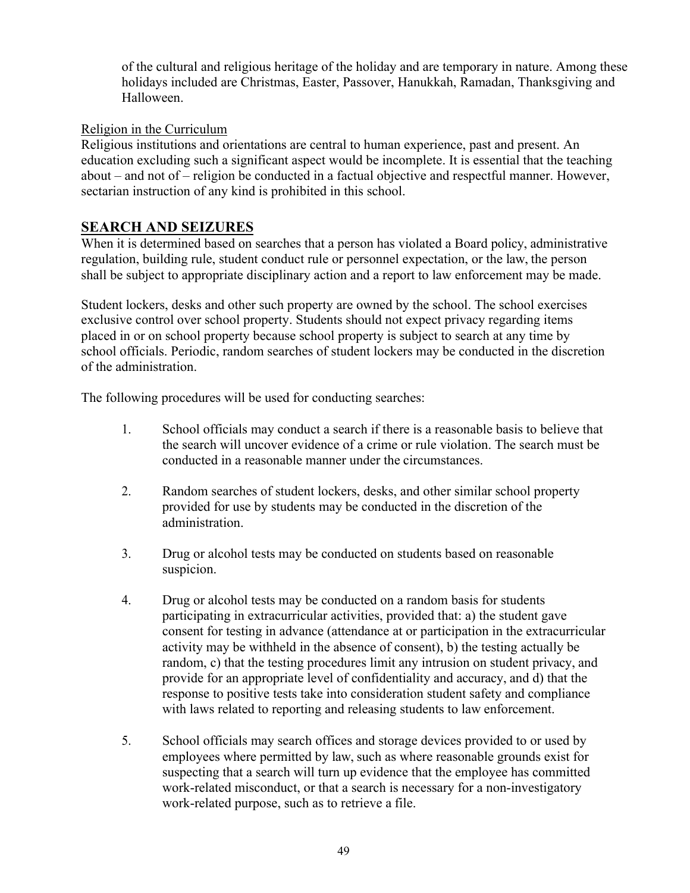of the cultural and religious heritage of the holiday and are temporary in nature. Among these holidays included are Christmas, Easter, Passover, Hanukkah, Ramadan, Thanksgiving and Halloween.

Religion in the Curriculum

Religious institutions and orientations are central to human experience, past and present. An education excluding such a significant aspect would be incomplete. It is essential that the teaching about – and not of – religion be conducted in a factual objective and respectful manner. However, sectarian instruction of any kind is prohibited in this school.

## SEARCH AND SEIZURES

When it is determined based on searches that a person has violated a Board policy, administrative regulation, building rule, student conduct rule or personnel expectation, or the law, the person shall be subject to appropriate disciplinary action and a report to law enforcement may be made.

Student lockers, desks and other such property are owned by the school. The school exercises exclusive control over school property. Students should not expect privacy regarding items placed in or on school property because school property is subject to search at any time by school officials. Periodic, random searches of student lockers may be conducted in the discretion of the administration.

The following procedures will be used for conducting searches:

1. School officials may conduct a search if there is a reasonable basis to believe that the search will uncover evidence of a crime or rule violation. The search must be conducted in a reasonable manner under the circumstances.

2. Random searches of student lockers, desks, and other similar school property provided for use by students may be conducted in the discretion of the administration.

3. Drug or alcohol tests may be conducted on students based on reasonable suspicion.

4. Drug or alcohol tests may be conducted on a random basis for students participating in extracurricular activities, provided that: a) the student gave consent for testing in advance (attendance at or participation in the extracurricular activity may be withheld in the absence of consent), b) the testing actually be random, c) that the testing procedures limit any intrusion on student privacy, and provide for an appropriate level of confidentiality and accuracy, and d) that the response to positive tests take into consideration student safety and compliance with laws related to reporting and releasing students to law enforcement.

5. School officials may search offices and storage devices provided to or used by employees where permitted by law, such as where reasonable grounds exist for suspecting that a search will turn up evidence that the employee has committed work-related misconduct, or that a search is necessary for a non-investigatory work-related purpose, such as to retrieve a file.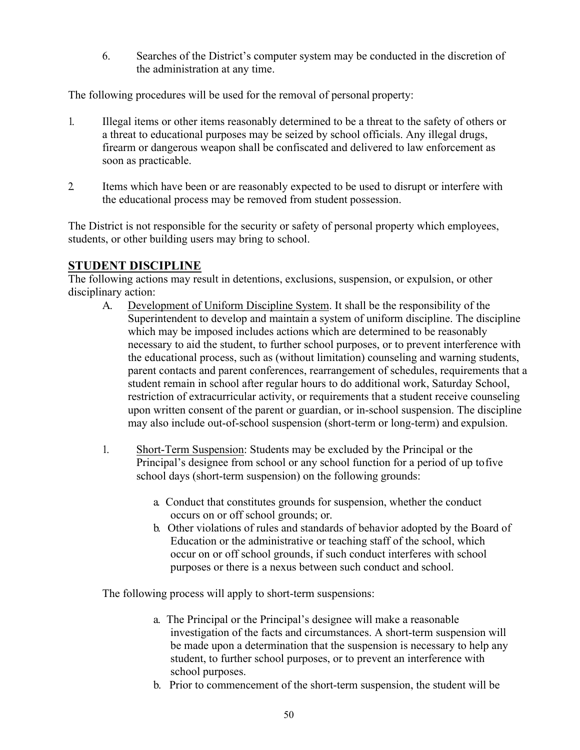6. Searches of the District's computer system may be conducted in the discretion of the administration at any time.

The following procedures will be used for the removal of personal property:

1. Illegal items or other items reasonably determined to be a threat to the safety of others or a threat to educational purposes may be seized by school officials. Any illegal drugs, firearm or dangerous weapon shall be confiscated and delivered to law enforcement as soon as practicable.

2. Items which have been or are reasonably expected to be used to disrupt or interfere with the educational process may be removed from student possession.

The District is not responsible for the security or safety of personal property which employees, students, or other building users may bring to school.

## STUDENT DISCIPLINE

The following actions may result in detentions, exclusions, suspension, or expulsion, or other disciplinary action:

A. Development of Uniform Discipline System. It shall be the responsibility of the Superintendent to develop and maintain a system of uniform discipline. The discipline which may be imposed includes actions which are determined to be reasonably necessary to aid the student, to further school purposes, or to prevent interference with the educational process, such as (without limitation) counseling and warning students, parent contacts and parent conferences, rearrangement of schedules, requirements that a student remain in school after regular hours to do additional work, Saturday School, restriction of extracurricular activity, or requirements that a student receive counseling upon written consent of the parent or guardian, or in-school suspension. The discipline may also include out-of-school suspension (short-term or long-term) and expulsion.

1. Short-Term Suspension: Students may be excluded by the Principal or the Principal's designee from school or any school function for a period of up to five school days (short-term suspension) on the following grounds:

   a. Conduct that constitutes grounds for suspension, whether the conduct occurs on or off school grounds; or.
   b. Other violations of rules and standards of behavior adopted by the Board of Education or the administrative or teaching staff of the school, which occur on or off school grounds, if such conduct interferes with school purposes or there is a nexus between such conduct and school.

The following process will apply to short-term suspensions:

   a. The Principal or the Principal's designee will make a reasonable investigation of the facts and circumstances. A short-term suspension will be made upon a determination that the suspension is necessary to help any student, to further school purposes, or to prevent an interference with school purposes.
   b. Prior to commencement of the short-term suspension, the student will be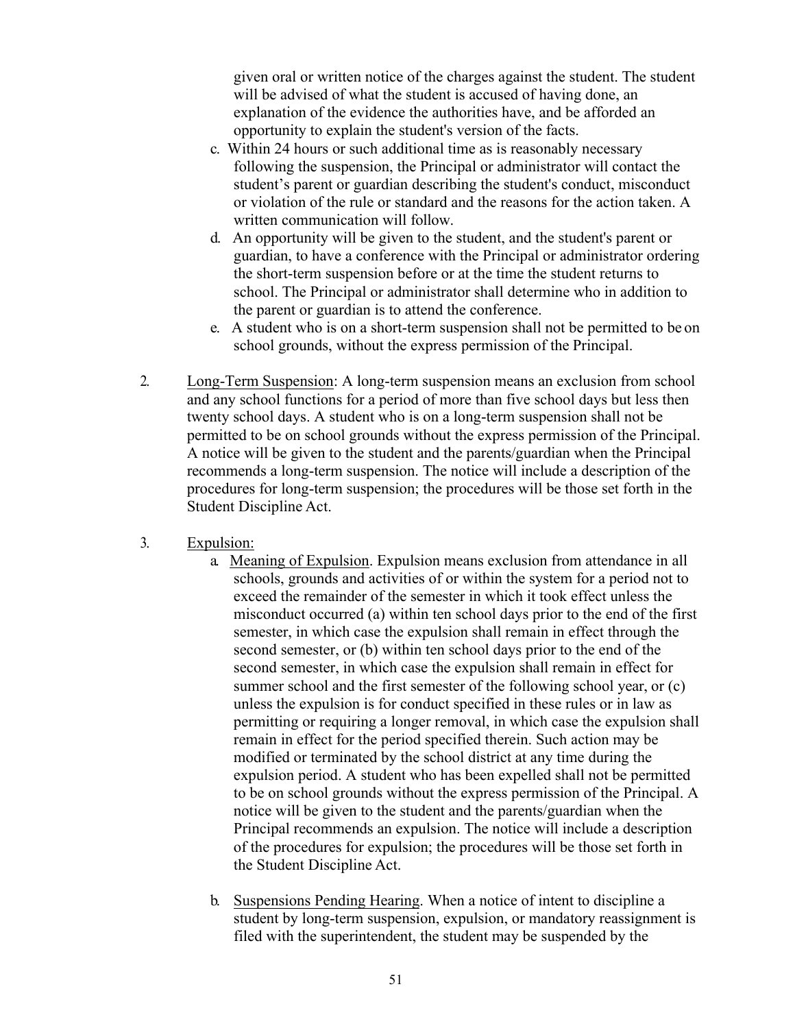given oral or written notice of the charges against the student. The student will be advised of what the student is accused of having done, an explanation of the evidence the authorities have, and be afforded an opportunity to explain the student's version of the facts.

c. Within 24 hours or such additional time as is reasonably necessary following the suspension, the Principal or administrator will contact the student's parent or guardian describing the student's conduct, misconduct or violation of the rule or standard and the reasons for the action taken. A written communication will follow.

d. An opportunity will be given to the student, and the student's parent or guardian, to have a conference with the Principal or administrator ordering the short-term suspension before or at the time the student returns to school. The Principal or administrator shall determine who in addition to the parent or guardian is to attend the conference.

e. A student who is on a short-term suspension shall not be permitted to be on school grounds, without the express permission of the Principal.

2. <u>Long-Term Suspension</u>: A long-term suspension means an exclusion from school and any school functions for a period of more than five school days but less then twenty school days. A student who is on a long-term suspension shall not be permitted to be on school grounds without the express permission of the Principal. A notice will be given to the student and the parents/guardian when the Principal recommends a long-term suspension. The notice will include a description of the procedures for long-term suspension; the procedures will be those set forth in the Student Discipline Act.

3. <u>Expulsion:</u>

   a. <u>Meaning of Expulsion</u>. Expulsion means exclusion from attendance in all schools, grounds and activities of or within the system for a period not to exceed the remainder of the semester in which it took effect unless the misconduct occurred (a) within ten school days prior to the end of the first semester, in which case the expulsion shall remain in effect through the second semester, or (b) within ten school days prior to the end of the second semester, in which case the expulsion shall remain in effect for summer school and the first semester of the following school year, or (c) unless the expulsion is for conduct specified in these rules or in law as permitting or requiring a longer removal, in which case the expulsion shall remain in effect for the period specified therein. Such action may be modified or terminated by the school district at any time during the expulsion period. A student who has been expelled shall not be permitted to be on school grounds without the express permission of the Principal. A notice will be given to the student and the parents/guardian when the Principal recommends an expulsion. The notice will include a description of the procedures for expulsion; the procedures will be those set forth in the Student Discipline Act.

   b. <u>Suspensions Pending Hearing</u>. When a notice of intent to discipline a student by long-term suspension, expulsion, or mandatory reassignment is filed with the superintendent, the student may be suspended by the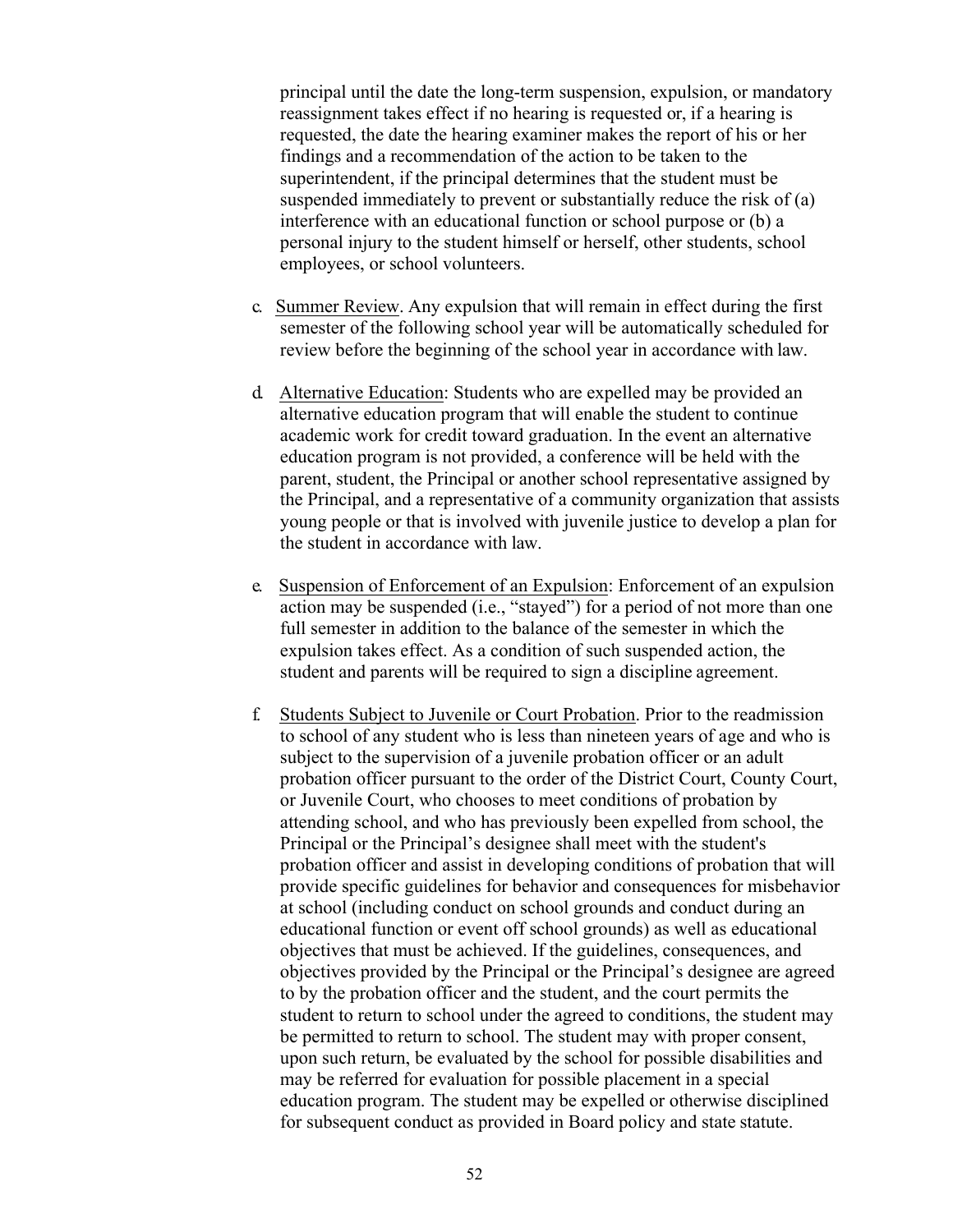principal until the date the long-term suspension, expulsion, or mandatory reassignment takes effect if no hearing is requested or, if a hearing is requested, the date the hearing examiner makes the report of his or her findings and a recommendation of the action to be taken to the superintendent, if the principal determines that the student must be suspended immediately to prevent or substantially reduce the risk of (a) interference with an educational function or school purpose or (b) a personal injury to the student himself or herself, other students, school employees, or school volunteers.

c. Summer Review. Any expulsion that will remain in effect during the first semester of the following school year will be automatically scheduled for review before the beginning of the school year in accordance with law.

d. Alternative Education: Students who are expelled may be provided an alternative education program that will enable the student to continue academic work for credit toward graduation. In the event an alternative education program is not provided, a conference will be held with the parent, student, the Principal or another school representative assigned by the Principal, and a representative of a community organization that assists young people or that is involved with juvenile justice to develop a plan for the student in accordance with law.

e. Suspension of Enforcement of an Expulsion: Enforcement of an expulsion action may be suspended (i.e., "stayed") for a period of not more than one full semester in addition to the balance of the semester in which the expulsion takes effect. As a condition of such suspended action, the student and parents will be required to sign a discipline agreement.

f. Students Subject to Juvenile or Court Probation. Prior to the readmission to school of any student who is less than nineteen years of age and who is subject to the supervision of a juvenile probation officer or an adult probation officer pursuant to the order of the District Court, County Court, or Juvenile Court, who chooses to meet conditions of probation by attending school, and who has previously been expelled from school, the Principal or the Principal's designee shall meet with the student's probation officer and assist in developing conditions of probation that will provide specific guidelines for behavior and consequences for misbehavior at school (including conduct on school grounds and conduct during an educational function or event off school grounds) as well as educational objectives that must be achieved. If the guidelines, consequences, and objectives provided by the Principal or the Principal's designee are agreed to by the probation officer and the student, and the court permits the student to return to school under the agreed to conditions, the student may be permitted to return to school. The student may with proper consent, upon such return, be evaluated by the school for possible disabilities and may be referred for evaluation for possible placement in a special education program. The student may be expelled or otherwise disciplined for subsequent conduct as provided in Board policy and state statute.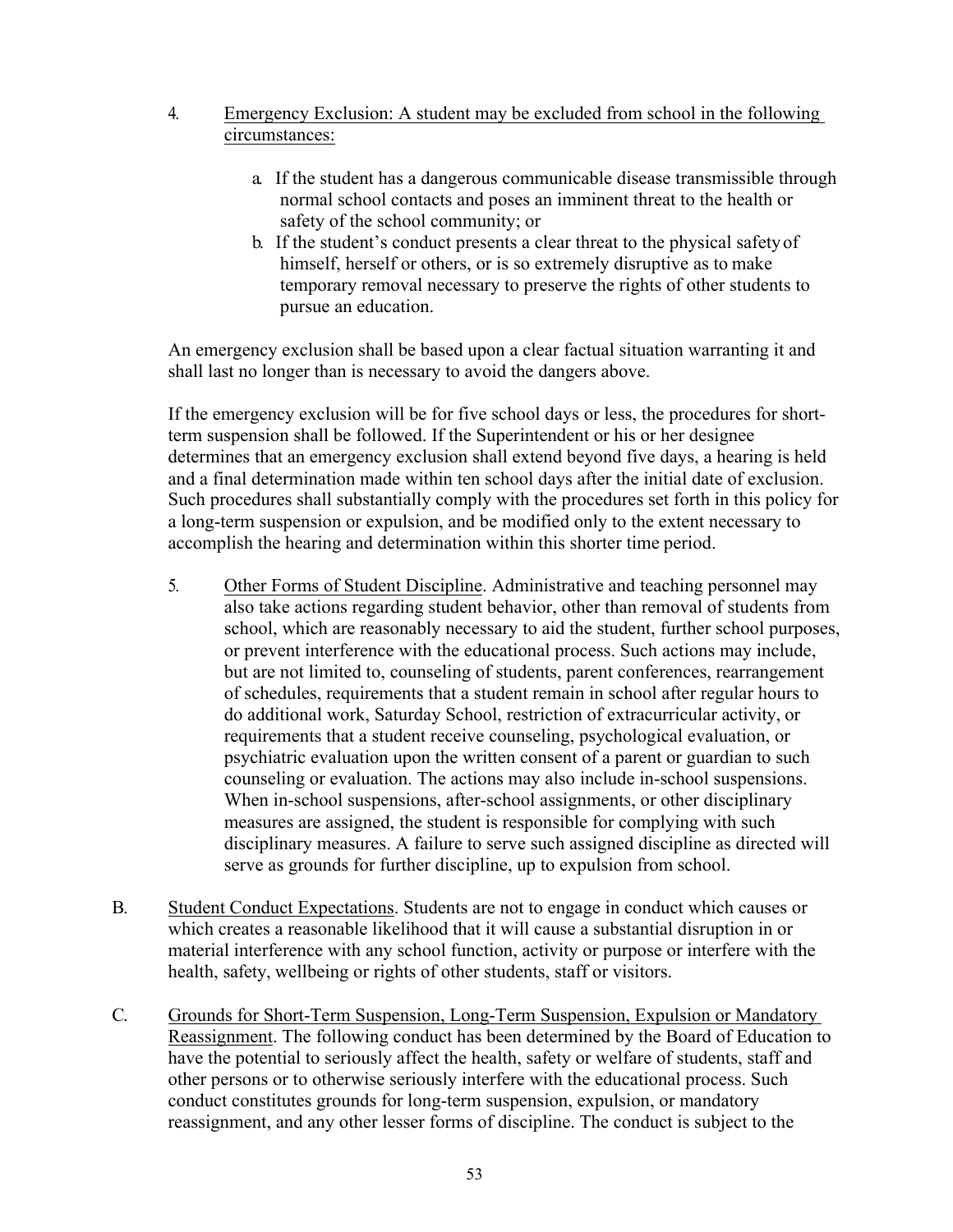4. Emergency Exclusion: A student may be excluded from school in the following circumstances:

   a. If the student has a dangerous communicable disease transmissible through normal school contacts and poses an imminent threat to the health or safety of the school community; or
   b. If the student's conduct presents a clear threat to the physical safety of himself, herself or others, or is so extremely disruptive as to make temporary removal necessary to preserve the rights of other students to pursue an education.

An emergency exclusion shall be based upon a clear factual situation warranting it and shall last no longer than is necessary to avoid the dangers above.

If the emergency exclusion will be for five school days or less, the procedures for short-term suspension shall be followed. If the Superintendent or his or her designee determines that an emergency exclusion shall extend beyond five days, a hearing is held and a final determination made within ten school days after the initial date of exclusion. Such procedures shall substantially comply with the procedures set forth in this policy for a long-term suspension or expulsion, and be modified only to the extent necessary to accomplish the hearing and determination within this shorter time period.

5. Other Forms of Student Discipline. Administrative and teaching personnel may also take actions regarding student behavior, other than removal of students from school, which are reasonably necessary to aid the student, further school purposes, or prevent interference with the educational process. Such actions may include, but are not limited to, counseling of students, parent conferences, rearrangement of schedules, requirements that a student remain in school after regular hours to do additional work, Saturday School, restriction of extracurricular activity, or requirements that a student receive counseling, psychological evaluation, or psychiatric evaluation upon the written consent of a parent or guardian to such counseling or evaluation. The actions may also include in-school suspensions. When in-school suspensions, after-school assignments, or other disciplinary measures are assigned, the student is responsible for complying with such disciplinary measures. A failure to serve such assigned discipline as directed will serve as grounds for further discipline, up to expulsion from school.

B. Student Conduct Expectations. Students are not to engage in conduct which causes or which creates a reasonable likelihood that it will cause a substantial disruption in or material interference with any school function, activity or purpose or interfere with the health, safety, wellbeing or rights of other students, staff or visitors.

C. Grounds for Short-Term Suspension, Long-Term Suspension, Expulsion or Mandatory Reassignment. The following conduct has been determined by the Board of Education to have the potential to seriously affect the health, safety or welfare of students, staff and other persons or to otherwise seriously interfere with the educational process. Such conduct constitutes grounds for long-term suspension, expulsion, or mandatory reassignment, and any other lesser forms of discipline. The conduct is subject to the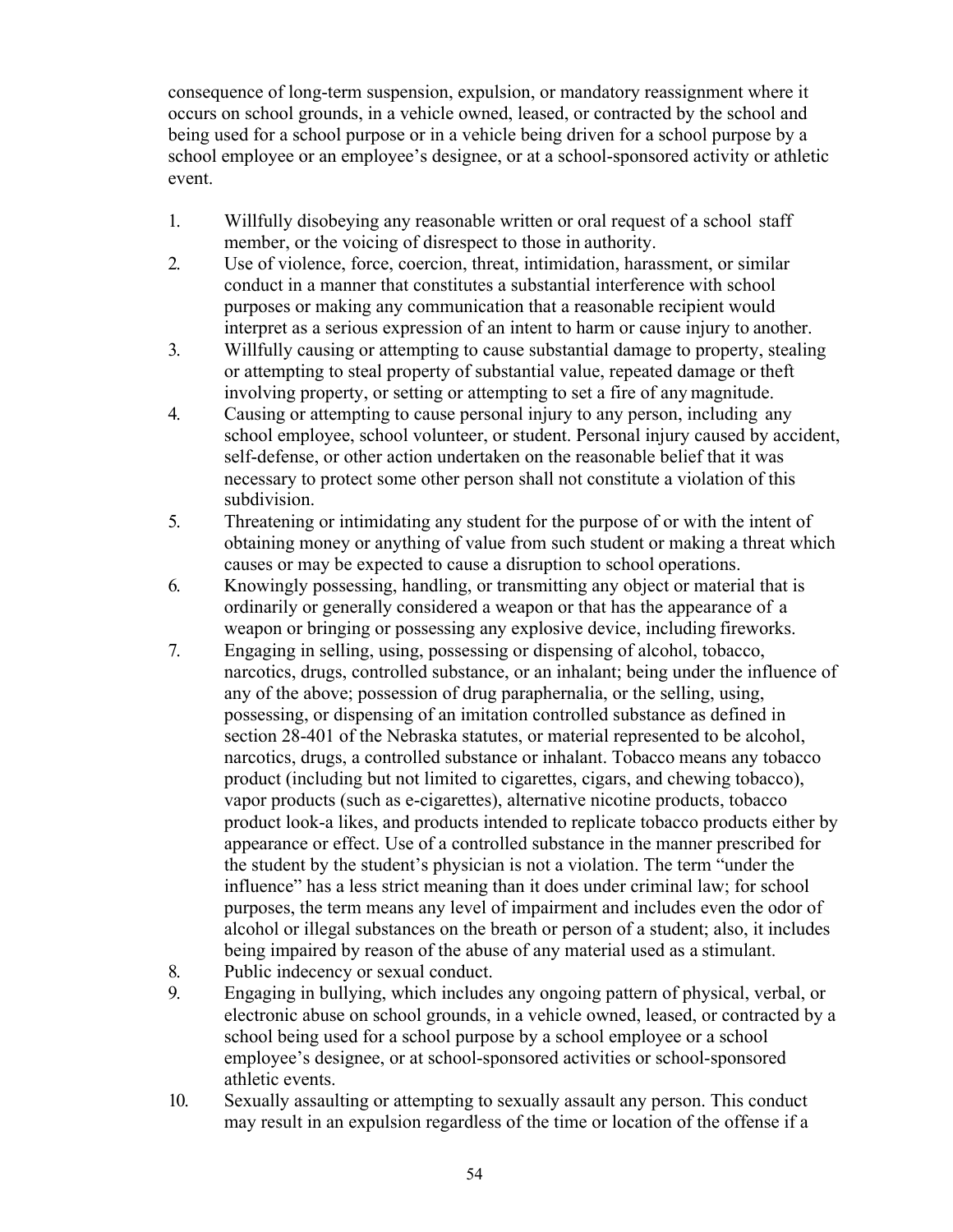consequence of long-term suspension, expulsion, or mandatory reassignment where it occurs on school grounds, in a vehicle owned, leased, or contracted by the school and being used for a school purpose or in a vehicle being driven for a school purpose by a school employee or an employee's designee, or at a school-sponsored activity or athletic event.

1. Willfully disobeying any reasonable written or oral request of a school staff member, or the voicing of disrespect to those in authority.
2. Use of violence, force, coercion, threat, intimidation, harassment, or similar conduct in a manner that constitutes a substantial interference with school purposes or making any communication that a reasonable recipient would interpret as a serious expression of an intent to harm or cause injury to another.
3. Willfully causing or attempting to cause substantial damage to property, stealing or attempting to steal property of substantial value, repeated damage or theft involving property, or setting or attempting to set a fire of any magnitude.
4. Causing or attempting to cause personal injury to any person, including any school employee, school volunteer, or student. Personal injury caused by accident, self-defense, or other action undertaken on the reasonable belief that it was necessary to protect some other person shall not constitute a violation of this subdivision.
5. Threatening or intimidating any student for the purpose of or with the intent of obtaining money or anything of value from such student or making a threat which causes or may be expected to cause a disruption to school operations.
6. Knowingly possessing, handling, or transmitting any object or material that is ordinarily or generally considered a weapon or that has the appearance of a weapon or bringing or possessing any explosive device, including fireworks.
7. Engaging in selling, using, possessing or dispensing of alcohol, tobacco, narcotics, drugs, controlled substance, or an inhalant; being under the influence of any of the above; possession of drug paraphernalia, or the selling, using, possessing, or dispensing of an imitation controlled substance as defined in section 28-401 of the Nebraska statutes, or material represented to be alcohol, narcotics, drugs, a controlled substance or inhalant. Tobacco means any tobacco product (including but not limited to cigarettes, cigars, and chewing tobacco), vapor products (such as e-cigarettes), alternative nicotine products, tobacco product look-a likes, and products intended to replicate tobacco products either by appearance or effect. Use of a controlled substance in the manner prescribed for the student by the student's physician is not a violation. The term "under the influence" has a less strict meaning than it does under criminal law; for school purposes, the term means any level of impairment and includes even the odor of alcohol or illegal substances on the breath or person of a student; also, it includes being impaired by reason of the abuse of any material used as a stimulant.
8. Public indecency or sexual conduct.
9. Engaging in bullying, which includes any ongoing pattern of physical, verbal, or electronic abuse on school grounds, in a vehicle owned, leased, or contracted by a school being used for a school purpose by a school employee or a school employee's designee, or at school-sponsored activities or school-sponsored athletic events.
10. Sexually assaulting or attempting to sexually assault any person. This conduct may result in an expulsion regardless of the time or location of the offense if a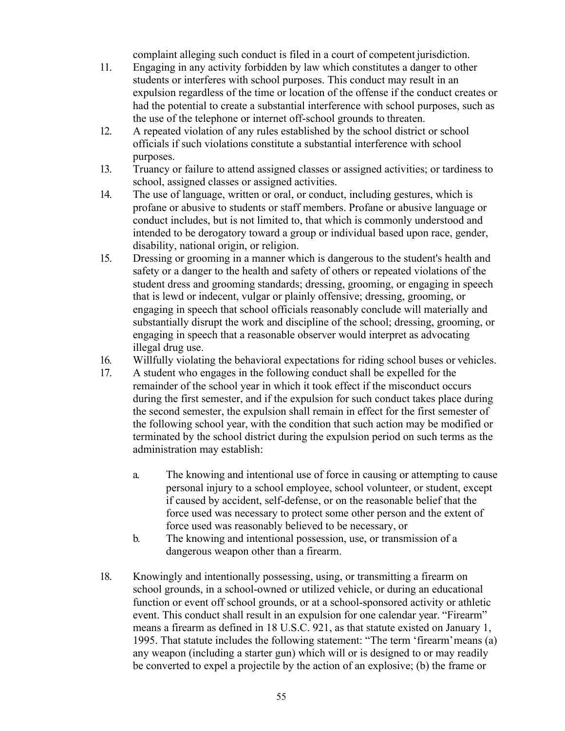complaint alleging such conduct is filed in a court of competent jurisdiction.

11. Engaging in any activity forbidden by law which constitutes a danger to other students or interferes with school purposes. This conduct may result in an expulsion regardless of the time or location of the offense if the conduct creates or had the potential to create a substantial interference with school purposes, such as the use of the telephone or internet off-school grounds to threaten.
12. A repeated violation of any rules established by the school district or school officials if such violations constitute a substantial interference with school purposes.
13. Truancy or failure to attend assigned classes or assigned activities; or tardiness to school, assigned classes or assigned activities.
14. The use of language, written or oral, or conduct, including gestures, which is profane or abusive to students or staff members. Profane or abusive language or conduct includes, but is not limited to, that which is commonly understood and intended to be derogatory toward a group or individual based upon race, gender, disability, national origin, or religion.
15. Dressing or grooming in a manner which is dangerous to the student's health and safety or a danger to the health and safety of others or repeated violations of the student dress and grooming standards; dressing, grooming, or engaging in speech that is lewd or indecent, vulgar or plainly offensive; dressing, grooming, or engaging in speech that school officials reasonably conclude will materially and substantially disrupt the work and discipline of the school; dressing, grooming, or engaging in speech that a reasonable observer would interpret as advocating illegal drug use.
16. Willfully violating the behavioral expectations for riding school buses or vehicles.
17. A student who engages in the following conduct shall be expelled for the remainder of the school year in which it took effect if the misconduct occurs during the first semester, and if the expulsion for such conduct takes place during the second semester, the expulsion shall remain in effect for the first semester of the following school year, with the condition that such action may be modified or terminated by the school district during the expulsion period on such terms as the administration may establish:

    a. The knowing and intentional use of force in causing or attempting to cause personal injury to a school employee, school volunteer, or student, except if caused by accident, self-defense, or on the reasonable belief that the force used was necessary to protect some other person and the extent of force used was reasonably believed to be necessary, or
    b. The knowing and intentional possession, use, or transmission of a dangerous weapon other than a firearm.

18. Knowingly and intentionally possessing, using, or transmitting a firearm on school grounds, in a school-owned or utilized vehicle, or during an educational function or event off school grounds, or at a school-sponsored activity or athletic event. This conduct shall result in an expulsion for one calendar year. "Firearm" means a firearm as defined in 18 U.S.C. 921, as that statute existed on January 1, 1995. That statute includes the following statement: "The term 'firearm' means (a) any weapon (including a starter gun) which will or is designed to or may readily be converted to expel a projectile by the action of an explosive; (b) the frame or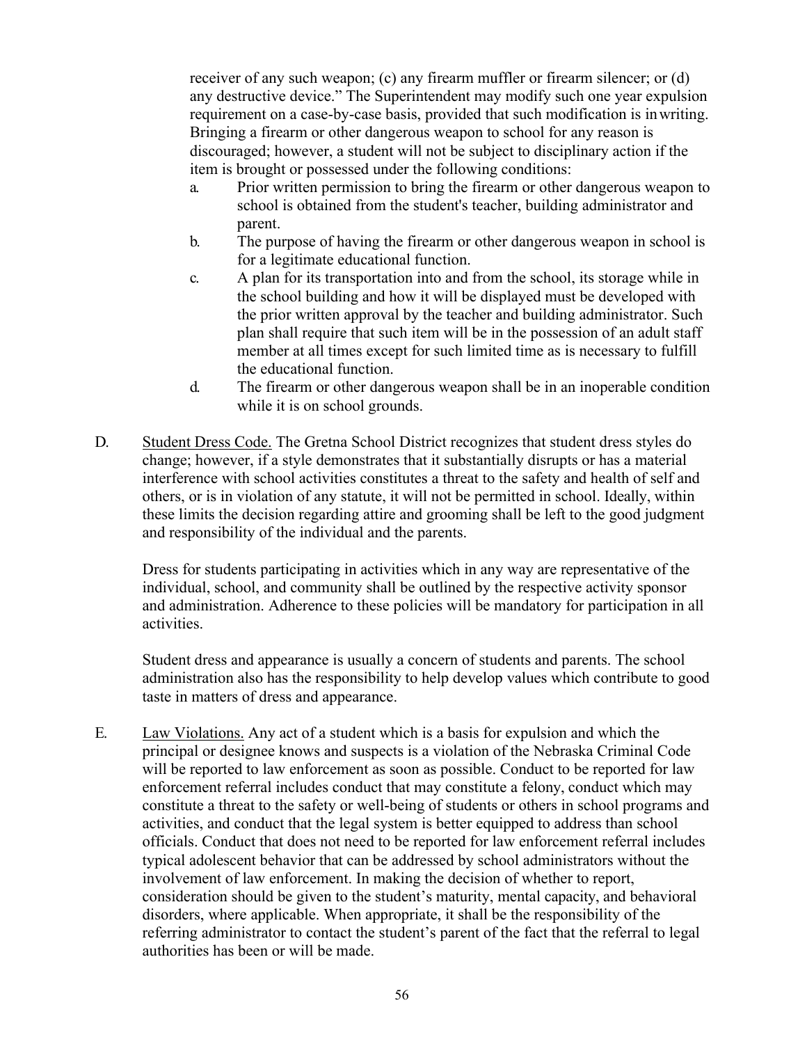receiver of any such weapon; (c) any firearm muffler or firearm silencer; or (d) any destructive device." The Superintendent may modify such one year expulsion requirement on a case-by-case basis, provided that such modification is in writing. Bringing a firearm or other dangerous weapon to school for any reason is discouraged; however, a student will not be subject to disciplinary action if the item is brought or possessed under the following conditions:

a. Prior written permission to bring the firearm or other dangerous weapon to school is obtained from the student's teacher, building administrator and parent.
b. The purpose of having the firearm or other dangerous weapon in school is for a legitimate educational function.
c. A plan for its transportation into and from the school, its storage while in the school building and how it will be displayed must be developed with the prior written approval by the teacher and building administrator. Such plan shall require that such item will be in the possession of an adult staff member at all times except for such limited time as is necessary to fulfill the educational function.
d. The firearm or other dangerous weapon shall be in an inoperable condition while it is on school grounds.

D. Student Dress Code. The Gretna School District recognizes that student dress styles do change; however, if a style demonstrates that it substantially disrupts or has a material interference with school activities constitutes a threat to the safety and health of self and others, or is in violation of any statute, it will not be permitted in school. Ideally, within these limits the decision regarding attire and grooming shall be left to the good judgment and responsibility of the individual and the parents.

Dress for students participating in activities which in any way are representative of the individual, school, and community shall be outlined by the respective activity sponsor and administration. Adherence to these policies will be mandatory for participation in all activities.

Student dress and appearance is usually a concern of students and parents. The school administration also has the responsibility to help develop values which contribute to good taste in matters of dress and appearance.

E. Law Violations. Any act of a student which is a basis for expulsion and which the principal or designee knows and suspects is a violation of the Nebraska Criminal Code will be reported to law enforcement as soon as possible. Conduct to be reported for law enforcement referral includes conduct that may constitute a felony, conduct which may constitute a threat to the safety or well-being of students or others in school programs and activities, and conduct that the legal system is better equipped to address than school officials. Conduct that does not need to be reported for law enforcement referral includes typical adolescent behavior that can be addressed by school administrators without the involvement of law enforcement. In making the decision of whether to report, consideration should be given to the student's maturity, mental capacity, and behavioral disorders, where applicable. When appropriate, it shall be the responsibility of the referring administrator to contact the student's parent of the fact that the referral to legal authorities has been or will be made.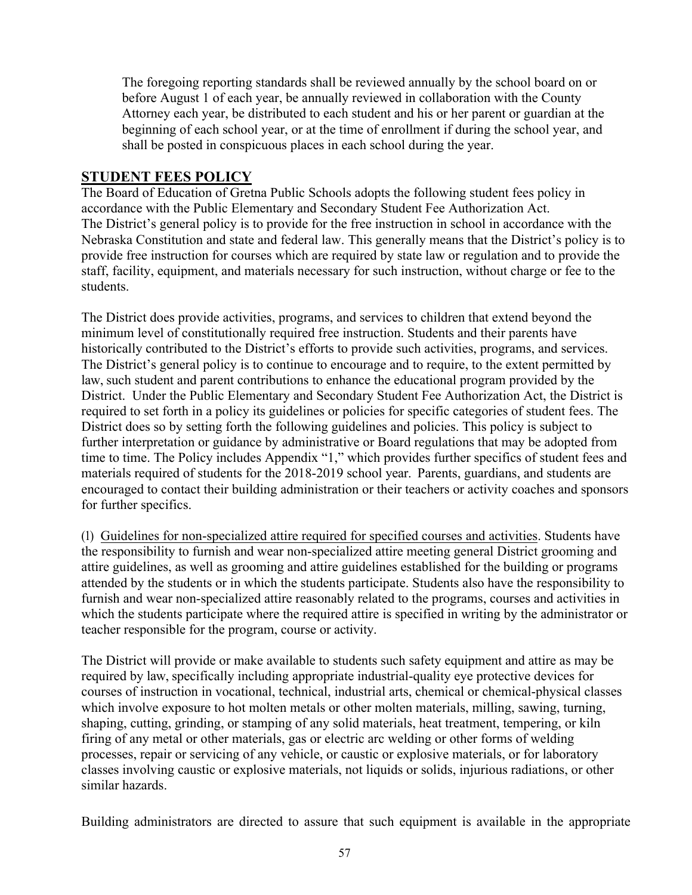The foregoing reporting standards shall be reviewed annually by the school board on or before August 1 of each year, be annually reviewed in collaboration with the County Attorney each year, be distributed to each student and his or her parent or guardian at the beginning of each school year, or at the time of enrollment if during the school year, and shall be posted in conspicuous places in each school during the year.

## STUDENT FEES POLICY

The Board of Education of Gretna Public Schools adopts the following student fees policy in accordance with the Public Elementary and Secondary Student Fee Authorization Act.
The District's general policy is to provide for the free instruction in school in accordance with the Nebraska Constitution and state and federal law. This generally means that the District's policy is to provide free instruction for courses which are required by state law or regulation and to provide the staff, facility, equipment, and materials necessary for such instruction, without charge or fee to the students.

The District does provide activities, programs, and services to children that extend beyond the minimum level of constitutionally required free instruction. Students and their parents have historically contributed to the District's efforts to provide such activities, programs, and services. The District's general policy is to continue to encourage and to require, to the extent permitted by law, such student and parent contributions to enhance the educational program provided by the District. Under the Public Elementary and Secondary Student Fee Authorization Act, the District is required to set forth in a policy its guidelines or policies for specific categories of student fees. The District does so by setting forth the following guidelines and policies. This policy is subject to further interpretation or guidance by administrative or Board regulations that may be adopted from time to time. The Policy includes Appendix "1," which provides further specifics of student fees and materials required of students for the 2018-2019 school year. Parents, guardians, and students are encouraged to contact their building administration or their teachers or activity coaches and sponsors for further specifics.

(1) <u>Guidelines for non-specialized attire required for specified courses and activities</u>. Students have the responsibility to furnish and wear non-specialized attire meeting general District grooming and attire guidelines, as well as grooming and attire guidelines established for the building or programs attended by the students or in which the students participate. Students also have the responsibility to furnish and wear non-specialized attire reasonably related to the programs, courses and activities in which the students participate where the required attire is specified in writing by the administrator or teacher responsible for the program, course or activity.

The District will provide or make available to students such safety equipment and attire as may be required by law, specifically including appropriate industrial-quality eye protective devices for courses of instruction in vocational, technical, industrial arts, chemical or chemical-physical classes which involve exposure to hot molten metals or other molten materials, milling, sawing, turning, shaping, cutting, grinding, or stamping of any solid materials, heat treatment, tempering, or kiln firing of any metal or other materials, gas or electric arc welding or other forms of welding processes, repair or servicing of any vehicle, or caustic or explosive materials, or for laboratory classes involving caustic or explosive materials, not liquids or solids, injurious radiations, or other similar hazards.

Building administrators are directed to assure that such equipment is available in the appropriate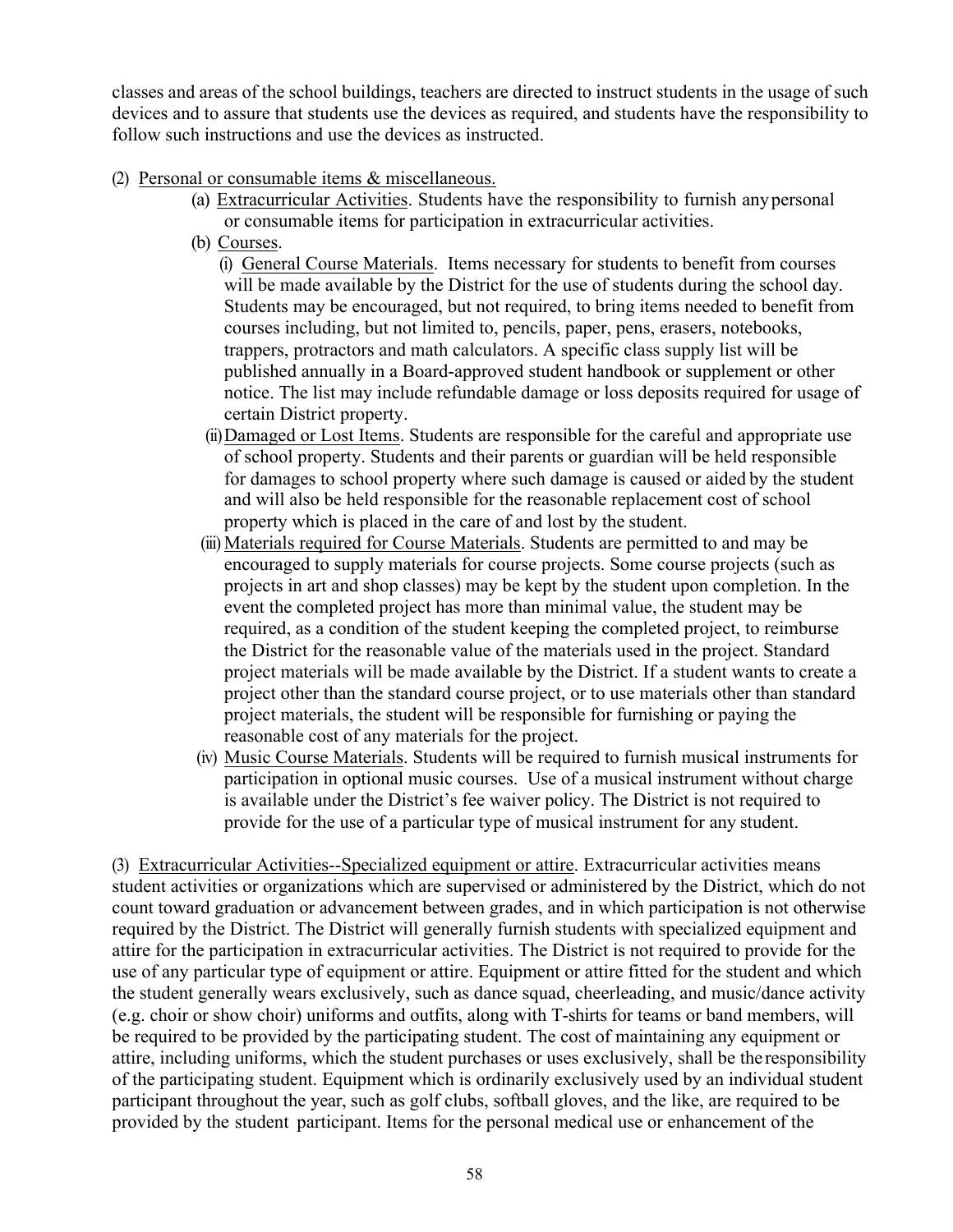classes and areas of the school buildings, teachers are directed to instruct students in the usage of such devices and to assure that students use the devices as required, and students have the responsibility to follow such instructions and use the devices as instructed.

(2) Personal or consumable items & miscellaneous.

(a) Extracurricular Activities. Students have the responsibility to furnish any personal or consumable items for participation in extracurricular activities.

(b) Courses.

(i) General Course Materials. Items necessary for students to benefit from courses will be made available by the District for the use of students during the school day. Students may be encouraged, but not required, to bring items needed to benefit from courses including, but not limited to, pencils, paper, pens, erasers, notebooks, trappers, protractors and math calculators. A specific class supply list will be published annually in a Board-approved student handbook or supplement or other notice. The list may include refundable damage or loss deposits required for usage of certain District property.

(ii) Damaged or Lost Items. Students are responsible for the careful and appropriate use of school property. Students and their parents or guardian will be held responsible for damages to school property where such damage is caused or aided by the student and will also be held responsible for the reasonable replacement cost of school property which is placed in the care of and lost by the student.

(iii) Materials required for Course Materials. Students are permitted to and may be encouraged to supply materials for course projects. Some course projects (such as projects in art and shop classes) may be kept by the student upon completion. In the event the completed project has more than minimal value, the student may be required, as a condition of the student keeping the completed project, to reimburse the District for the reasonable value of the materials used in the project. Standard project materials will be made available by the District. If a student wants to create a project other than the standard course project, or to use materials other than standard project materials, the student will be responsible for furnishing or paying the reasonable cost of any materials for the project.

(iv) Music Course Materials. Students will be required to furnish musical instruments for participation in optional music courses. Use of a musical instrument without charge is available under the District's fee waiver policy. The District is not required to provide for the use of a particular type of musical instrument for any student.

(3) Extracurricular Activities--Specialized equipment or attire. Extracurricular activities means student activities or organizations which are supervised or administered by the District, which do not count toward graduation or advancement between grades, and in which participation is not otherwise required by the District. The District will generally furnish students with specialized equipment and attire for the participation in extracurricular activities. The District is not required to provide for the use of any particular type of equipment or attire. Equipment or attire fitted for the student and which the student generally wears exclusively, such as dance squad, cheerleading, and music/dance activity (e.g. choir or show choir) uniforms and outfits, along with T-shirts for teams or band members, will be required to be provided by the participating student. The cost of maintaining any equipment or attire, including uniforms, which the student purchases or uses exclusively, shall be the responsibility of the participating student. Equipment which is ordinarily exclusively used by an individual student participant throughout the year, such as golf clubs, softball gloves, and the like, are required to be provided by the student participant. Items for the personal medical use or enhancement of the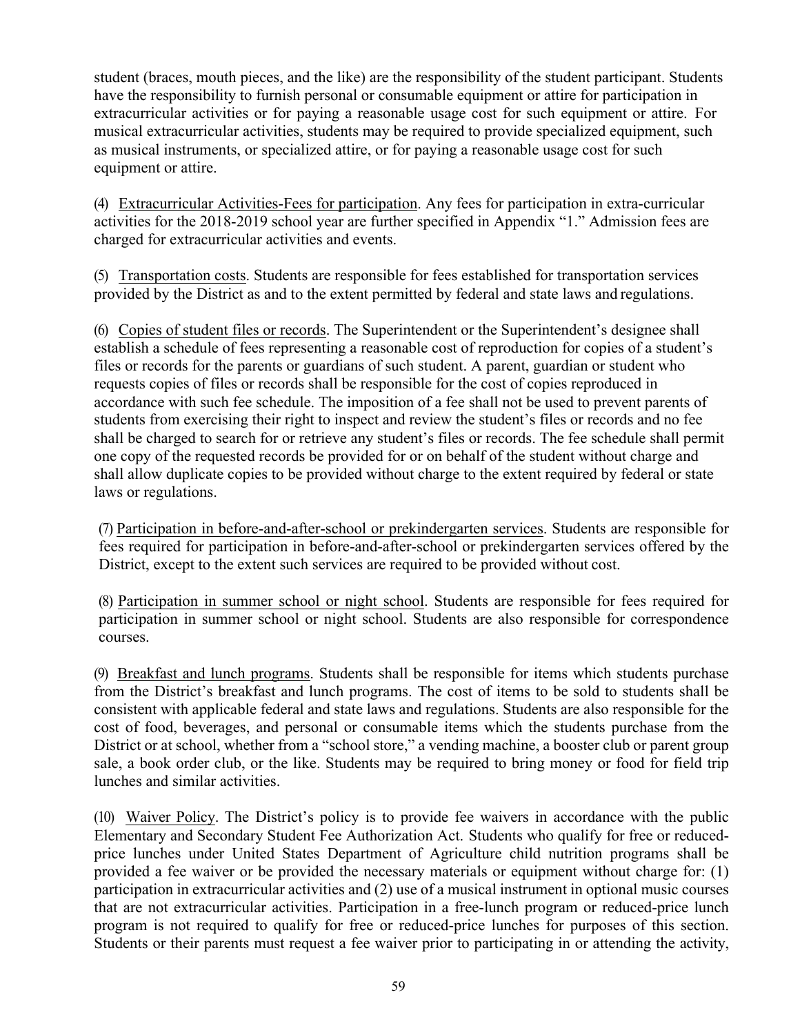student (braces, mouth pieces, and the like) are the responsibility of the student participant. Students have the responsibility to furnish personal or consumable equipment or attire for participation in extracurricular activities or for paying a reasonable usage cost for such equipment or attire. For musical extracurricular activities, students may be required to provide specialized equipment, such as musical instruments, or specialized attire, or for paying a reasonable usage cost for such equipment or attire.

(4) Extracurricular Activities-Fees for participation. Any fees for participation in extra-curricular activities for the 2018-2019 school year are further specified in Appendix "1." Admission fees are charged for extracurricular activities and events.

(5) Transportation costs. Students are responsible for fees established for transportation services provided by the District as and to the extent permitted by federal and state laws and regulations.

(6) Copies of student files or records. The Superintendent or the Superintendent's designee shall establish a schedule of fees representing a reasonable cost of reproduction for copies of a student's files or records for the parents or guardians of such student. A parent, guardian or student who requests copies of files or records shall be responsible for the cost of copies reproduced in accordance with such fee schedule. The imposition of a fee shall not be used to prevent parents of students from exercising their right to inspect and review the student's files or records and no fee shall be charged to search for or retrieve any student's files or records. The fee schedule shall permit one copy of the requested records be provided for or on behalf of the student without charge and shall allow duplicate copies to be provided without charge to the extent required by federal or state laws or regulations.

(7) Participation in before-and-after-school or prekindergarten services. Students are responsible for fees required for participation in before-and-after-school or prekindergarten services offered by the District, except to the extent such services are required to be provided without cost.

(8) Participation in summer school or night school. Students are responsible for fees required for participation in summer school or night school. Students are also responsible for correspondence courses.

(9) Breakfast and lunch programs. Students shall be responsible for items which students purchase from the District's breakfast and lunch programs. The cost of items to be sold to students shall be consistent with applicable federal and state laws and regulations. Students are also responsible for the cost of food, beverages, and personal or consumable items which the students purchase from the District or at school, whether from a "school store," a vending machine, a booster club or parent group sale, a book order club, or the like. Students may be required to bring money or food for field trip lunches and similar activities.

(10) Waiver Policy. The District's policy is to provide fee waivers in accordance with the public Elementary and Secondary Student Fee Authorization Act. Students who qualify for free or reduced-price lunches under United States Department of Agriculture child nutrition programs shall be provided a fee waiver or be provided the necessary materials or equipment without charge for: (1) participation in extracurricular activities and (2) use of a musical instrument in optional music courses that are not extracurricular activities. Participation in a free-lunch program or reduced-price lunch program is not required to qualify for free or reduced-price lunches for purposes of this section. Students or their parents must request a fee waiver prior to participating in or attending the activity,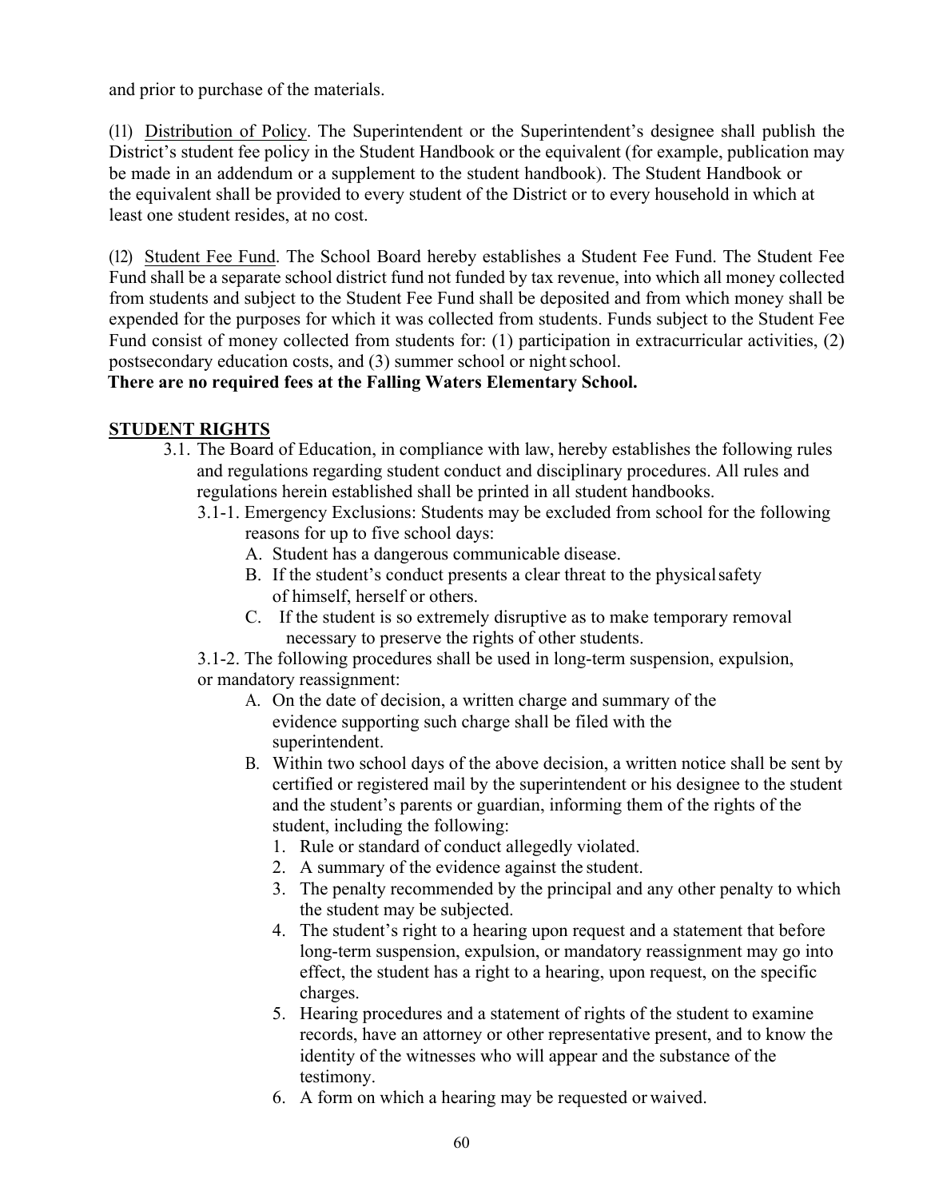and prior to purchase of the materials.

(11) Distribution of Policy. The Superintendent or the Superintendent's designee shall publish the District's student fee policy in the Student Handbook or the equivalent (for example, publication may be made in an addendum or a supplement to the student handbook). The Student Handbook or the equivalent shall be provided to every student of the District or to every household in which at least one student resides, at no cost.

(12) Student Fee Fund. The School Board hereby establishes a Student Fee Fund. The Student Fee Fund shall be a separate school district fund not funded by tax revenue, into which all money collected from students and subject to the Student Fee Fund shall be deposited and from which money shall be expended for the purposes for which it was collected from students. Funds subject to the Student Fee Fund consist of money collected from students for: (1) participation in extracurricular activities, (2) postsecondary education costs, and (3) summer school or night school.

**There are no required fees at the Falling Waters Elementary School.**

## STUDENT RIGHTS

3.1. The Board of Education, in compliance with law, hereby establishes the following rules and regulations regarding student conduct and disciplinary procedures. All rules and regulations herein established shall be printed in all student handbooks.

3.1-1. Emergency Exclusions: Students may be excluded from school for the following reasons for up to five school days:

A. Student has a dangerous communicable disease.
B. If the student's conduct presents a clear threat to the physical safety of himself, herself or others.
C. If the student is so extremely disruptive as to make temporary removal necessary to preserve the rights of other students.

3.1-2. The following procedures shall be used in long-term suspension, expulsion, or mandatory reassignment:

A. On the date of decision, a written charge and summary of the evidence supporting such charge shall be filed with the superintendent.
B. Within two school days of the above decision, a written notice shall be sent by certified or registered mail by the superintendent or his designee to the student and the student's parents or guardian, informing them of the rights of the student, including the following:
   1. Rule or standard of conduct allegedly violated.
   2. A summary of the evidence against the student.
   3. The penalty recommended by the principal and any other penalty to which the student may be subjected.
   4. The student's right to a hearing upon request and a statement that before long-term suspension, expulsion, or mandatory reassignment may go into effect, the student has a right to a hearing, upon request, on the specific charges.
   5. Hearing procedures and a statement of rights of the student to examine records, have an attorney or other representative present, and to know the identity of the witnesses who will appear and the substance of the testimony.
   6. A form on which a hearing may be requested or waived.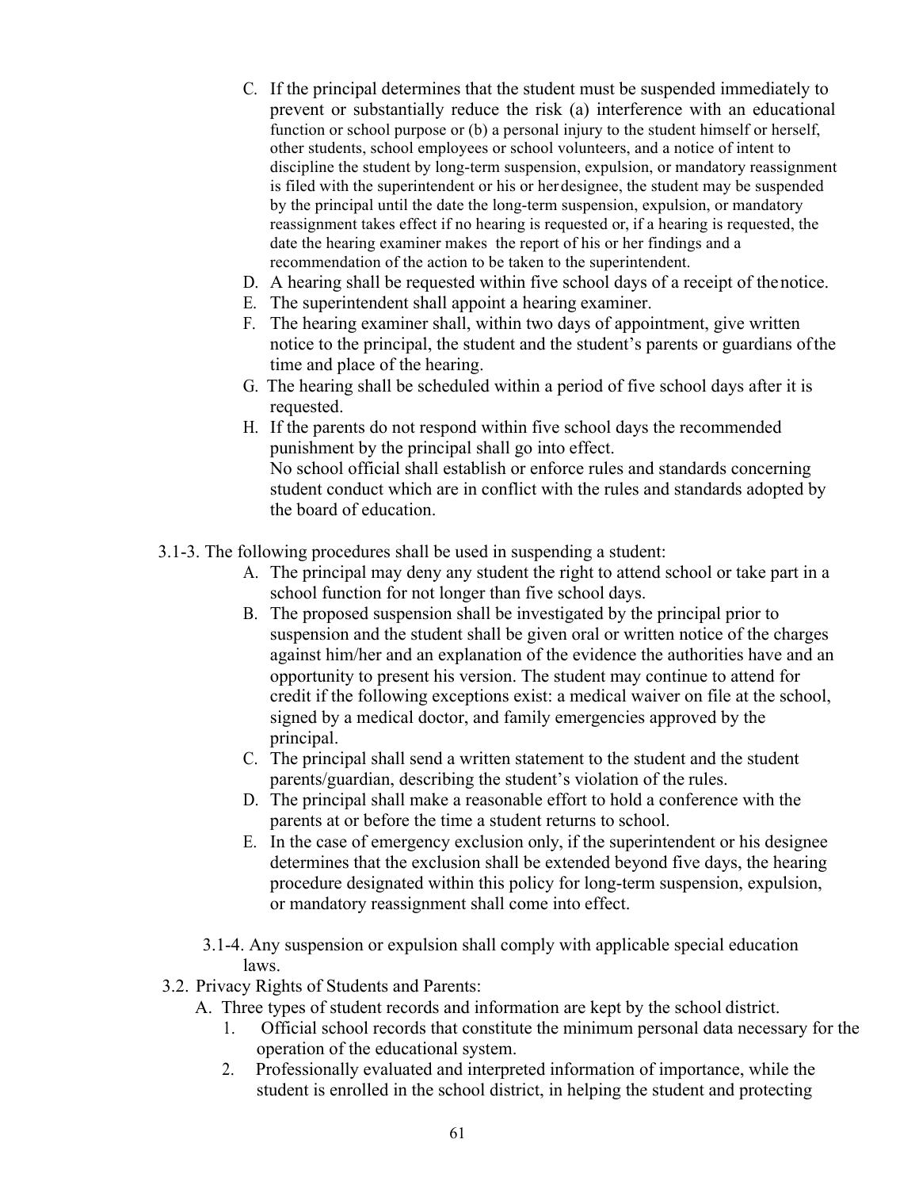C. If the principal determines that the student must be suspended immediately to prevent or substantially reduce the risk (a) interference with an educational function or school purpose or (b) a personal injury to the student himself or herself, other students, school employees or school volunteers, and a notice of intent to discipline the student by long-term suspension, expulsion, or mandatory reassignment is filed with the superintendent or his or her designee, the student may be suspended by the principal until the date the long-term suspension, expulsion, or mandatory reassignment takes effect if no hearing is requested or, if a hearing is requested, the date the hearing examiner makes the report of his or her findings and a recommendation of the action to be taken to the superintendent.

D. A hearing shall be requested within five school days of a receipt of the notice.

E. The superintendent shall appoint a hearing examiner.

F. The hearing examiner shall, within two days of appointment, give written notice to the principal, the student and the student's parents or guardians of the time and place of the hearing.

G. The hearing shall be scheduled within a period of five school days after it is requested.

H. If the parents do not respond within five school days the recommended punishment by the principal shall go into effect.
No school official shall establish or enforce rules and standards concerning student conduct which are in conflict with the rules and standards adopted by the board of education.

3.1-3. The following procedures shall be used in suspending a student:

A. The principal may deny any student the right to attend school or take part in a school function for not longer than five school days.

B. The proposed suspension shall be investigated by the principal prior to suspension and the student shall be given oral or written notice of the charges against him/her and an explanation of the evidence the authorities have and an opportunity to present his version. The student may continue to attend for credit if the following exceptions exist: a medical waiver on file at the school, signed by a medical doctor, and family emergencies approved by the principal.

C. The principal shall send a written statement to the student and the student parents/guardian, describing the student's violation of the rules.

D. The principal shall make a reasonable effort to hold a conference with the parents at or before the time a student returns to school.

E. In the case of emergency exclusion only, if the superintendent or his designee determines that the exclusion shall be extended beyond five days, the hearing procedure designated within this policy for long-term suspension, expulsion, or mandatory reassignment shall come into effect.

3.1-4. Any suspension or expulsion shall comply with applicable special education laws.

3.2. Privacy Rights of Students and Parents:

A. Three types of student records and information are kept by the school district.
1. Official school records that constitute the minimum personal data necessary for the operation of the educational system.
2. Professionally evaluated and interpreted information of importance, while the student is enrolled in the school district, in helping the student and protecting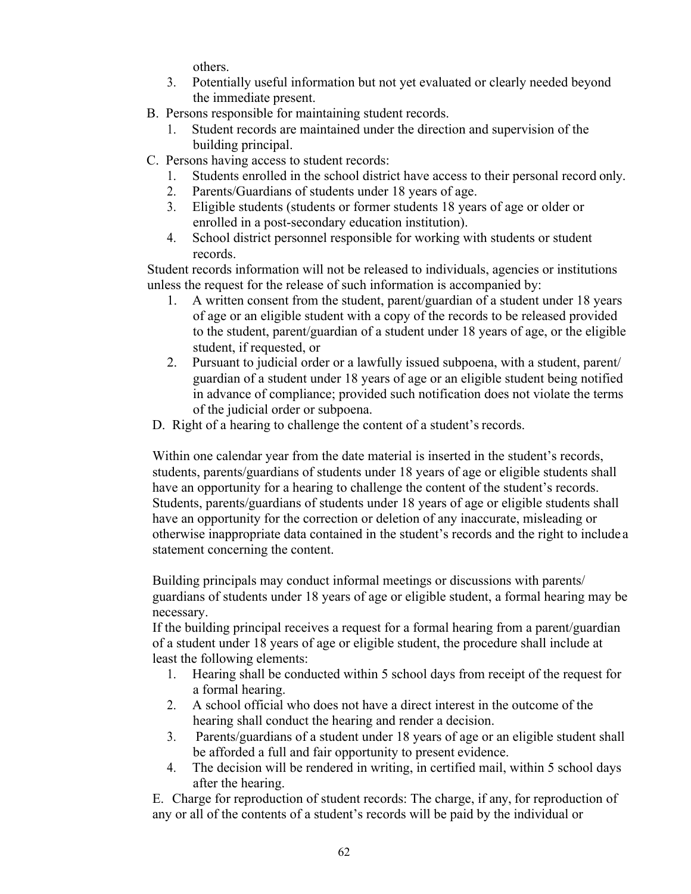others.

3. Potentially useful information but not yet evaluated or clearly needed beyond the immediate present.

B. Persons responsible for maintaining student records.

1. Student records are maintained under the direction and supervision of the building principal.

C. Persons having access to student records:

1. Students enrolled in the school district have access to their personal record only.
2. Parents/Guardians of students under 18 years of age.
3. Eligible students (students or former students 18 years of age or older or enrolled in a post-secondary education institution).
4. School district personnel responsible for working with students or student records.

Student records information will not be released to individuals, agencies or institutions unless the request for the release of such information is accompanied by:

1. A written consent from the student, parent/guardian of a student under 18 years of age or an eligible student with a copy of the records to be released provided to the student, parent/guardian of a student under 18 years of age, or the eligible student, if requested, or
2. Pursuant to judicial order or a lawfully issued subpoena, with a student, parent/ guardian of a student under 18 years of age or an eligible student being notified in advance of compliance; provided such notification does not violate the terms of the judicial order or subpoena.

D. Right of a hearing to challenge the content of a student's records.

Within one calendar year from the date material is inserted in the student's records, students, parents/guardians of students under 18 years of age or eligible students shall have an opportunity for a hearing to challenge the content of the student's records. Students, parents/guardians of students under 18 years of age or eligible students shall have an opportunity for the correction or deletion of any inaccurate, misleading or otherwise inappropriate data contained in the student's records and the right to include a statement concerning the content.

Building principals may conduct informal meetings or discussions with parents/ guardians of students under 18 years of age or eligible student, a formal hearing may be necessary.

If the building principal receives a request for a formal hearing from a parent/guardian of a student under 18 years of age or eligible student, the procedure shall include at least the following elements:

1. Hearing shall be conducted within 5 school days from receipt of the request for a formal hearing.
2. A school official who does not have a direct interest in the outcome of the hearing shall conduct the hearing and render a decision.
3. Parents/guardians of a student under 18 years of age or an eligible student shall be afforded a full and fair opportunity to present evidence.
4. The decision will be rendered in writing, in certified mail, within 5 school days after the hearing.

E. Charge for reproduction of student records: The charge, if any, for reproduction of any or all of the contents of a student's records will be paid by the individual or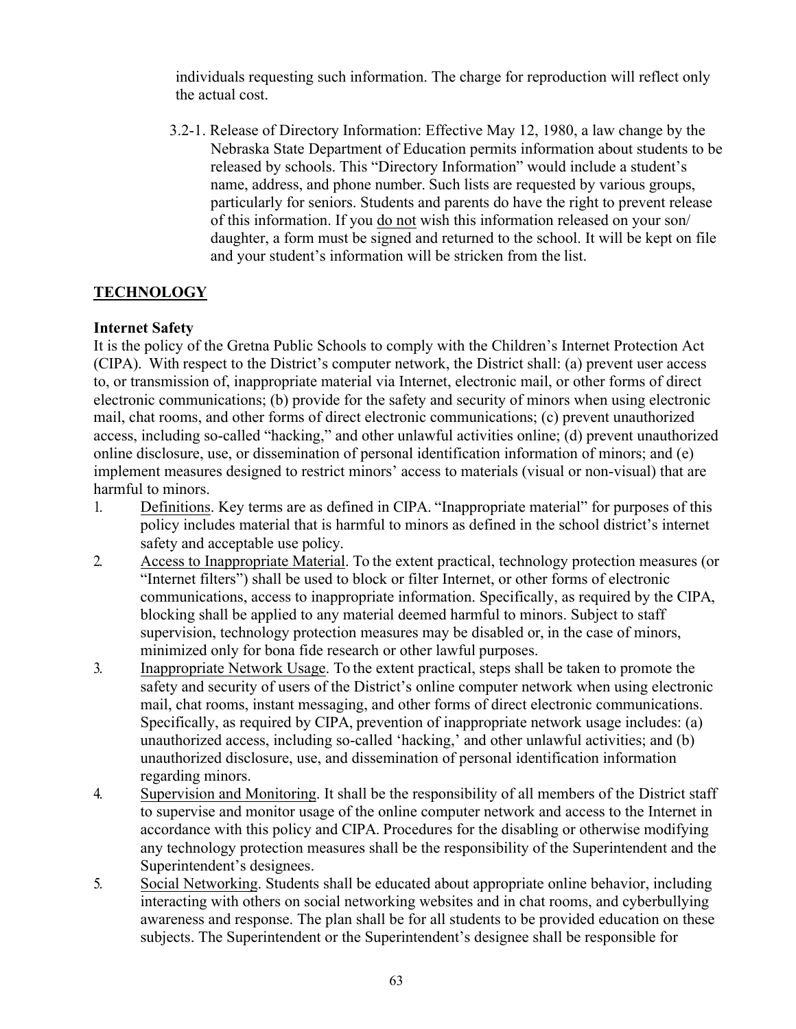individuals requesting such information. The charge for reproduction will reflect only the actual cost.

3.2-1. Release of Directory Information: Effective May 12, 1980, a law change by the Nebraska State Department of Education permits information about students to be released by schools. This "Directory Information" would include a student's name, address, and phone number. Such lists are requested by various groups, particularly for seniors. Students and parents do have the right to prevent release of this information. If you do not wish this information released on your son/ daughter, a form must be signed and returned to the school. It will be kept on file and your student's information will be stricken from the list.

## TECHNOLOGY

### Internet Safety

It is the policy of the Gretna Public Schools to comply with the Children's Internet Protection Act (CIPA). With respect to the District's computer network, the District shall: (a) prevent user access to, or transmission of, inappropriate material via Internet, electronic mail, or other forms of direct electronic communications; (b) provide for the safety and security of minors when using electronic mail, chat rooms, and other forms of direct electronic communications; (c) prevent unauthorized access, including so-called "hacking," and other unlawful activities online; (d) prevent unauthorized online disclosure, use, or dissemination of personal identification information of minors; and (e) implement measures designed to restrict minors' access to materials (visual or non-visual) that are harmful to minors.

1. Definitions. Key terms are as defined in CIPA. "Inappropriate material" for purposes of this policy includes material that is harmful to minors as defined in the school district's internet safety and acceptable use policy.
2. Access to Inappropriate Material. To the extent practical, technology protection measures (or "Internet filters") shall be used to block or filter Internet, or other forms of electronic communications, access to inappropriate information. Specifically, as required by the CIPA, blocking shall be applied to any material deemed harmful to minors. Subject to staff supervision, technology protection measures may be disabled or, in the case of minors, minimized only for bona fide research or other lawful purposes.
3. Inappropriate Network Usage. To the extent practical, steps shall be taken to promote the safety and security of users of the District's online computer network when using electronic mail, chat rooms, instant messaging, and other forms of direct electronic communications. Specifically, as required by CIPA, prevention of inappropriate network usage includes: (a) unauthorized access, including so-called 'hacking,' and other unlawful activities; and (b) unauthorized disclosure, use, and dissemination of personal identification information regarding minors.
4. Supervision and Monitoring. It shall be the responsibility of all members of the District staff to supervise and monitor usage of the online computer network and access to the Internet in accordance with this policy and CIPA. Procedures for the disabling or otherwise modifying any technology protection measures shall be the responsibility of the Superintendent and the Superintendent's designees.
5. Social Networking. Students shall be educated about appropriate online behavior, including interacting with others on social networking websites and in chat rooms, and cyberbullying awareness and response. The plan shall be for all students to be provided education on these subjects. The Superintendent or the Superintendent's designee shall be responsible for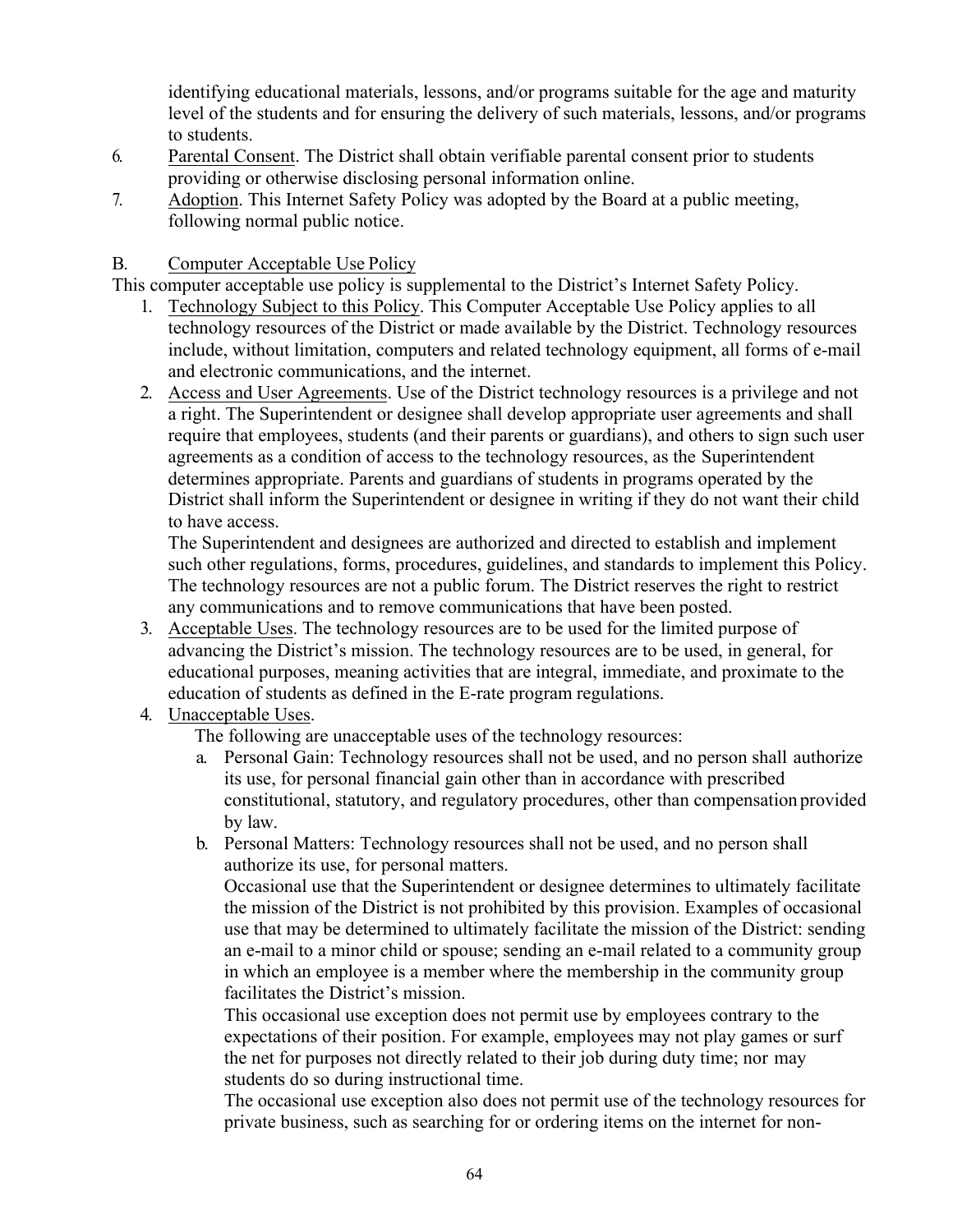identifying educational materials, lessons, and/or programs suitable for the age and maturity level of the students and for ensuring the delivery of such materials, lessons, and/or programs to students.

6. Parental Consent. The District shall obtain verifiable parental consent prior to students providing or otherwise disclosing personal information online.
7. Adoption. This Internet Safety Policy was adopted by the Board at a public meeting, following normal public notice.

B. Computer Acceptable Use Policy

This computer acceptable use policy is supplemental to the District's Internet Safety Policy.

1. Technology Subject to this Policy. This Computer Acceptable Use Policy applies to all technology resources of the District or made available by the District. Technology resources include, without limitation, computers and related technology equipment, all forms of e-mail and electronic communications, and the internet.
2. Access and User Agreements. Use of the District technology resources is a privilege and not a right. The Superintendent or designee shall develop appropriate user agreements and shall require that employees, students (and their parents or guardians), and others to sign such user agreements as a condition of access to the technology resources, as the Superintendent determines appropriate. Parents and guardians of students in programs operated by the District shall inform the Superintendent or designee in writing if they do not want their child to have access.

   The Superintendent and designees are authorized and directed to establish and implement such other regulations, forms, procedures, guidelines, and standards to implement this Policy. The technology resources are not a public forum. The District reserves the right to restrict any communications and to remove communications that have been posted.
3. Acceptable Uses. The technology resources are to be used for the limited purpose of advancing the District's mission. The technology resources are to be used, in general, for educational purposes, meaning activities that are integral, immediate, and proximate to the education of students as defined in the E-rate program regulations.
4. Unacceptable Uses.

   The following are unacceptable uses of the technology resources:

   a. Personal Gain: Technology resources shall not be used, and no person shall authorize its use, for personal financial gain other than in accordance with prescribed constitutional, statutory, and regulatory procedures, other than compensation provided by law.
   b. Personal Matters: Technology resources shall not be used, and no person shall authorize its use, for personal matters.

      Occasional use that the Superintendent or designee determines to ultimately facilitate the mission of the District is not prohibited by this provision. Examples of occasional use that may be determined to ultimately facilitate the mission of the District: sending an e-mail to a minor child or spouse; sending an e-mail related to a community group in which an employee is a member where the membership in the community group facilitates the District's mission.

      This occasional use exception does not permit use by employees contrary to the expectations of their position. For example, employees may not play games or surf the net for purposes not directly related to their job during duty time; nor may students do so during instructional time.

      The occasional use exception also does not permit use of the technology resources for private business, such as searching for or ordering items on the internet for non-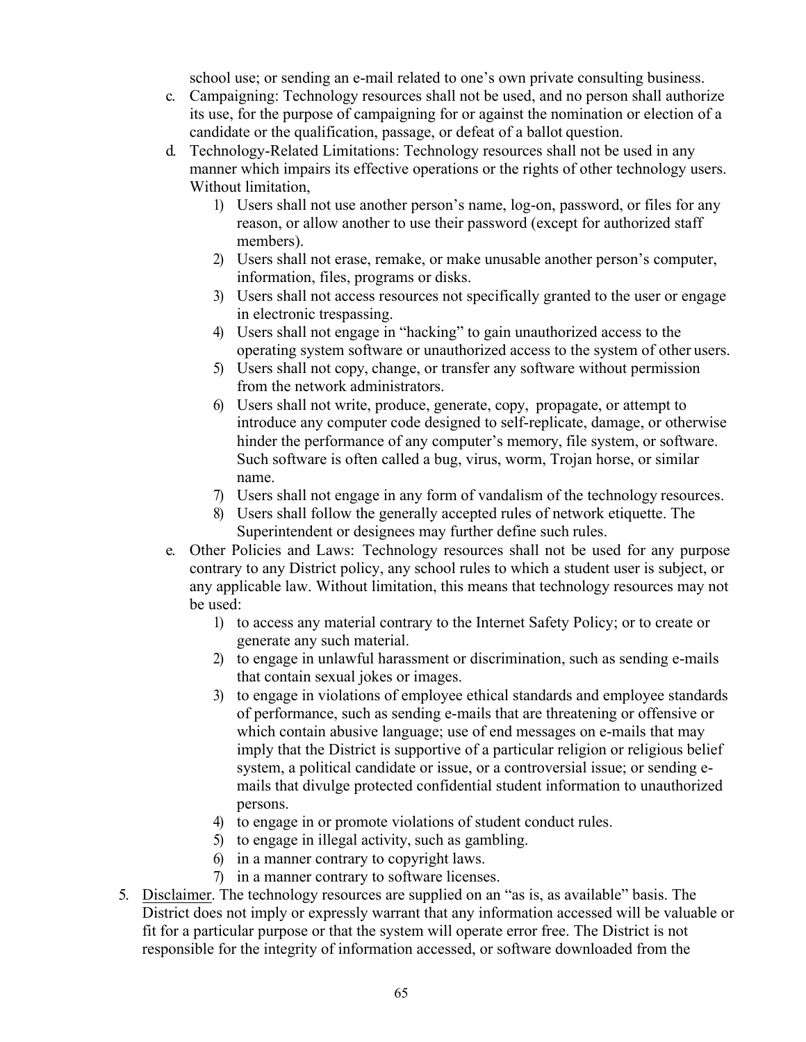school use; or sending an e-mail related to one's own private consulting business.

c. Campaigning: Technology resources shall not be used, and no person shall authorize its use, for the purpose of campaigning for or against the nomination or election of a candidate or the qualification, passage, or defeat of a ballot question.

d. Technology-Related Limitations: Technology resources shall not be used in any manner which impairs its effective operations or the rights of other technology users. Without limitation,
   1) Users shall not use another person's name, log-on, password, or files for any reason, or allow another to use their password (except for authorized staff members).
   2) Users shall not erase, remake, or make unusable another person's computer, information, files, programs or disks.
   3) Users shall not access resources not specifically granted to the user or engage in electronic trespassing.
   4) Users shall not engage in "hacking" to gain unauthorized access to the operating system software or unauthorized access to the system of other users.
   5) Users shall not copy, change, or transfer any software without permission from the network administrators.
   6) Users shall not write, produce, generate, copy, propagate, or attempt to introduce any computer code designed to self-replicate, damage, or otherwise hinder the performance of any computer's memory, file system, or software. Such software is often called a bug, virus, worm, Trojan horse, or similar name.
   7) Users shall not engage in any form of vandalism of the technology resources.
   8) Users shall follow the generally accepted rules of network etiquette. The Superintendent or designees may further define such rules.

e. Other Policies and Laws: Technology resources shall not be used for any purpose contrary to any District policy, any school rules to which a student user is subject, or any applicable law. Without limitation, this means that technology resources may not be used:
   1) to access any material contrary to the Internet Safety Policy; or to create or generate any such material.
   2) to engage in unlawful harassment or discrimination, such as sending e-mails that contain sexual jokes or images.
   3) to engage in violations of employee ethical standards and employee standards of performance, such as sending e-mails that are threatening or offensive or which contain abusive language; use of end messages on e-mails that may imply that the District is supportive of a particular religion or religious belief system, a political candidate or issue, or a controversial issue; or sending e-mails that divulge protected confidential student information to unauthorized persons.
   4) to engage in or promote violations of student conduct rules.
   5) to engage in illegal activity, such as gambling.
   6) in a manner contrary to copyright laws.
   7) in a manner contrary to software licenses.

5. Disclaimer. The technology resources are supplied on an "as is, as available" basis. The District does not imply or expressly warrant that any information accessed will be valuable or fit for a particular purpose or that the system will operate error free. The District is not responsible for the integrity of information accessed, or software downloaded from the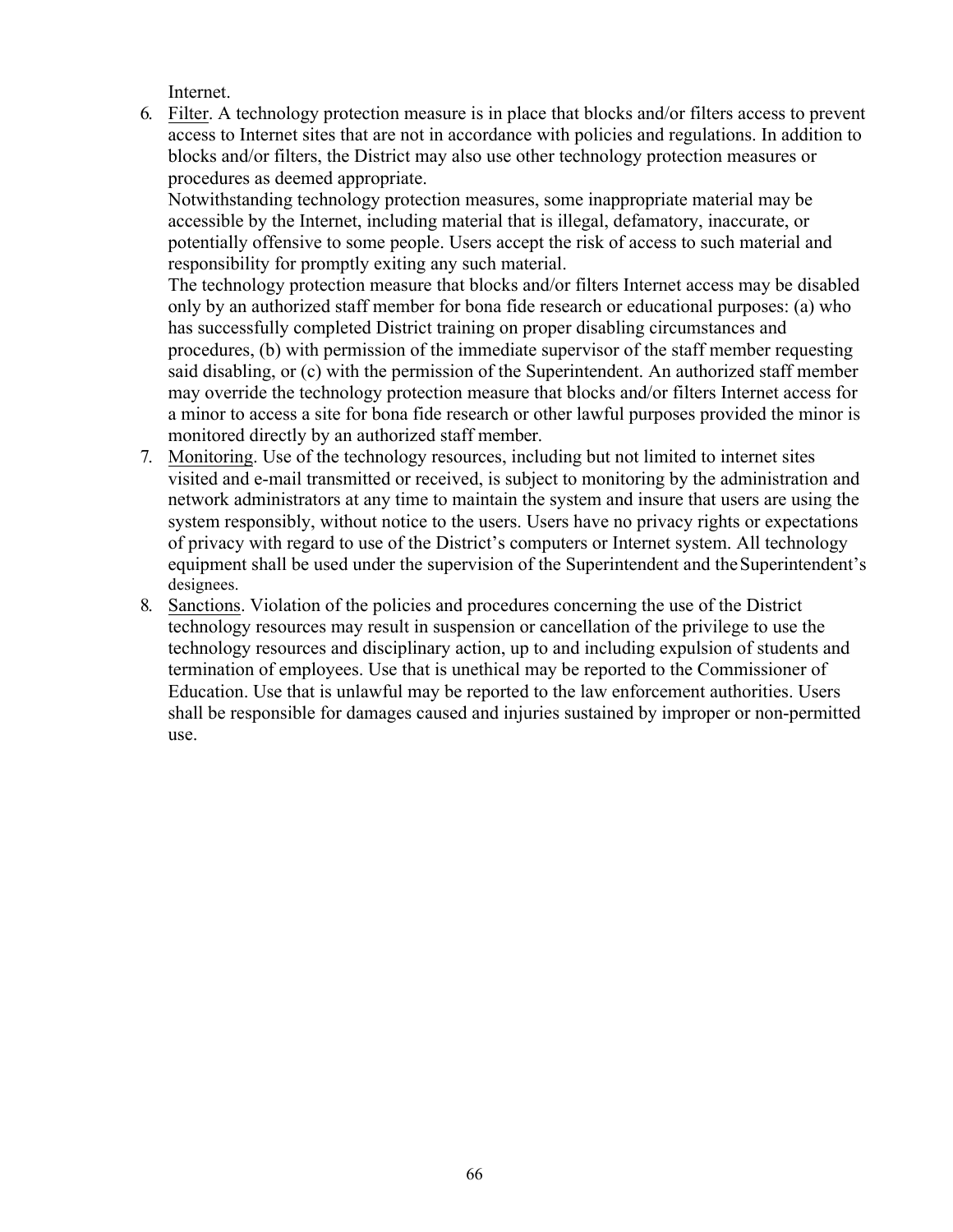Internet.

6. Filter. A technology protection measure is in place that blocks and/or filters access to prevent access to Internet sites that are not in accordance with policies and regulations. In addition to blocks and/or filters, the District may also use other technology protection measures or procedures as deemed appropriate.
   Notwithstanding technology protection measures, some inappropriate material may be accessible by the Internet, including material that is illegal, defamatory, inaccurate, or potentially offensive to some people. Users accept the risk of access to such material and responsibility for promptly exiting any such material.
   The technology protection measure that blocks and/or filters Internet access may be disabled only by an authorized staff member for bona fide research or educational purposes: (a) who has successfully completed District training on proper disabling circumstances and procedures, (b) with permission of the immediate supervisor of the staff member requesting said disabling, or (c) with the permission of the Superintendent. An authorized staff member may override the technology protection measure that blocks and/or filters Internet access for a minor to access a site for bona fide research or other lawful purposes provided the minor is monitored directly by an authorized staff member.
7. Monitoring. Use of the technology resources, including but not limited to internet sites visited and e-mail transmitted or received, is subject to monitoring by the administration and network administrators at any time to maintain the system and insure that users are using the system responsibly, without notice to the users. Users have no privacy rights or expectations of privacy with regard to use of the District's computers or Internet system. All technology equipment shall be used under the supervision of the Superintendent and the Superintendent's designees.
8. Sanctions. Violation of the policies and procedures concerning the use of the District technology resources may result in suspension or cancellation of the privilege to use the technology resources and disciplinary action, up to and including expulsion of students and termination of employees. Use that is unethical may be reported to the Commissioner of Education. Use that is unlawful may be reported to the law enforcement authorities. Users shall be responsible for damages caused and injuries sustained by improper or non-permitted use.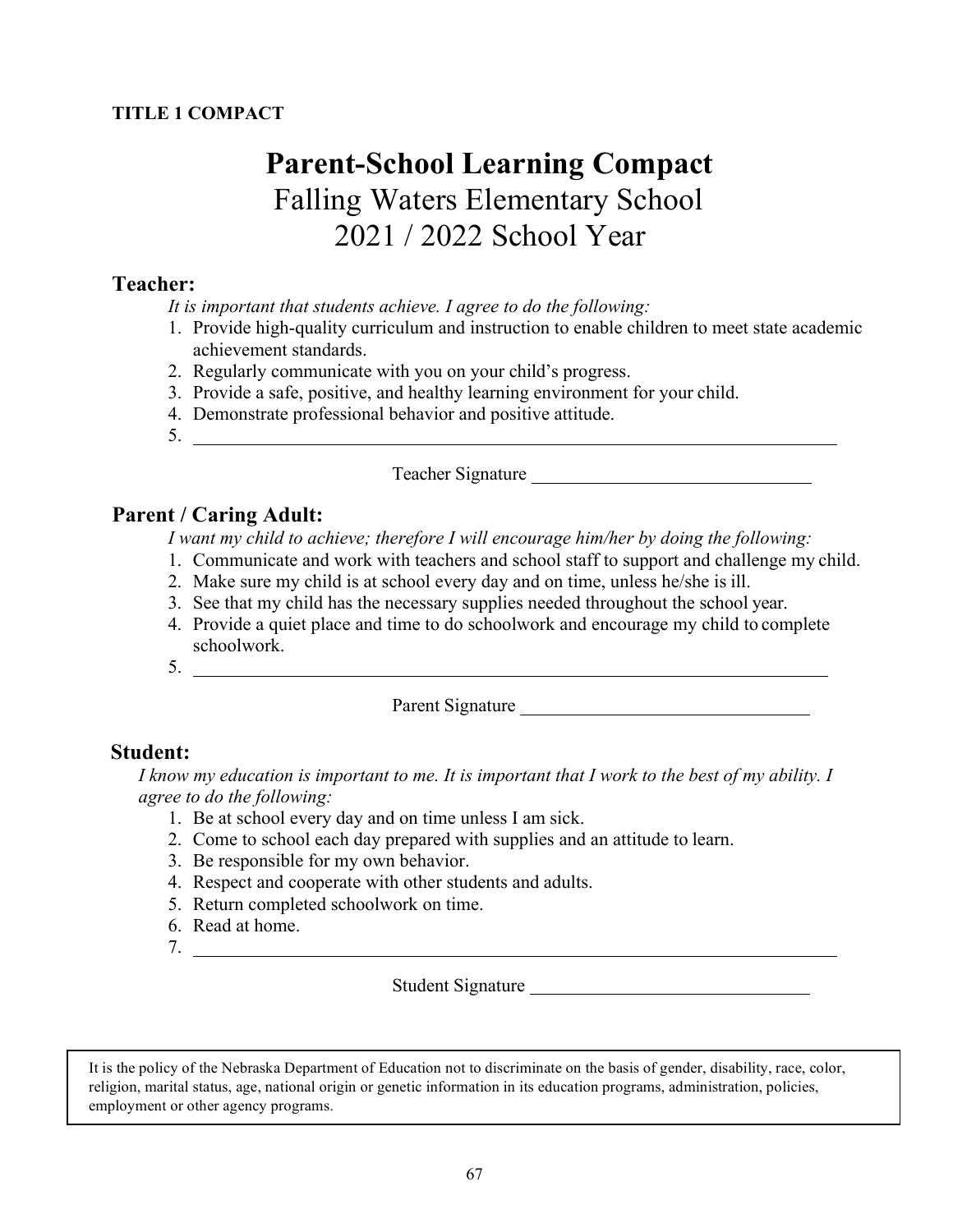**TITLE 1 COMPACT**

# Parent-School Learning Compact

## Falling Waters Elementary School
## 2021 / 2022 School Year

### Teacher:

*It is important that students achieve. I agree to do the following:*

1. Provide high-quality curriculum and instruction to enable children to meet state academic achievement standards.
2. Regularly communicate with you on your child's progress.
3. Provide a safe, positive, and healthy learning environment for your child.
4. Demonstrate professional behavior and positive attitude.
5. ______________________________________________________________

Teacher Signature ______________________________

### Parent / Caring Adult:

*I want my child to achieve; therefore I will encourage him/her by doing the following:*

1. Communicate and work with teachers and school staff to support and challenge my child.
2. Make sure my child is at school every day and on time, unless he/she is ill.
3. See that my child has the necessary supplies needed throughout the school year.
4. Provide a quiet place and time to do schoolwork and encourage my child to complete schoolwork.
5. ______________________________________________________________

Parent Signature ______________________________

### Student:

*I know my education is important to me. It is important that I work to the best of my ability. I agree to do the following:*

1. Be at school every day and on time unless I am sick.
2. Come to school each day prepared with supplies and an attitude to learn.
3. Be responsible for my own behavior.
4. Respect and cooperate with other students and adults.
5. Return completed schoolwork on time.
6. Read at home.
7. ______________________________________________________________

Student Signature ______________________________

It is the policy of the Nebraska Department of Education not to discriminate on the basis of gender, disability, race, color, religion, marital status, age, national origin or genetic information in its education programs, administration, policies, employment or other agency programs.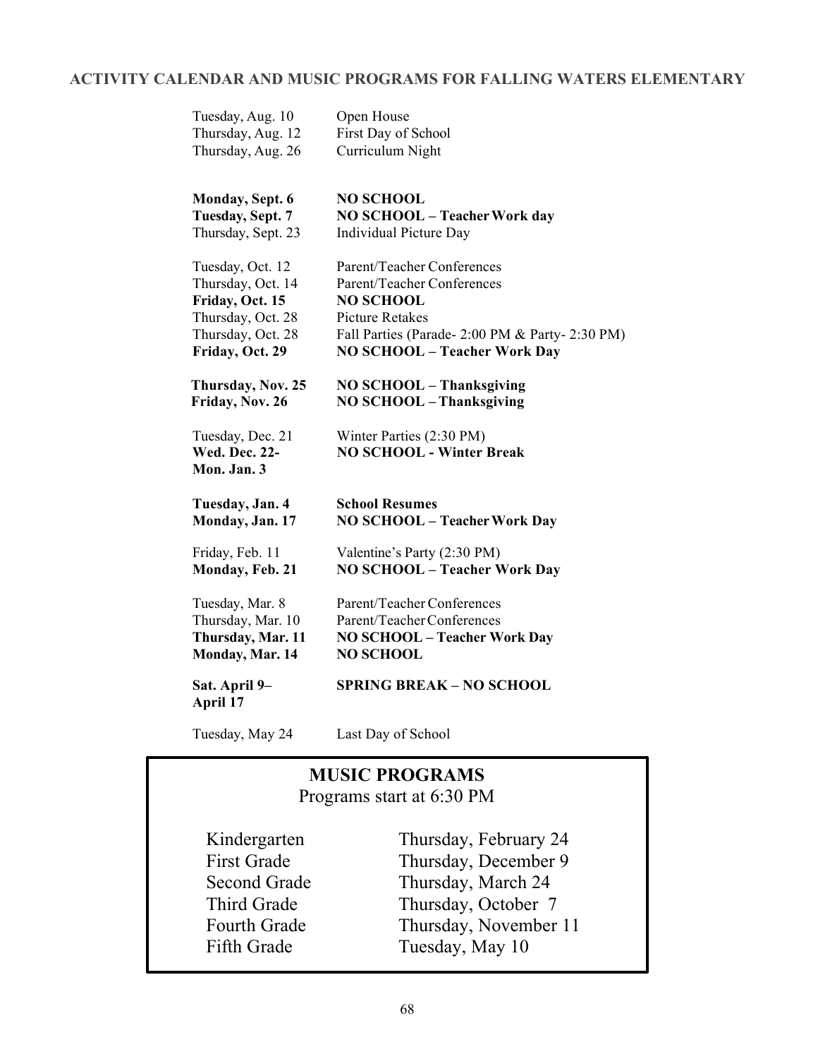## ACTIVITY CALENDAR AND MUSIC PROGRAMS FOR FALLING WATERS ELEMENTARY

| | |
|---|---|
| Tuesday, Aug. 10 | Open House |
| Thursday, Aug. 12 | First Day of School |
| Thursday, Aug. 26 | Curriculum Night |
| **Monday, Sept. 6** | **NO SCHOOL** |
| **Tuesday, Sept. 7** | **NO SCHOOL – Teacher Work day** |
| Thursday, Sept. 23 | Individual Picture Day |
| Tuesday, Oct. 12 | Parent/Teacher Conferences |
| Thursday, Oct. 14 | Parent/Teacher Conferences |
| **Friday, Oct. 15** | **NO SCHOOL** |
| Thursday, Oct. 28 | Picture Retakes |
| Thursday, Oct. 28 | Fall Parties (Parade- 2:00 PM & Party- 2:30 PM) |
| **Friday, Oct. 29** | **NO SCHOOL – Teacher Work Day** |
| **Thursday, Nov. 25** | **NO SCHOOL – Thanksgiving** |
| **Friday, Nov. 26** | **NO SCHOOL – Thanksgiving** |
| Tuesday, Dec. 21 | Winter Parties (2:30 PM) |
| **Wed. Dec. 22- Mon. Jan. 3** | **NO SCHOOL - Winter Break** |
| **Tuesday, Jan. 4** | **School Resumes** |
| **Monday, Jan. 17** | **NO SCHOOL – Teacher Work Day** |
| Friday, Feb. 11 | Valentine's Party (2:30 PM) |
| **Monday, Feb. 21** | **NO SCHOOL – Teacher Work Day** |
| Tuesday, Mar. 8 | Parent/Teacher Conferences |
| Thursday, Mar. 10 | Parent/Teacher Conferences |
| **Thursday, Mar. 11** | **NO SCHOOL – Teacher Work Day** |
| **Monday, Mar. 14** | **NO SCHOOL** |
| **Sat. April 9– April 17** | **SPRING BREAK – NO SCHOOL** |
| Tuesday, May 24 | Last Day of School |

### MUSIC PROGRAMS

Programs start at 6:30 PM

| | |
|---|---|
| Kindergarten | Thursday, February 24 |
| First Grade | Thursday, December 9 |
| Second Grade | Thursday, March 24 |
| Third Grade | Thursday, October 7 |
| Fourth Grade | Thursday, November 11 |
| Fifth Grade | Tuesday, May 10 |